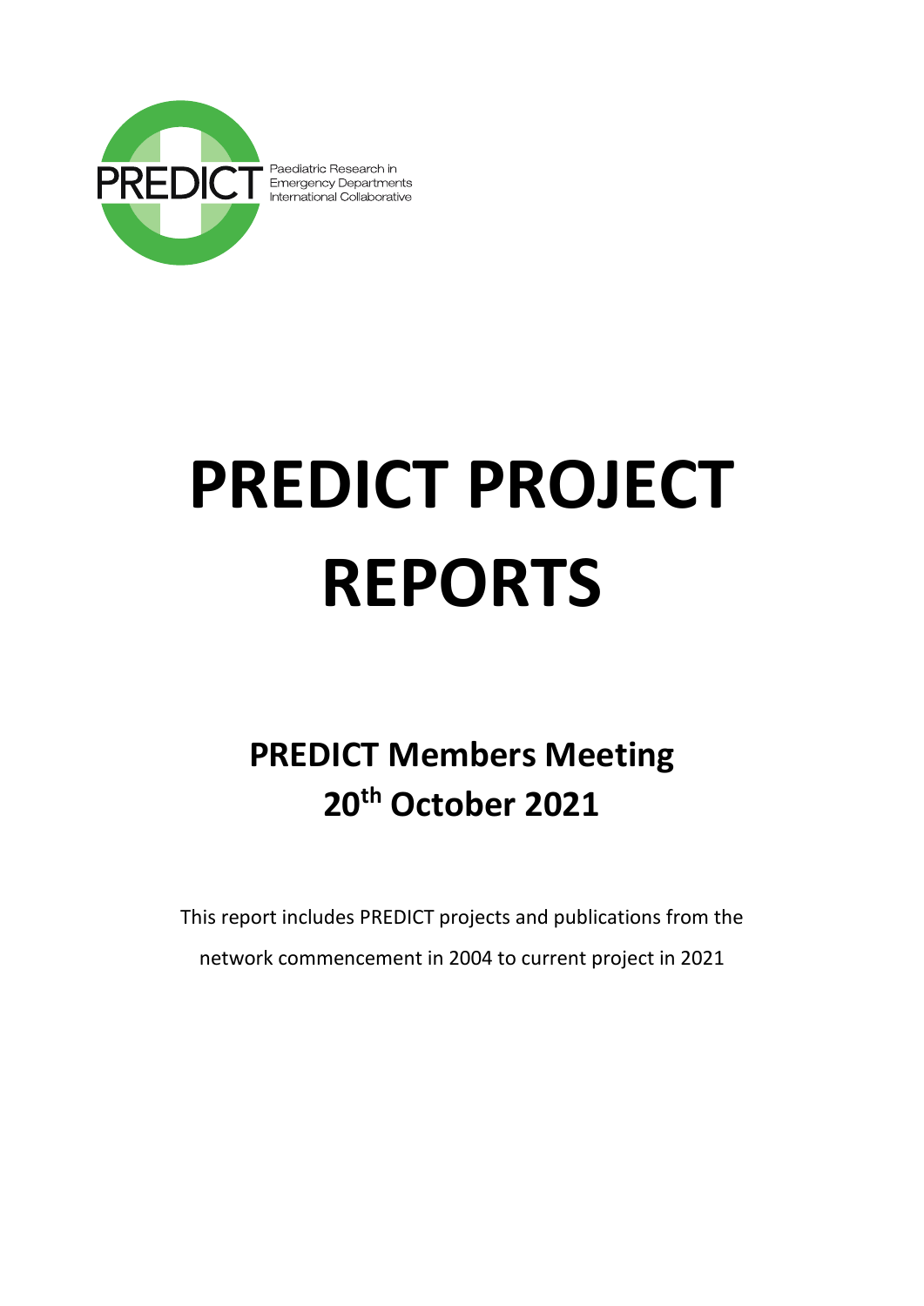PREDICT

Paediatric Research in Emergency Departments International Collaborative

# PREDICT PROJECT REPORTS

## PREDICT Members Meeting 20th October 2021

This report includes PREDICT projects and publications from the network commencement in 2004 to current project in 2021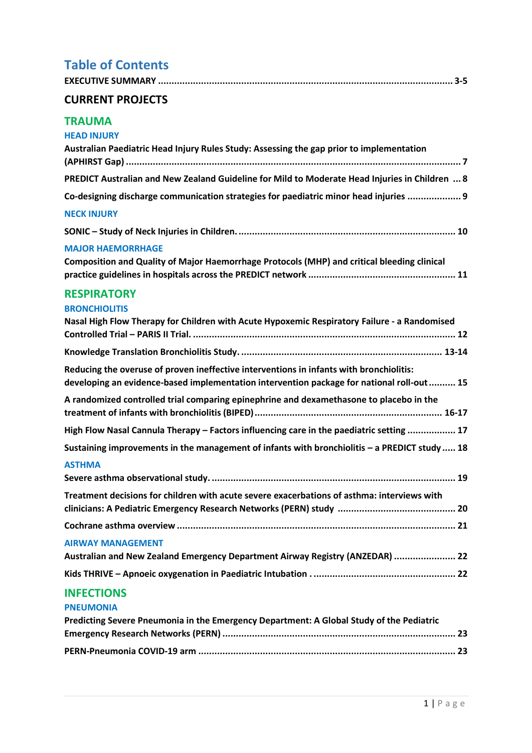# Table of Contents

**EXECUTIVE SUMMARY ............................................................................................................ 3-5**

## CURRENT PROJECTS

## TRAUMA

### HEAD INJURY

**Australian Paediatric Head Injury Rules Study: Assessing the gap prior to implementation (APHIRST Gap) ........................................................................................................................ 7**

**PREDICT Australian and New Zealand Guideline for Mild to Moderate Head Injuries in Children ... 8**

**Co-designing discharge communication strategies for paediatric minor head injuries .................... 9**

### NECK INJURY

**SONIC – Study of Neck Injuries in Children. ................................................................................ 10**

### MAJOR HAEMORRHAGE

**Composition and Quality of Major Haemorrhage Protocols (MHP) and critical bleeding clinical practice guidelines in hospitals across the PREDICT network ...................................................... 11**

## RESPIRATORY

### BRONCHIOLITIS

**Nasal High Flow Therapy for Children with Acute Hypoxemic Respiratory Failure - a Randomised Controlled Trial – PARIS II Trial. ................................................................................................ 12**

**Knowledge Translation Bronchiolitis Study. ........................................................................... 13-14**

**Reducing the overuse of proven ineffective interventions in infants with bronchiolitis: developing an evidence-based implementation intervention package for national roll-out .......... 15**

**A randomized controlled trial comparing epinephrine and dexamethasone to placebo in the treatment of infants with bronchiolitis (BIPED) ..................................................................... 16-17**

**High Flow Nasal Cannula Therapy – Factors influencing care in the paediatric setting .................. 17**

**Sustaining improvements in the management of infants with bronchiolitis – a PREDICT study ..... 18**

### ASTHMA

**Severe asthma observational study. .......................................................................................... 19**

**Treatment decisions for children with acute severe exacerbations of asthma: interviews with clinicians: A Pediatric Emergency Research Networks (PERN) study ........................................... 20**

**Cochrane asthma overview ....................................................................................................... 21**

### AIRWAY MANAGEMENT

**Australian and New Zealand Emergency Department Airway Registry (ANZEDAR) ....................... 22**

**Kids THRIVE – Apnoeic oxygenation in Paediatric Intubation . .................................................... 22**

## INFECTIONS

### PNEUMONIA

**Predicting Severe Pneumonia in the Emergency Department: A Global Study of the Pediatric Emergency Research Networks (PERN) ..................................................................................... 23**

**PERN-Pneumonia COVID-19 arm ............................................................................................... 23**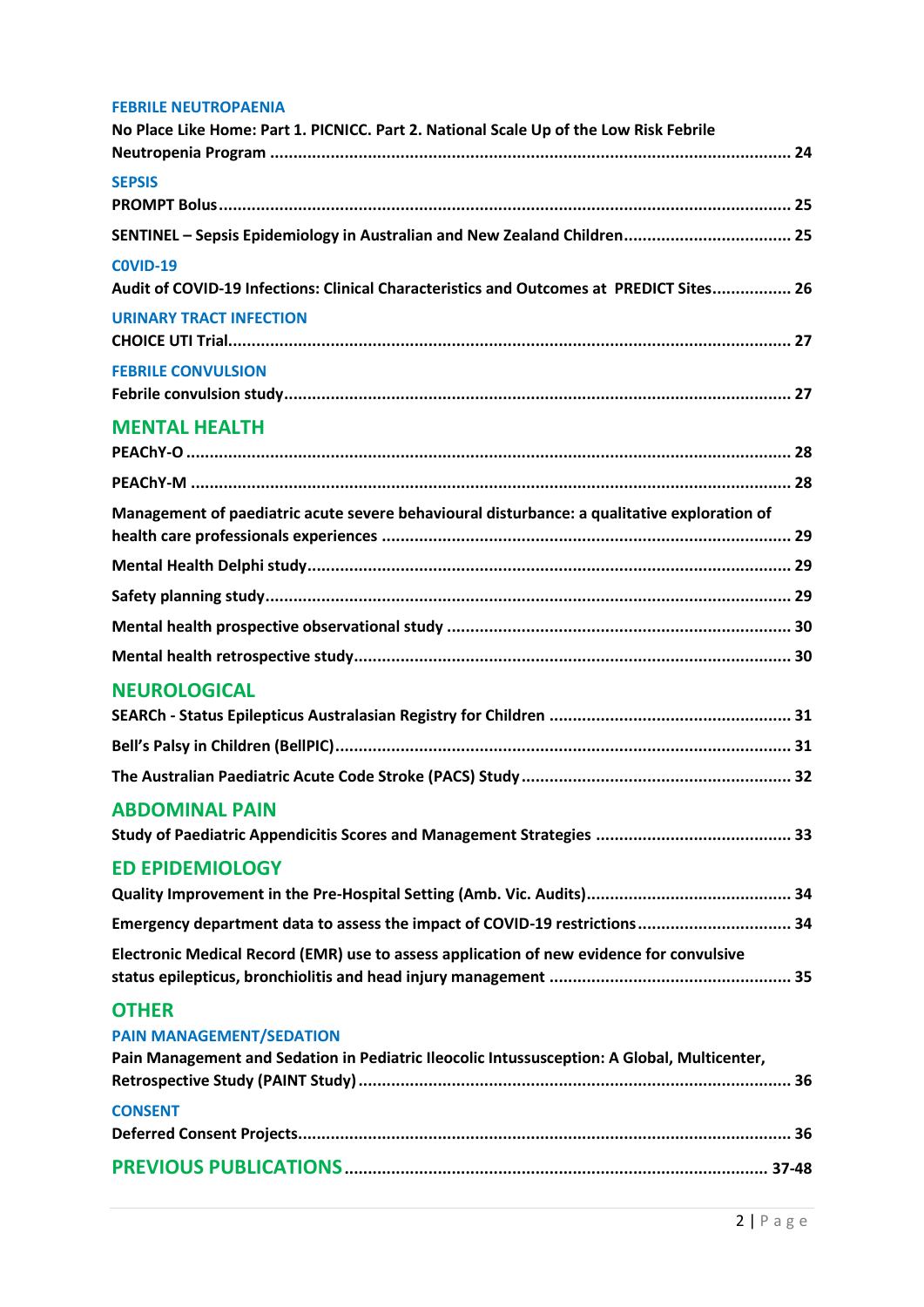### FEBRILE NEUTROPAENIA

**No Place Like Home: Part 1. PICNICC. Part 2. National Scale Up of the Low Risk Febrile Neutropenia Program** ........ 24

### SEPSIS

**PROMPT Bolus** ........ 25

**SENTINEL – Sepsis Epidemiology in Australian and New Zealand Children** ........ 25

### C0VID-19

**Audit of COVID-19 Infections: Clinical Characteristics and Outcomes at PREDICT Sites** ........ 26

### URINARY TRACT INFECTION

**CHOICE UTI Trial** ........ 27

### FEBRILE CONVULSION

**Febrile convulsion study** ........ 27

## MENTAL HEALTH

**PEAChY-O** ........ 28

**PEAChY-M** ........ 28

**Management of paediatric acute severe behavioural disturbance: a qualitative exploration of health care professionals experiences** ........ 29

**Mental Health Delphi study** ........ 29

**Safety planning study** ........ 29

**Mental health prospective observational study** ........ 30

**Mental health retrospective study** ........ 30

## NEUROLOGICAL

**SEARCh - Status Epilepticus Australasian Registry for Children** ........ 31

**Bell's Palsy in Children (BellPIC)** ........ 31

**The Australian Paediatric Acute Code Stroke (PACS) Study** ........ 32

## ABDOMINAL PAIN

**Study of Paediatric Appendicitis Scores and Management Strategies** ........ 33

## ED EPIDEMIOLOGY

**Quality Improvement in the Pre-Hospital Setting (Amb. Vic. Audits)** ........ 34

**Emergency department data to assess the impact of COVID-19 restrictions** ........ 34

**Electronic Medical Record (EMR) use to assess application of new evidence for convulsive status epilepticus, bronchiolitis and head injury management** ........ 35

## OTHER

### PAIN MANAGEMENT/SEDATION

**Pain Management and Sedation in Pediatric Ileocolic Intussusception: A Global, Multicenter, Retrospective Study (PAINT Study)** ........ 36

### CONSENT

**Deferred Consent Projects** ........ 36

## PREVIOUS PUBLICATIONS ........ 37-48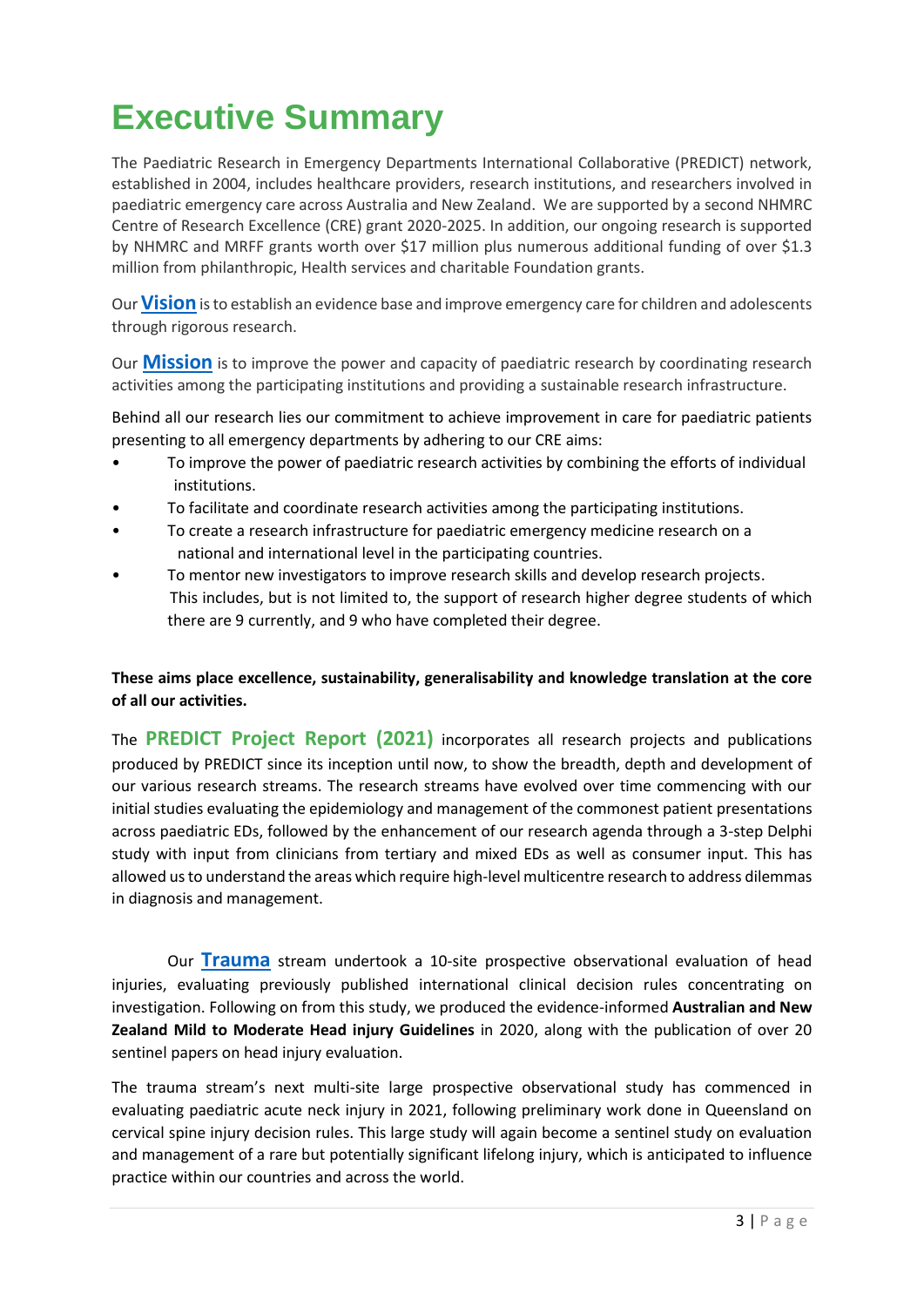# Executive Summary

The Paediatric Research in Emergency Departments International Collaborative (PREDICT) network, established in 2004, includes healthcare providers, research institutions, and researchers involved in paediatric emergency care across Australia and New Zealand. We are supported by a second NHMRC Centre of Research Excellence (CRE) grant 2020-2025. In addition, our ongoing research is supported by NHMRC and MRFF grants worth over $17 million plus numerous additional funding of over $1.3 million from philanthropic, Health services and charitable Foundation grants.

Our **Vision** is to establish an evidence base and improve emergency care for children and adolescents through rigorous research.

Our **Mission** is to improve the power and capacity of paediatric research by coordinating research activities among the participating institutions and providing a sustainable research infrastructure.

Behind all our research lies our commitment to achieve improvement in care for paediatric patients presenting to all emergency departments by adhering to our CRE aims:

- To improve the power of paediatric research activities by combining the efforts of individual institutions.
- To facilitate and coordinate research activities among the participating institutions.
- To create a research infrastructure for paediatric emergency medicine research on a national and international level in the participating countries.
- To mentor new investigators to improve research skills and develop research projects. This includes, but is not limited to, the support of research higher degree students of which there are 9 currently, and 9 who have completed their degree.

**These aims place excellence, sustainability, generalisability and knowledge translation at the core of all our activities.**

The **PREDICT Project Report (2021)** incorporates all research projects and publications produced by PREDICT since its inception until now, to show the breadth, depth and development of our various research streams. The research streams have evolved over time commencing with our initial studies evaluating the epidemiology and management of the commonest patient presentations across paediatric EDs, followed by the enhancement of our research agenda through a 3-step Delphi study with input from clinicians from tertiary and mixed EDs as well as consumer input. This has allowed us to understand the areas which require high-level multicentre research to address dilemmas in diagnosis and management.

Our **Trauma** stream undertook a 10-site prospective observational evaluation of head injuries, evaluating previously published international clinical decision rules concentrating on investigation. Following on from this study, we produced the evidence-informed **Australian and New Zealand Mild to Moderate Head injury Guidelines** in 2020, along with the publication of over 20 sentinel papers on head injury evaluation.

The trauma stream's next multi-site large prospective observational study has commenced in evaluating paediatric acute neck injury in 2021, following preliminary work done in Queensland on cervical spine injury decision rules. This large study will again become a sentinel study on evaluation and management of a rare but potentially significant lifelong injury, which is anticipated to influence practice within our countries and across the world.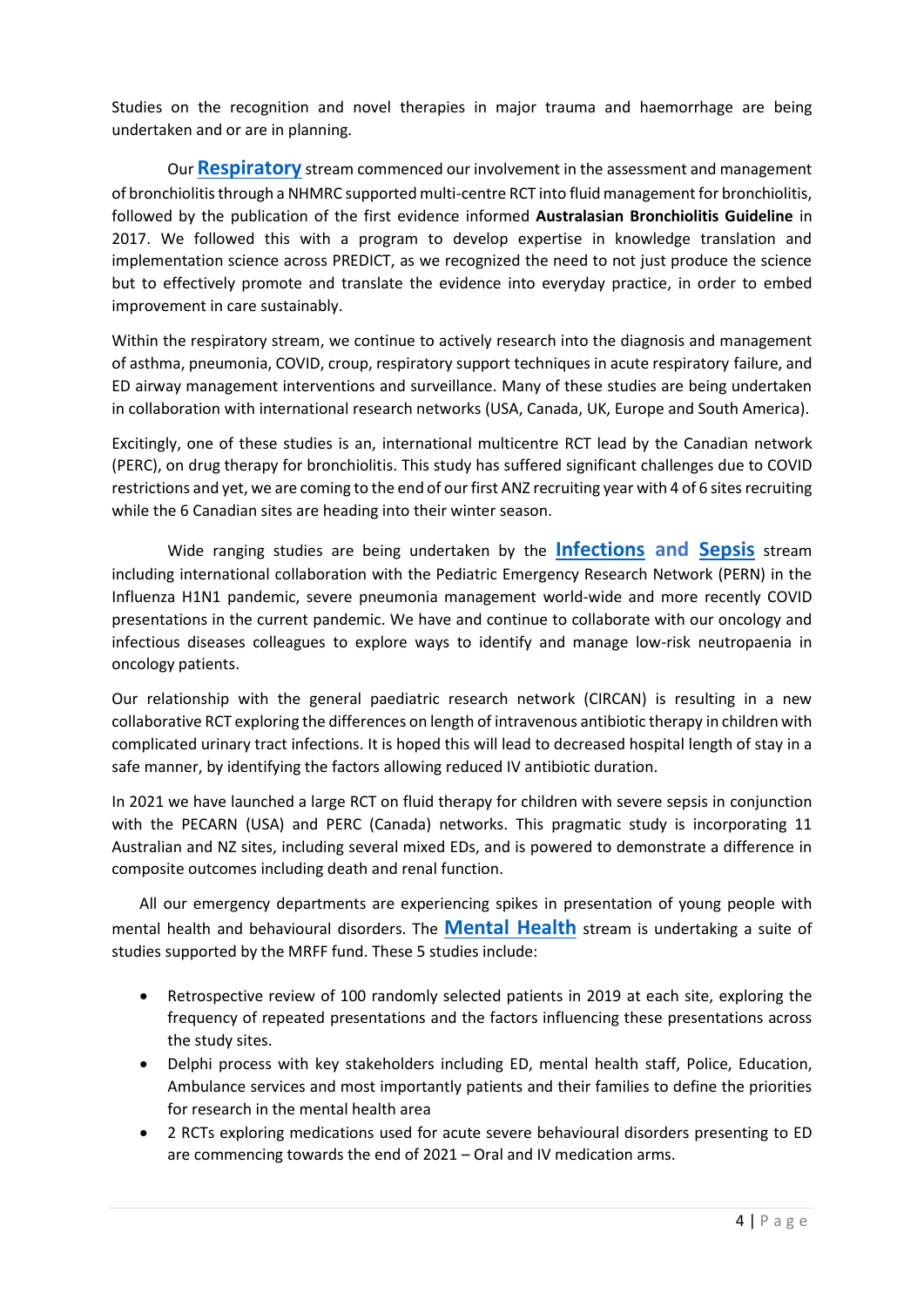Studies on the recognition and novel therapies in major trauma and haemorrhage are being undertaken and or are in planning.

Our **Respiratory** stream commenced our involvement in the assessment and management of bronchiolitis through a NHMRC supported multi-centre RCT into fluid management for bronchiolitis, followed by the publication of the first evidence informed **Australasian Bronchiolitis Guideline** in 2017. We followed this with a program to develop expertise in knowledge translation and implementation science across PREDICT, as we recognized the need to not just produce the science but to effectively promote and translate the evidence into everyday practice, in order to embed improvement in care sustainably.

Within the respiratory stream, we continue to actively research into the diagnosis and management of asthma, pneumonia, COVID, croup, respiratory support techniques in acute respiratory failure, and ED airway management interventions and surveillance. Many of these studies are being undertaken in collaboration with international research networks (USA, Canada, UK, Europe and South America).

Excitingly, one of these studies is an, international multicentre RCT lead by the Canadian network (PERC), on drug therapy for bronchiolitis. This study has suffered significant challenges due to COVID restrictions and yet, we are coming to the end of our first ANZ recruiting year with 4 of 6 sites recruiting while the 6 Canadian sites are heading into their winter season.

Wide ranging studies are being undertaken by the **Infections and Sepsis** stream including international collaboration with the Pediatric Emergency Research Network (PERN) in the Influenza H1N1 pandemic, severe pneumonia management world-wide and more recently COVID presentations in the current pandemic. We have and continue to collaborate with our oncology and infectious diseases colleagues to explore ways to identify and manage low-risk neutropaenia in oncology patients.

Our relationship with the general paediatric research network (CIRCAN) is resulting in a new collaborative RCT exploring the differences on length of intravenous antibiotic therapy in children with complicated urinary tract infections. It is hoped this will lead to decreased hospital length of stay in a safe manner, by identifying the factors allowing reduced IV antibiotic duration.

In 2021 we have launched a large RCT on fluid therapy for children with severe sepsis in conjunction with the PECARN (USA) and PERC (Canada) networks. This pragmatic study is incorporating 11 Australian and NZ sites, including several mixed EDs, and is powered to demonstrate a difference in composite outcomes including death and renal function.

All our emergency departments are experiencing spikes in presentation of young people with mental health and behavioural disorders. The **Mental Health** stream is undertaking a suite of studies supported by the MRFF fund. These 5 studies include:

- Retrospective review of 100 randomly selected patients in 2019 at each site, exploring the frequency of repeated presentations and the factors influencing these presentations across the study sites.
- Delphi process with key stakeholders including ED, mental health staff, Police, Education, Ambulance services and most importantly patients and their families to define the priorities for research in the mental health area
- 2 RCTs exploring medications used for acute severe behavioural disorders presenting to ED are commencing towards the end of 2021 – Oral and IV medication arms.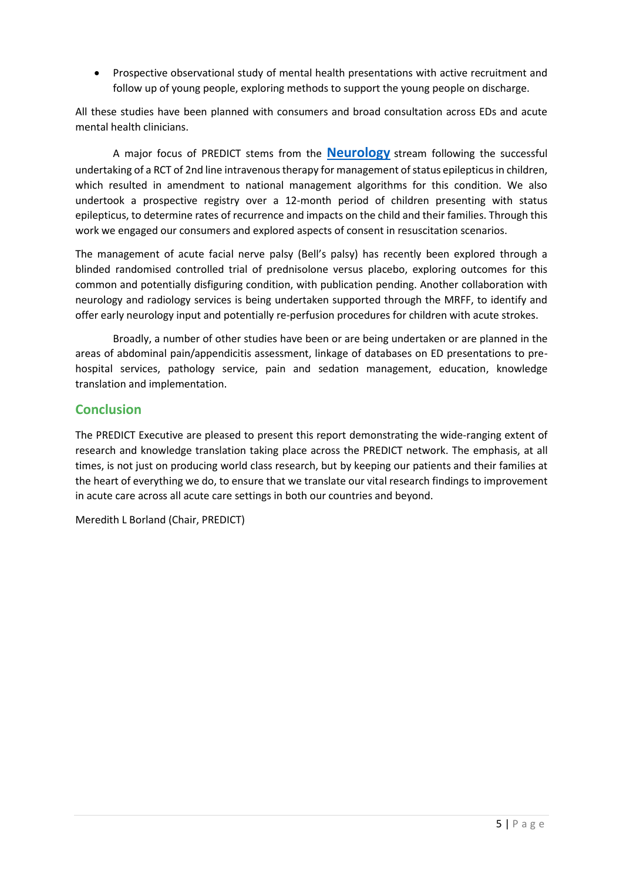- Prospective observational study of mental health presentations with active recruitment and follow up of young people, exploring methods to support the young people on discharge.

All these studies have been planned with consumers and broad consultation across EDs and acute mental health clinicians.

A major focus of PREDICT stems from the **Neurology** stream following the successful undertaking of a RCT of 2nd line intravenous therapy for management of status epilepticus in children, which resulted in amendment to national management algorithms for this condition. We also undertook a prospective registry over a 12-month period of children presenting with status epilepticus, to determine rates of recurrence and impacts on the child and their families. Through this work we engaged our consumers and explored aspects of consent in resuscitation scenarios.

The management of acute facial nerve palsy (Bell's palsy) has recently been explored through a blinded randomised controlled trial of prednisolone versus placebo, exploring outcomes for this common and potentially disfiguring condition, with publication pending. Another collaboration with neurology and radiology services is being undertaken supported through the MRFF, to identify and offer early neurology input and potentially re-perfusion procedures for children with acute strokes.

Broadly, a number of other studies have been or are being undertaken or are planned in the areas of abdominal pain/appendicitis assessment, linkage of databases on ED presentations to pre-hospital services, pathology service, pain and sedation management, education, knowledge translation and implementation.

## Conclusion

The PREDICT Executive are pleased to present this report demonstrating the wide-ranging extent of research and knowledge translation taking place across the PREDICT network. The emphasis, at all times, is not just on producing world class research, but by keeping our patients and their families at the heart of everything we do, to ensure that we translate our vital research findings to improvement in acute care across all acute care settings in both our countries and beyond.

Meredith L Borland (Chair, PREDICT)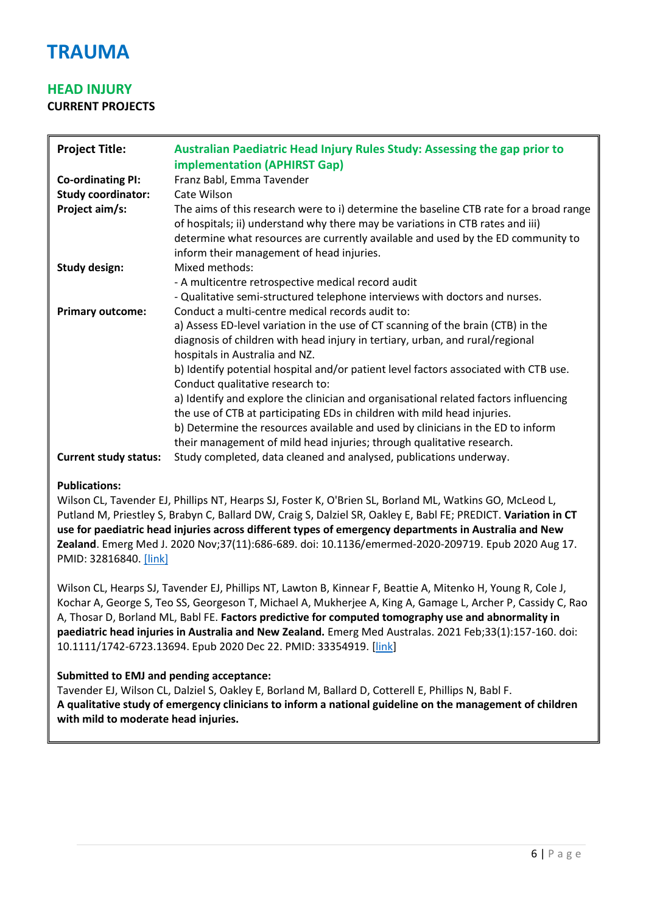# TRAUMA

## HEAD INJURY

### CURRENT PROJECTS

| | |
|---|---|
| **Project Title:** | **Australian Paediatric Head Injury Rules Study: Assessing the gap prior to implementation (APHIRST Gap)** |
| **Co-ordinating PI:** | Franz Babl, Emma Tavender |
| **Study coordinator:** | Cate Wilson |
| **Project aim/s:** | The aims of this research were to i) determine the baseline CTB rate for a broad range of hospitals; ii) understand why there may be variations in CTB rates and iii) determine what resources are currently available and used by the ED community to inform their management of head injuries. |
| **Study design:** | Mixed methods:<br>- A multicentre retrospective medical record audit<br>- Qualitative semi-structured telephone interviews with doctors and nurses. |
| **Primary outcome:** | Conduct a multi-centre medical records audit to:<br>a) Assess ED-level variation in the use of CT scanning of the brain (CTB) in the diagnosis of children with head injury in tertiary, urban, and rural/regional hospitals in Australia and NZ.<br>b) Identify potential hospital and/or patient level factors associated with CTB use.<br>Conduct qualitative research to:<br>a) Identify and explore the clinician and organisational related factors influencing the use of CTB at participating EDs in children with mild head injuries.<br>b) Determine the resources available and used by clinicians in the ED to inform their management of mild head injuries; through qualitative research. |
| **Current study status:** | Study completed, data cleaned and analysed, publications underway. |

**Publications:**

Wilson CL, Tavender EJ, Phillips NT, Hearps SJ, Foster K, O'Brien SL, Borland ML, Watkins GO, McLeod L, Putland M, Priestley S, Brabyn C, Ballard DW, Craig S, Dalziel SR, Oakley E, Babl FE; PREDICT. **Variation in CT use for paediatric head injuries across different types of emergency departments in Australia and New Zealand**. Emerg Med J. 2020 Nov;37(11):686-689. doi: 10.1136/emermed-2020-209719. Epub 2020 Aug 17. PMID: 32816840. [link]

Wilson CL, Hearps SJ, Tavender EJ, Phillips NT, Lawton B, Kinnear F, Beattie A, Mitenko H, Young R, Cole J, Kochar A, George S, Teo SS, Georgeson T, Michael A, Mukherjee A, King A, Gamage L, Archer P, Cassidy C, Rao A, Thosar D, Borland ML, Babl FE. **Factors predictive for computed tomography use and abnormality in paediatric head injuries in Australia and New Zealand.** Emerg Med Australas. 2021 Feb;33(1):157-160. doi: 10.1111/1742-6723.13694. Epub 2020 Dec 22. PMID: 33354919. [link]

**Submitted to EMJ and pending acceptance:**

Tavender EJ, Wilson CL, Dalziel S, Oakley E, Borland M, Ballard D, Cotterell E, Phillips N, Babl F.
**A qualitative study of emergency clinicians to inform a national guideline on the management of children with mild to moderate head injuries.**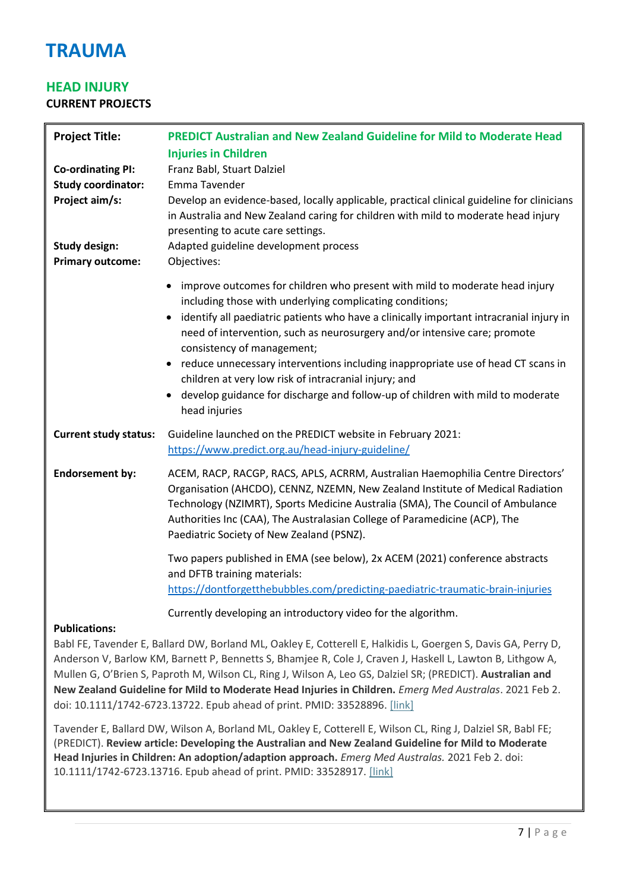# TRAUMA

## HEAD INJURY

### CURRENT PROJECTS

| | |
|---|---|
| **Project Title:** | **PREDICT Australian and New Zealand Guideline for Mild to Moderate Head Injuries in Children** |
| **Co-ordinating PI:** | Franz Babl, Stuart Dalziel |
| **Study coordinator:** | Emma Tavender |
| **Project aim/s:** | Develop an evidence-based, locally applicable, practical clinical guideline for clinicians in Australia and New Zealand caring for children with mild to moderate head injury presenting to acute care settings. |
| **Study design:** | Adapted guideline development process |
| **Primary outcome:** | Objectives:<br>• improve outcomes for children who present with mild to moderate head injury including those with underlying complicating conditions;<br>• identify all paediatric patients who have a clinically important intracranial injury in need of intervention, such as neurosurgery and/or intensive care; promote consistency of management;<br>• reduce unnecessary interventions including inappropriate use of head CT scans in children at very low risk of intracranial injury; and<br>• develop guidance for discharge and follow-up of children with mild to moderate head injuries |
| **Current study status:** | Guideline launched on the PREDICT website in February 2021: https://www.predict.org.au/head-injury-guideline/ |
| **Endorsement by:** | ACEM, RACP, RACGP, RACS, APLS, ACRRM, Australian Haemophilia Centre Directors' Organisation (AHCDO), CENNZ, NZEMN, New Zealand Institute of Medical Radiation Technology (NZIMRT), Sports Medicine Australia (SMA), The Council of Ambulance Authorities Inc (CAA), The Australasian College of Paramedicine (ACP), The Paediatric Society of New Zealand (PSNZ).<br><br>Two papers published in EMA (see below), 2x ACEM (2021) conference abstracts and DFTB training materials: https://dontforgetthebubbles.com/predicting-paediatric-traumatic-brain-injuries<br><br>Currently developing an introductory video for the algorithm. |

**Publications:**

Babl FE, Tavender E, Ballard DW, Borland ML, Oakley E, Cotterell E, Halkidis L, Goergen S, Davis GA, Perry D, Anderson V, Barlow KM, Barnett P, Bennetts S, Bhamjee R, Cole J, Craven J, Haskell L, Lawton B, Lithgow A, Mullen G, O'Brien S, Paproth M, Wilson CL, Ring J, Wilson A, Leo GS, Dalziel SR; (PREDICT). **Australian and New Zealand Guideline for Mild to Moderate Head Injuries in Children.** *Emerg Med Australas*. 2021 Feb 2. doi: 10.1111/1742-6723.13722. Epub ahead of print. PMID: 33528896. [link]

Tavender E, Ballard DW, Wilson A, Borland ML, Oakley E, Cotterell E, Wilson CL, Ring J, Dalziel SR, Babl FE; (PREDICT). **Review article: Developing the Australian and New Zealand Guideline for Mild to Moderate Head Injuries in Children: An adoption/adaption approach.** *Emerg Med Australas.* 2021 Feb 2. doi: 10.1111/1742-6723.13716. Epub ahead of print. PMID: 33528917. [link]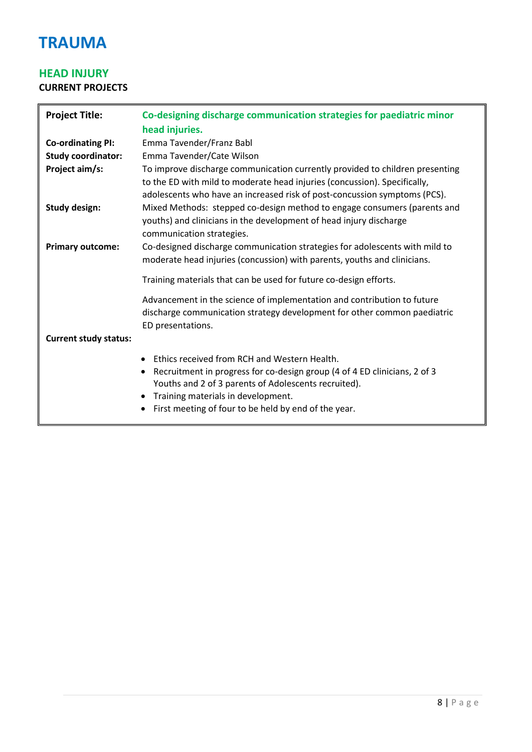# TRAUMA

## HEAD INJURY

**CURRENT PROJECTS**

| | |
|---|---|
| **Project Title:** | **Co-designing discharge communication strategies for paediatric minor head injuries.** |
| **Co-ordinating PI:** | Emma Tavender/Franz Babl |
| **Study coordinator:** | Emma Tavender/Cate Wilson |
| **Project aim/s:** | To improve discharge communication currently provided to children presenting to the ED with mild to moderate head injuries (concussion). Specifically, adolescents who have an increased risk of post-concussion symptoms (PCS). |
| **Study design:** | Mixed Methods: stepped co-design method to engage consumers (parents and youths) and clinicians in the development of head injury discharge communication strategies. |
| **Primary outcome:** | Co-designed discharge communication strategies for adolescents with mild to moderate head injuries (concussion) with parents, youths and clinicians.<br><br>Training materials that can be used for future co-design efforts.<br><br>Advancement in the science of implementation and contribution to future discharge communication strategy development for other common paediatric ED presentations. |
| **Current study status:** | • Ethics received from RCH and Western Health.<br>• Recruitment in progress for co-design group (4 of 4 ED clinicians, 2 of 3 Youths and 2 of 3 parents of Adolescents recruited).<br>• Training materials in development.<br>• First meeting of four to be held by end of the year. |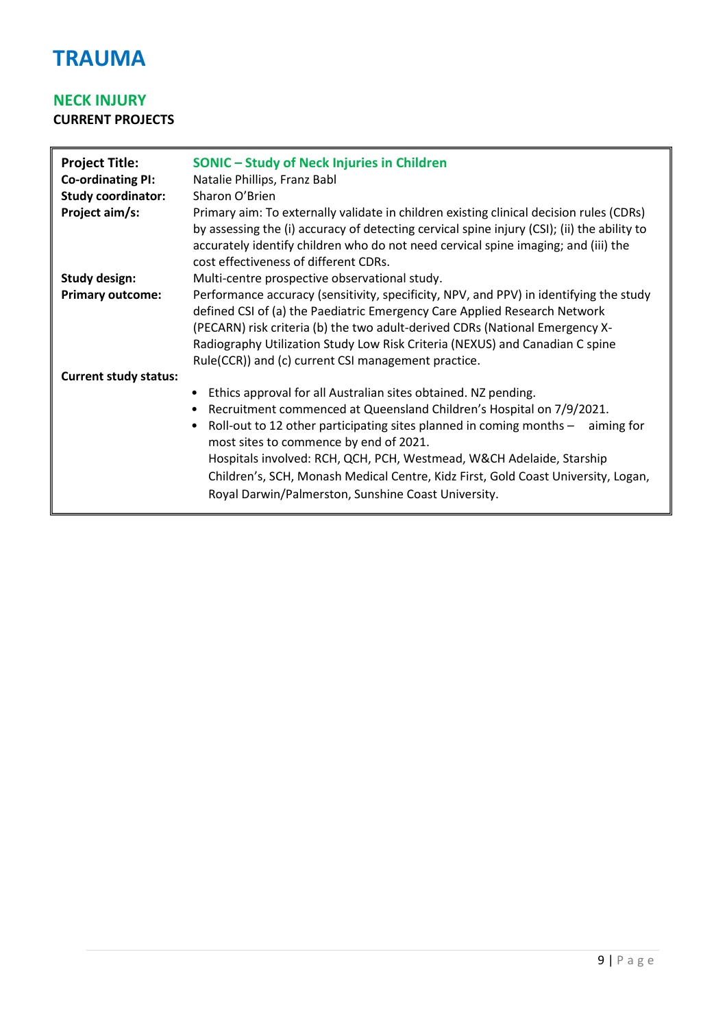# TRAUMA

## NECK INJURY

**CURRENT PROJECTS**

| | |
|---|---|
| **Project Title:** | **SONIC – Study of Neck Injuries in Children** |
| **Co-ordinating PI:** | Natalie Phillips, Franz Babl |
| **Study coordinator:** | Sharon O'Brien |
| **Project aim/s:** | Primary aim: To externally validate in children existing clinical decision rules (CDRs) by assessing the (i) accuracy of detecting cervical spine injury (CSI); (ii) the ability to accurately identify children who do not need cervical spine imaging; and (iii) the cost effectiveness of different CDRs. |
| **Study design:** | Multi-centre prospective observational study. |
| **Primary outcome:** | Performance accuracy (sensitivity, specificity, NPV, and PPV) in identifying the study defined CSI of (a) the Paediatric Emergency Care Applied Research Network (PECARN) risk criteria (b) the two adult-derived CDRs (National Emergency X-Radiography Utilization Study Low Risk Criteria (NEXUS) and Canadian C spine Rule(CCR)) and (c) current CSI management practice. |
| **Current study status:** | • Ethics approval for all Australian sites obtained. NZ pending.<br>• Recruitment commenced at Queensland Children's Hospital on 7/9/2021.<br>• Roll-out to 12 other participating sites planned in coming months – aiming for most sites to commence by end of 2021.<br>Hospitals involved: RCH, QCH, PCH, Westmead, W&CH Adelaide, Starship Children's, SCH, Monash Medical Centre, Kidz First, Gold Coast University, Logan, Royal Darwin/Palmerston, Sunshine Coast University. |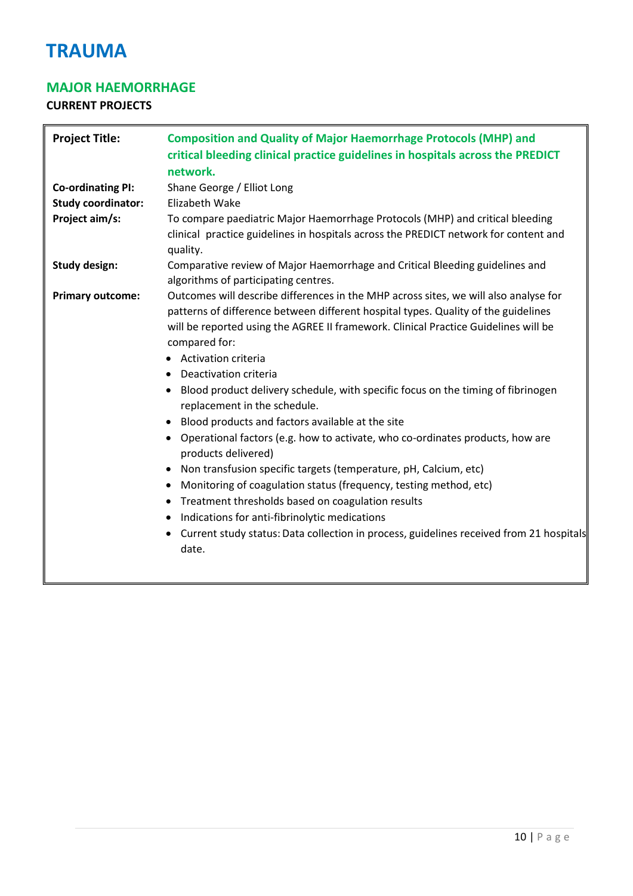# TRAUMA

## MAJOR HAEMORRHAGE

**CURRENT PROJECTS**

| | |
|---|---|
| **Project Title:** | **Composition and Quality of Major Haemorrhage Protocols (MHP) and critical bleeding clinical practice guidelines in hospitals across the PREDICT network.** |
| **Co-ordinating PI:** | Shane George / Elliot Long |
| **Study coordinator:** | Elizabeth Wake |
| **Project aim/s:** | To compare paediatric Major Haemorrhage Protocols (MHP) and critical bleeding clinical practice guidelines in hospitals across the PREDICT network for content and quality. |
| **Study design:** | Comparative review of Major Haemorrhage and Critical Bleeding guidelines and algorithms of participating centres. |
| **Primary outcome:** | Outcomes will describe differences in the MHP across sites, we will also analyse for patterns of difference between different hospital types. Quality of the guidelines will be reported using the AGREE II framework. Clinical Practice Guidelines will be compared for:<br>• Activation criteria<br>• Deactivation criteria<br>• Blood product delivery schedule, with specific focus on the timing of fibrinogen replacement in the schedule.<br>• Blood products and factors available at the site<br>• Operational factors (e.g. how to activate, who co-ordinates products, how are products delivered)<br>• Non transfusion specific targets (temperature, pH, Calcium, etc)<br>• Monitoring of coagulation status (frequency, testing method, etc)<br>• Treatment thresholds based on coagulation results<br>• Indications for anti-fibrinolytic medications<br>• Current study status: Data collection in process, guidelines received from 21 hospitals date. |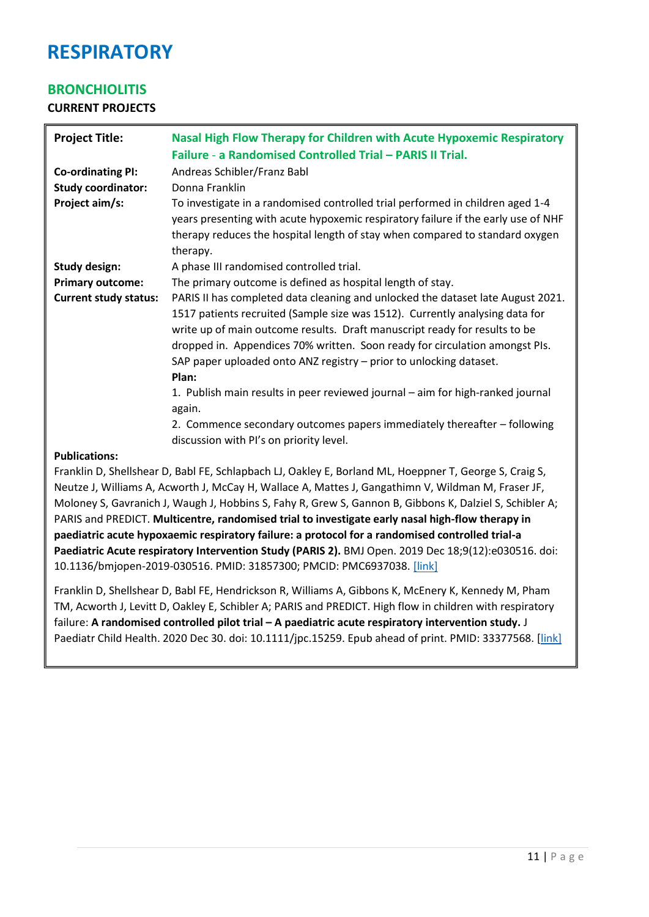# RESPIRATORY

## BRONCHIOLITIS

### CURRENT PROJECTS

| | |
|---|---|
| **Project Title:** | **Nasal High Flow Therapy for Children with Acute Hypoxemic Respiratory Failure - a Randomised Controlled Trial – PARIS II Trial.** |
| **Co-ordinating PI:** | Andreas Schibler/Franz Babl |
| **Study coordinator:** | Donna Franklin |
| **Project aim/s:** | To investigate in a randomised controlled trial performed in children aged 1-4 years presenting with acute hypoxemic respiratory failure if the early use of NHF therapy reduces the hospital length of stay when compared to standard oxygen therapy. |
| **Study design:** | A phase III randomised controlled trial. |
| **Primary outcome:** | The primary outcome is defined as hospital length of stay. |
| **Current study status:** | PARIS II has completed data cleaning and unlocked the dataset late August 2021. 1517 patients recruited (Sample size was 1512). Currently analysing data for write up of main outcome results. Draft manuscript ready for results to be dropped in. Appendices 70% written. Soon ready for circulation amongst PIs. SAP paper uploaded onto ANZ registry – prior to unlocking dataset. **Plan:** 1. Publish main results in peer reviewed journal – aim for high-ranked journal again. 2. Commence secondary outcomes papers immediately thereafter – following discussion with PI's on priority level. |

**Publications:**

Franklin D, Shellshear D, Babl FE, Schlapbach LJ, Oakley E, Borland ML, Hoeppner T, George S, Craig S, Neutze J, Williams A, Acworth J, McCay H, Wallace A, Mattes J, Gangathimn V, Wildman M, Fraser JF, Moloney S, Gavranich J, Waugh J, Hobbins S, Fahy R, Grew S, Gannon B, Gibbons K, Dalziel S, Schibler A; PARIS and PREDICT. **Multicentre, randomised trial to investigate early nasal high-flow therapy in paediatric acute hypoxaemic respiratory failure: a protocol for a randomised controlled trial-a Paediatric Acute respiratory Intervention Study (PARIS 2).** BMJ Open. 2019 Dec 18;9(12):e030516. doi: 10.1136/bmjopen-2019-030516. PMID: 31857300; PMCID: PMC6937038. [link]

Franklin D, Shellshear D, Babl FE, Hendrickson R, Williams A, Gibbons K, McEnery K, Kennedy M, Pham TM, Acworth J, Levitt D, Oakley E, Schibler A; PARIS and PREDICT. High flow in children with respiratory failure: **A randomised controlled pilot trial – A paediatric acute respiratory intervention study.** J Paediatr Child Health. 2020 Dec 30. doi: 10.1111/jpc.15259. Epub ahead of print. PMID: 33377568. [link]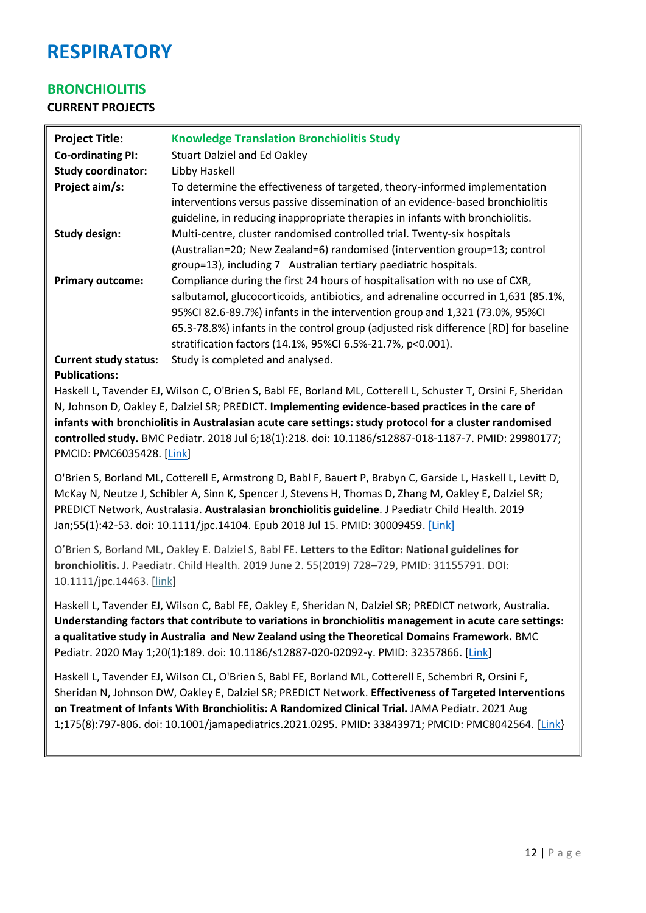# RESPIRATORY

## BRONCHIOLITIS

### CURRENT PROJECTS

| | |
|---|---|
| **Project Title:** | **Knowledge Translation Bronchiolitis Study** |
| **Co-ordinating PI:** | Stuart Dalziel and Ed Oakley |
| **Study coordinator:** | Libby Haskell |
| **Project aim/s:** | To determine the effectiveness of targeted, theory-informed implementation interventions versus passive dissemination of an evidence-based bronchiolitis guideline, in reducing inappropriate therapies in infants with bronchiolitis. |
| **Study design:** | Multi-centre, cluster randomised controlled trial. Twenty-six hospitals (Australian=20; New Zealand=6) randomised (intervention group=13; control group=13), including 7 Australian tertiary paediatric hospitals. |
| **Primary outcome:** | Compliance during the first 24 hours of hospitalisation with no use of CXR, salbutamol, glucocorticoids, antibiotics, and adrenaline occurred in 1,631 (85.1%, 95%CI 82.6-89.7%) infants in the intervention group and 1,321 (73.0%, 95%CI 65.3-78.8%) infants in the control group (adjusted risk difference [RD] for baseline stratification factors (14.1%, 95%CI 6.5%-21.7%, p<0.001). |
| **Current study status:** | Study is completed and analysed. |

**Publications:**

Haskell L, Tavender EJ, Wilson C, O'Brien S, Babl FE, Borland ML, Cotterell L, Schuster T, Orsini F, Sheridan N, Johnson D, Oakley E, Dalziel SR; PREDICT. **Implementing evidence-based practices in the care of infants with bronchiolitis in Australasian acute care settings: study protocol for a cluster randomised controlled study.** BMC Pediatr. 2018 Jul 6;18(1):218. doi: 10.1186/s12887-018-1187-7. PMID: 29980177; PMCID: PMC6035428. [Link]

O'Brien S, Borland ML, Cotterell E, Armstrong D, Babl F, Bauert P, Brabyn C, Garside L, Haskell L, Levitt D, McKay N, Neutze J, Schibler A, Sinn K, Spencer J, Stevens H, Thomas D, Zhang M, Oakley E, Dalziel SR; PREDICT Network, Australasia. **Australasian bronchiolitis guideline**. J Paediatr Child Health. 2019 Jan;55(1):42-53. doi: 10.1111/jpc.14104. Epub 2018 Jul 15. PMID: 30009459. [Link]

O'Brien S, Borland ML, Oakley E. Dalziel S, Babl FE. **Letters to the Editor: National guidelines for bronchiolitis.** J. Paediatr. Child Health. 2019 June 2. 55(2019) 728–729, PMID: 31155791. DOI: 10.1111/jpc.14463. [link]

Haskell L, Tavender EJ, Wilson C, Babl FE, Oakley E, Sheridan N, Dalziel SR; PREDICT network, Australia. **Understanding factors that contribute to variations in bronchiolitis management in acute care settings: a qualitative study in Australia and New Zealand using the Theoretical Domains Framework.** BMC Pediatr. 2020 May 1;20(1):189. doi: 10.1186/s12887-020-02092-y. PMID: 32357866. [Link]

Haskell L, Tavender EJ, Wilson CL, O'Brien S, Babl FE, Borland ML, Cotterell E, Schembri R, Orsini F, Sheridan N, Johnson DW, Oakley E, Dalziel SR; PREDICT Network. **Effectiveness of Targeted Interventions on Treatment of Infants With Bronchiolitis: A Randomized Clinical Trial.** JAMA Pediatr. 2021 Aug 1;175(8):797-806. doi: 10.1001/jamapediatrics.2021.0295. PMID: 33843971; PMCID: PMC8042564. [Link}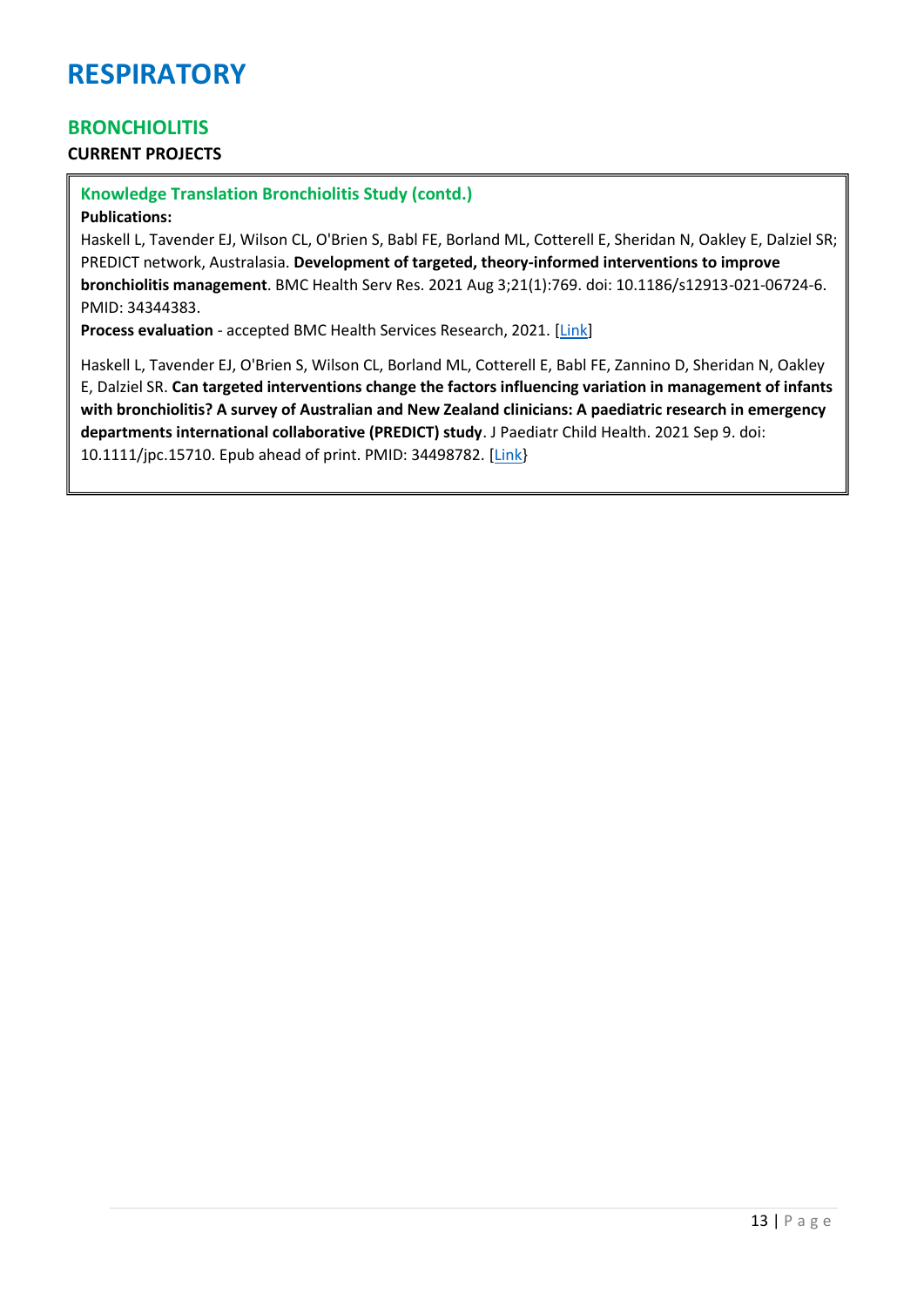# RESPIRATORY

## BRONCHIOLITIS

### CURRENT PROJECTS

**Knowledge Translation Bronchiolitis Study (contd.)**

**Publications:**

Haskell L, Tavender EJ, Wilson CL, O'Brien S, Babl FE, Borland ML, Cotterell E, Sheridan N, Oakley E, Dalziel SR; PREDICT network, Australasia. **Development of targeted, theory-informed interventions to improve bronchiolitis management**. BMC Health Serv Res. 2021 Aug 3;21(1):769. doi: 10.1186/s12913-021-06724-6. PMID: 34344383.

**Process evaluation** - accepted BMC Health Services Research, 2021. [Link]

Haskell L, Tavender EJ, O'Brien S, Wilson CL, Borland ML, Cotterell E, Babl FE, Zannino D, Sheridan N, Oakley E, Dalziel SR. **Can targeted interventions change the factors influencing variation in management of infants with bronchiolitis? A survey of Australian and New Zealand clinicians: A paediatric research in emergency departments international collaborative (PREDICT) study**. J Paediatr Child Health. 2021 Sep 9. doi: 10.1111/jpc.15710. Epub ahead of print. PMID: 34498782. [Link}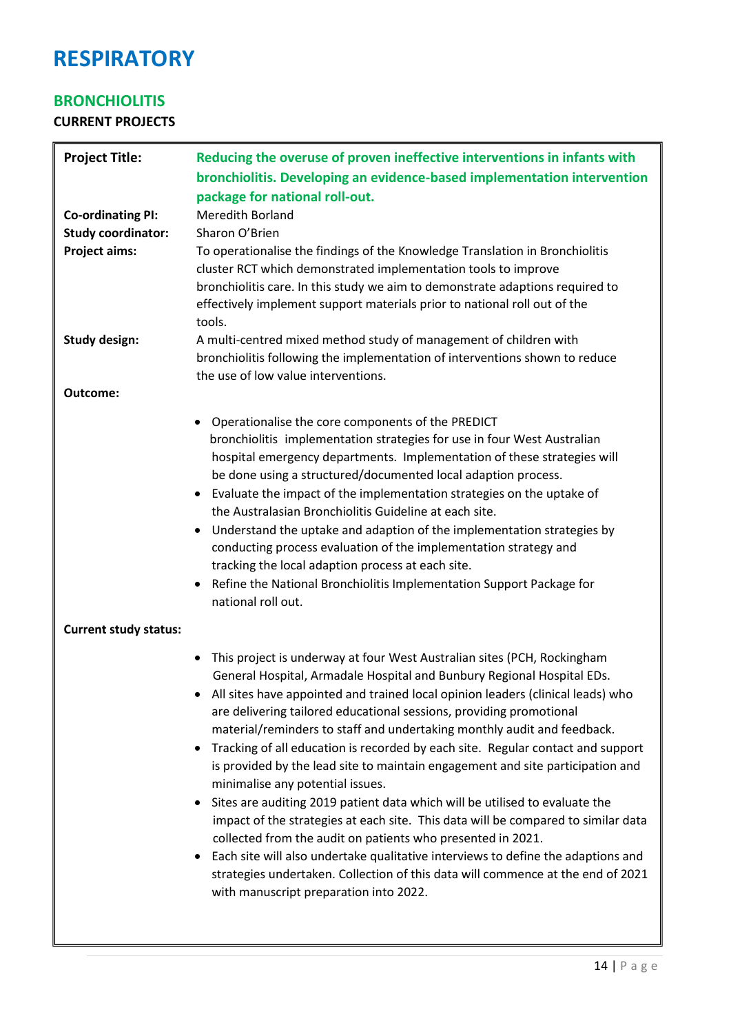# RESPIRATORY

## BRONCHIOLITIS

### CURRENT PROJECTS

| | |
|---|---|
| **Project Title:** | **Reducing the overuse of proven ineffective interventions in infants with bronchiolitis. Developing an evidence-based implementation intervention package for national roll-out.** |
| **Co-ordinating PI:** | Meredith Borland |
| **Study coordinator:** | Sharon O'Brien |
| **Project aims:** | To operationalise the findings of the Knowledge Translation in Bronchiolitis cluster RCT which demonstrated implementation tools to improve bronchiolitis care. In this study we aim to demonstrate adaptions required to effectively implement support materials prior to national roll out of the tools. |
| **Study design:** | A multi-centred mixed method study of management of children with bronchiolitis following the implementation of interventions shown to reduce the use of low value interventions. |
| **Outcome:** | • Operationalise the core components of the PREDICT bronchiolitis implementation strategies for use in four West Australian hospital emergency departments. Implementation of these strategies will be done using a structured/documented local adaption process.<br>• Evaluate the impact of the implementation strategies on the uptake of the Australasian Bronchiolitis Guideline at each site.<br>• Understand the uptake and adaption of the implementation strategies by conducting process evaluation of the implementation strategy and tracking the local adaption process at each site.<br>• Refine the National Bronchiolitis Implementation Support Package for national roll out. |
| **Current study status:** | • This project is underway at four West Australian sites (PCH, Rockingham General Hospital, Armadale Hospital and Bunbury Regional Hospital EDs.<br>• All sites have appointed and trained local opinion leaders (clinical leads) who are delivering tailored educational sessions, providing promotional material/reminders to staff and undertaking monthly audit and feedback.<br>• Tracking of all education is recorded by each site. Regular contact and support is provided by the lead site to maintain engagement and site participation and minimalise any potential issues.<br>• Sites are auditing 2019 patient data which will be utilised to evaluate the impact of the strategies at each site. This data will be compared to similar data collected from the audit on patients who presented in 2021.<br>• Each site will also undertake qualitative interviews to define the adaptions and strategies undertaken. Collection of this data will commence at the end of 2021 with manuscript preparation into 2022. |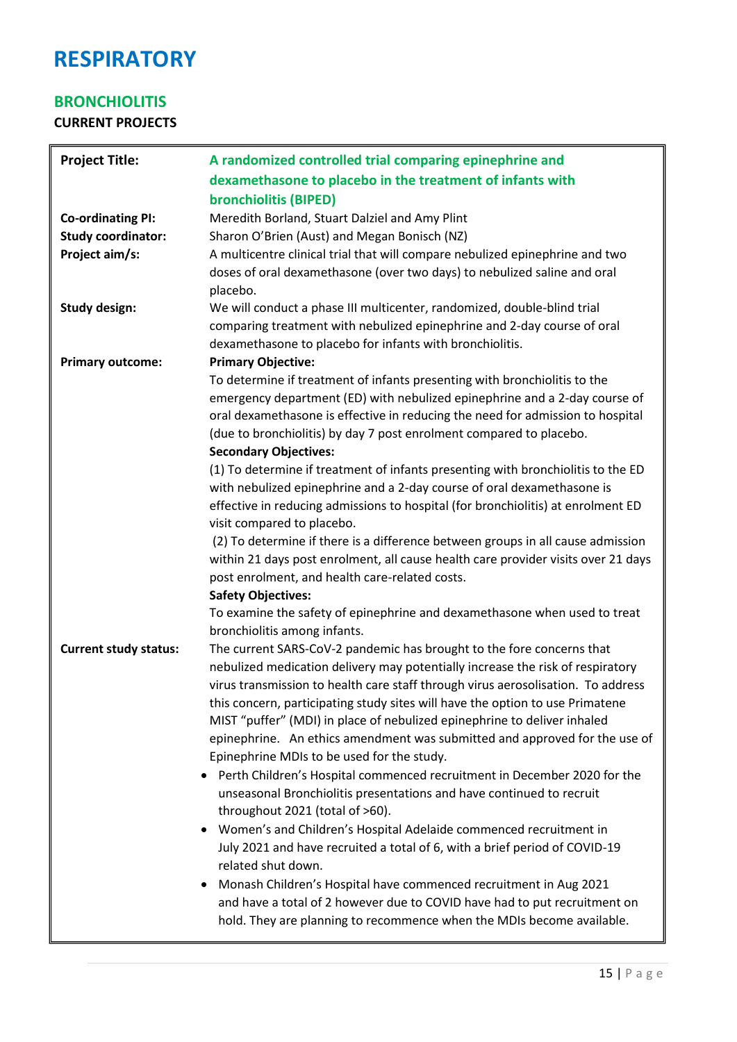# RESPIRATORY

## BRONCHIOLITIS

**CURRENT PROJECTS**

| | |
|---|---|
| **Project Title:** | **A randomized controlled trial comparing epinephrine and dexamethasone to placebo in the treatment of infants with bronchiolitis (BIPED)** |
| **Co-ordinating PI:** | Meredith Borland, Stuart Dalziel and Amy Plint |
| **Study coordinator:** | Sharon O'Brien (Aust) and Megan Bonisch (NZ) |
| **Project aim/s:** | A multicentre clinical trial that will compare nebulized epinephrine and two doses of oral dexamethasone (over two days) to nebulized saline and oral placebo. |
| **Study design:** | We will conduct a phase III multicenter, randomized, double-blind trial comparing treatment with nebulized epinephrine and 2-day course of oral dexamethasone to placebo for infants with bronchiolitis. |
| **Primary outcome:** | **Primary Objective:**<br>To determine if treatment of infants presenting with bronchiolitis to the emergency department (ED) with nebulized epinephrine and a 2-day course of oral dexamethasone is effective in reducing the need for admission to hospital (due to bronchiolitis) by day 7 post enrolment compared to placebo.<br>**Secondary Objectives:**<br>(1) To determine if treatment of infants presenting with bronchiolitis to the ED with nebulized epinephrine and a 2-day course of oral dexamethasone is effective in reducing admissions to hospital (for bronchiolitis) at enrolment ED visit compared to placebo.<br>(2) To determine if there is a difference between groups in all cause admission within 21 days post enrolment, all cause health care provider visits over 21 days post enrolment, and health care-related costs.<br>**Safety Objectives:**<br>To examine the safety of epinephrine and dexamethasone when used to treat bronchiolitis among infants. |
| **Current study status:** | The current SARS-CoV-2 pandemic has brought to the fore concerns that nebulized medication delivery may potentially increase the risk of respiratory virus transmission to health care staff through virus aerosolisation. To address this concern, participating study sites will have the option to use Primatene MIST "puffer" (MDI) in place of nebulized epinephrine to deliver inhaled epinephrine. An ethics amendment was submitted and approved for the use of Epinephrine MDIs to be used for the study.<br>• Perth Children's Hospital commenced recruitment in December 2020 for the unseasonal Bronchiolitis presentations and have continued to recruit throughout 2021 (total of >60).<br>• Women's and Children's Hospital Adelaide commenced recruitment in July 2021 and have recruited a total of 6, with a brief period of COVID-19 related shut down.<br>• Monash Children's Hospital have commenced recruitment in Aug 2021 and have a total of 2 however due to COVID have had to put recruitment on hold. They are planning to recommence when the MDIs become available. |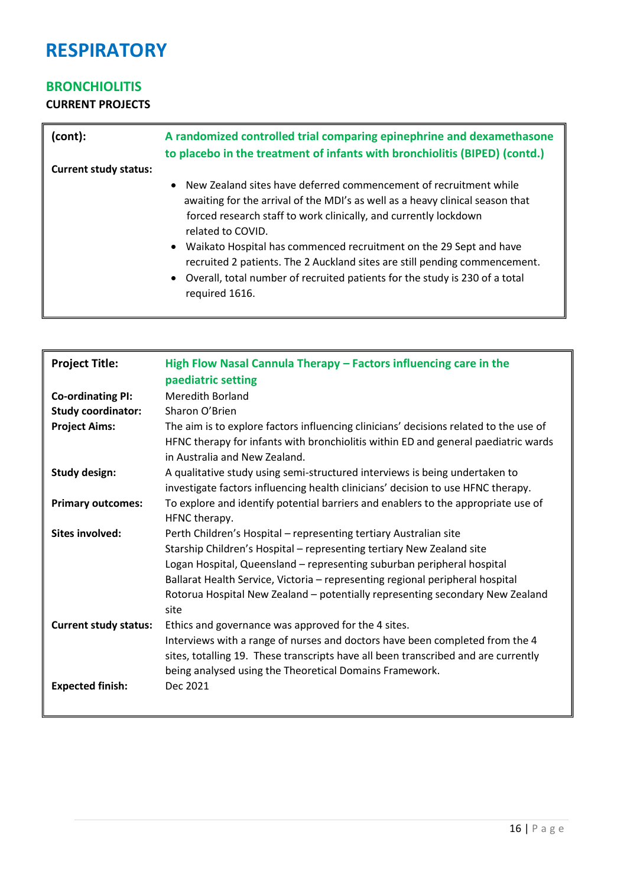# RESPIRATORY

## BRONCHIOLITIS

**CURRENT PROJECTS**

| | |
|---|---|
| **(cont):** | **A randomized controlled trial comparing epinephrine and dexamethasone to placebo in the treatment of infants with bronchiolitis (BIPED) (contd.)** |
| **Current study status:** | • New Zealand sites have deferred commencement of recruitment while awaiting for the arrival of the MDI's as well as a heavy clinical season that forced research staff to work clinically, and currently lockdown related to COVID.<br>• Waikato Hospital has commenced recruitment on the 29 Sept and have recruited 2 patients. The 2 Auckland sites are still pending commencement.<br>• Overall, total number of recruited patients for the study is 230 of a total required 1616. |

| | |
|---|---|
| **Project Title:** | **High Flow Nasal Cannula Therapy – Factors influencing care in the paediatric setting** |
| **Co-ordinating PI:** | Meredith Borland |
| **Study coordinator:** | Sharon O'Brien |
| **Project Aims:** | The aim is to explore factors influencing clinicians' decisions related to the use of HFNC therapy for infants with bronchiolitis within ED and general paediatric wards in Australia and New Zealand. |
| **Study design:** | A qualitative study using semi-structured interviews is being undertaken to investigate factors influencing health clinicians' decision to use HFNC therapy. |
| **Primary outcomes:** | To explore and identify potential barriers and enablers to the appropriate use of HFNC therapy. |
| **Sites involved:** | Perth Children's Hospital – representing tertiary Australian site<br>Starship Children's Hospital – representing tertiary New Zealand site<br>Logan Hospital, Queensland – representing suburban peripheral hospital<br>Ballarat Health Service, Victoria – representing regional peripheral hospital<br>Rotorua Hospital New Zealand – potentially representing secondary New Zealand site |
| **Current study status:** | Ethics and governance was approved for the 4 sites.<br>Interviews with a range of nurses and doctors have been completed from the 4 sites, totalling 19. These transcripts have all been transcribed and are currently being analysed using the Theoretical Domains Framework. |
| **Expected finish:** | Dec 2021 |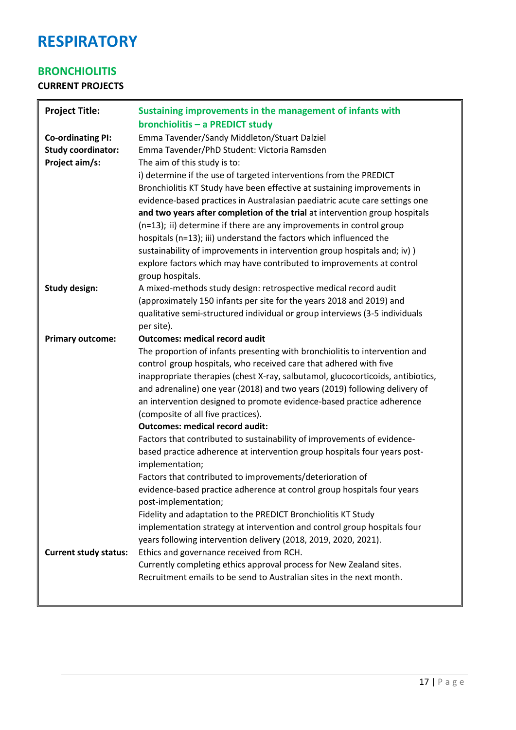# RESPIRATORY

## BRONCHIOLITIS

### CURRENT PROJECTS

| | |
|---|---|
| **Project Title:** | **Sustaining improvements in the management of infants with bronchiolitis – a PREDICT study** |
| **Co-ordinating PI:** | Emma Tavender/Sandy Middleton/Stuart Dalziel |
| **Study coordinator:** | Emma Tavender/PhD Student: Victoria Ramsden |
| **Project aim/s:** | The aim of this study is to: i) determine if the use of targeted interventions from the PREDICT Bronchiolitis KT Study have been effective at sustaining improvements in evidence-based practices in Australasian paediatric acute care settings one **and two years after completion of the trial** at intervention group hospitals (n=13); ii) determine if there are any improvements in control group hospitals (n=13); iii) understand the factors which influenced the sustainability of improvements in intervention group hospitals and; iv) ) explore factors which may have contributed to improvements at control group hospitals. |
| **Study design:** | A mixed-methods study design: retrospective medical record audit (approximately 150 infants per site for the years 2018 and 2019) and qualitative semi-structured individual or group interviews (3-5 individuals per site). |
| **Primary outcome:** | **Outcomes: medical record audit**<br>The proportion of infants presenting with bronchiolitis to intervention and control group hospitals, who received care that adhered with five inappropriate therapies (chest X-ray, salbutamol, glucocorticoids, antibiotics, and adrenaline) one year (2018) and two years (2019) following delivery of an intervention designed to promote evidence-based practice adherence (composite of all five practices).<br>**Outcomes: medical record audit:**<br>Factors that contributed to sustainability of improvements of evidence-based practice adherence at intervention group hospitals four years post-implementation;<br>Factors that contributed to improvements/deterioration of evidence-based practice adherence at control group hospitals four years post-implementation;<br>Fidelity and adaptation to the PREDICT Bronchiolitis KT Study implementation strategy at intervention and control group hospitals four years following intervention delivery (2018, 2019, 2020, 2021). |
| **Current study status:** | Ethics and governance received from RCH.<br>Currently completing ethics approval process for New Zealand sites.<br>Recruitment emails to be send to Australian sites in the next month. |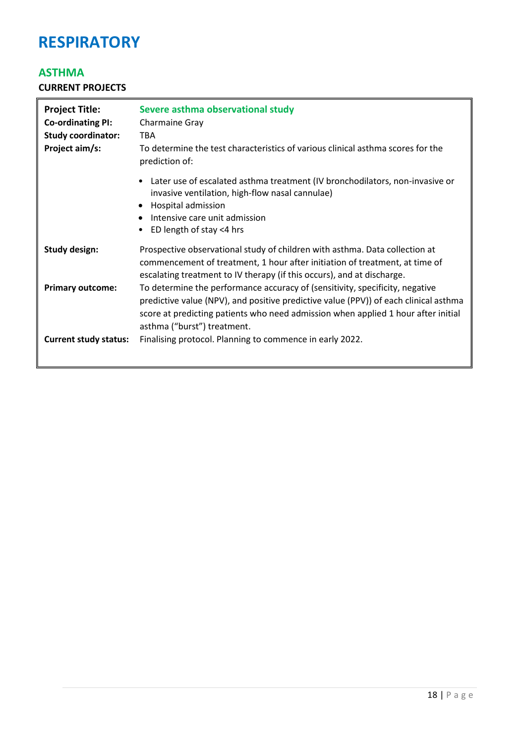# RESPIRATORY

## ASTHMA

### CURRENT PROJECTS

| | |
|---|---|
| **Project Title:** | **Severe asthma observational study** |
| **Co-ordinating PI:** | Charmaine Gray |
| **Study coordinator:** | TBA |
| **Project aim/s:** | To determine the test characteristics of various clinical asthma scores for the prediction of:<br>• Later use of escalated asthma treatment (IV bronchodilators, non-invasive or invasive ventilation, high-flow nasal cannulae)<br>• Hospital admission<br>• Intensive care unit admission<br>• ED length of stay <4 hrs |
| **Study design:** | Prospective observational study of children with asthma. Data collection at commencement of treatment, 1 hour after initiation of treatment, at time of escalating treatment to IV therapy (if this occurs), and at discharge. |
| **Primary outcome:** | To determine the performance accuracy of (sensitivity, specificity, negative predictive value (NPV), and positive predictive value (PPV)) of each clinical asthma score at predicting patients who need admission when applied 1 hour after initial asthma ("burst") treatment. |
| **Current study status:** | Finalising protocol. Planning to commence in early 2022. |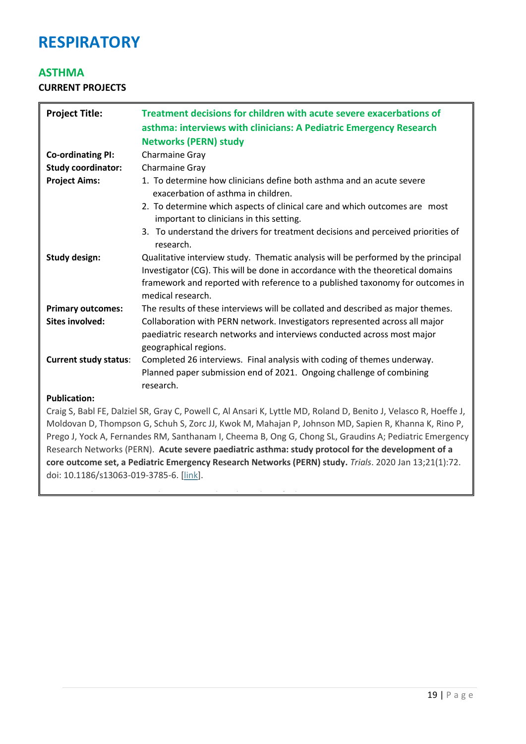# RESPIRATORY

## ASTHMA

### CURRENT PROJECTS

| | |
|---|---|
| **Project Title:** | **Treatment decisions for children with acute severe exacerbations of asthma: interviews with clinicians: A Pediatric Emergency Research Networks (PERN) study** |
| **Co-ordinating PI:** | Charmaine Gray |
| **Study coordinator:** | Charmaine Gray |
| **Project Aims:** | 1. To determine how clinicians define both asthma and an acute severe exacerbation of asthma in children. 2. To determine which aspects of clinical care and which outcomes are most important to clinicians in this setting. 3. To understand the drivers for treatment decisions and perceived priorities of research. |
| **Study design:** | Qualitative interview study. Thematic analysis will be performed by the principal Investigator (CG). This will be done in accordance with the theoretical domains framework and reported with reference to a published taxonomy for outcomes in medical research. |
| **Primary outcomes:** | The results of these interviews will be collated and described as major themes. |
| **Sites involved:** | Collaboration with PERN network. Investigators represented across all major paediatric research networks and interviews conducted across most major geographical regions. |
| **Current study status:** | Completed 26 interviews. Final analysis with coding of themes underway. Planned paper submission end of 2021. Ongoing challenge of combining research. |

**Publication:**

Craig S, Babl FE, Dalziel SR, Gray C, Powell C, Al Ansari K, Lyttle MD, Roland D, Benito J, Velasco R, Hoeffe J, Moldovan D, Thompson G, Schuh S, Zorc JJ, Kwok M, Mahajan P, Johnson MD, Sapien R, Khanna K, Rino P, Prego J, Yock A, Fernandes RM, Santhanam I, Cheema B, Ong G, Chong SL, Graudins A; Pediatric Emergency Research Networks (PERN). **Acute severe paediatric asthma: study protocol for the development of a core outcome set, a Pediatric Emergency Research Networks (PERN) study.** *Trials*. 2020 Jan 13;21(1):72. doi: 10.1186/s13063-019-3785-6. [link].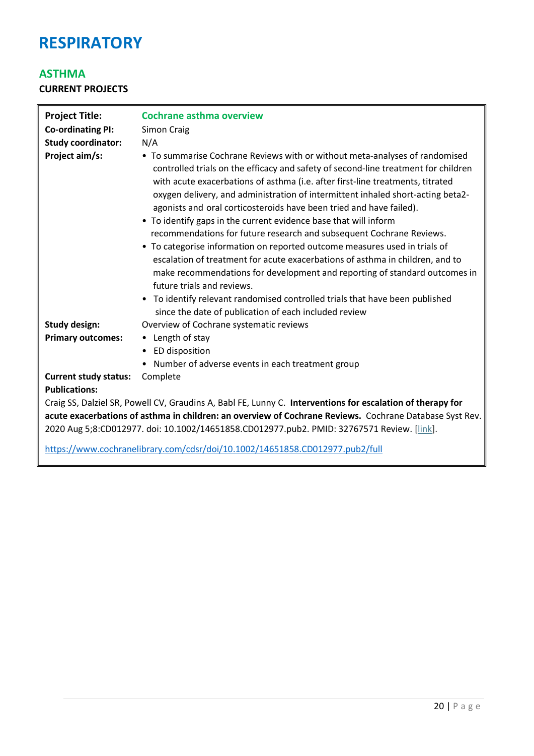# RESPIRATORY

## ASTHMA

### CURRENT PROJECTS

**Project Title:** **Cochrane asthma overview**

**Co-ordinating PI:** Simon Craig

**Study coordinator:** N/A

**Project aim/s:**

- To summarise Cochrane Reviews with or without meta-analyses of randomised controlled trials on the efficacy and safety of second-line treatment for children with acute exacerbations of asthma (i.e. after first-line treatments, titrated oxygen delivery, and administration of intermittent inhaled short-acting beta2-agonists and oral corticosteroids have been tried and have failed).
- To identify gaps in the current evidence base that will inform recommendations for future research and subsequent Cochrane Reviews.
- To categorise information on reported outcome measures used in trials of escalation of treatment for acute exacerbations of asthma in children, and to make recommendations for development and reporting of standard outcomes in future trials and reviews.
- To identify relevant randomised controlled trials that have been published since the date of publication of each included review

**Study design:** Overview of Cochrane systematic reviews

**Primary outcomes:**

- Length of stay
- ED disposition
- Number of adverse events in each treatment group

**Current study status:** Complete

**Publications:**

Craig SS, Dalziel SR, Powell CV, Graudins A, Babl FE, Lunny C. **Interventions for escalation of therapy for acute exacerbations of asthma in children: an overview of Cochrane Reviews.** Cochrane Database Syst Rev. 2020 Aug 5;8:CD012977. doi: 10.1002/14651858.CD012977.pub2. PMID: 32767571 Review. [link].

https://www.cochranelibrary.com/cdsr/doi/10.1002/14651858.CD012977.pub2/full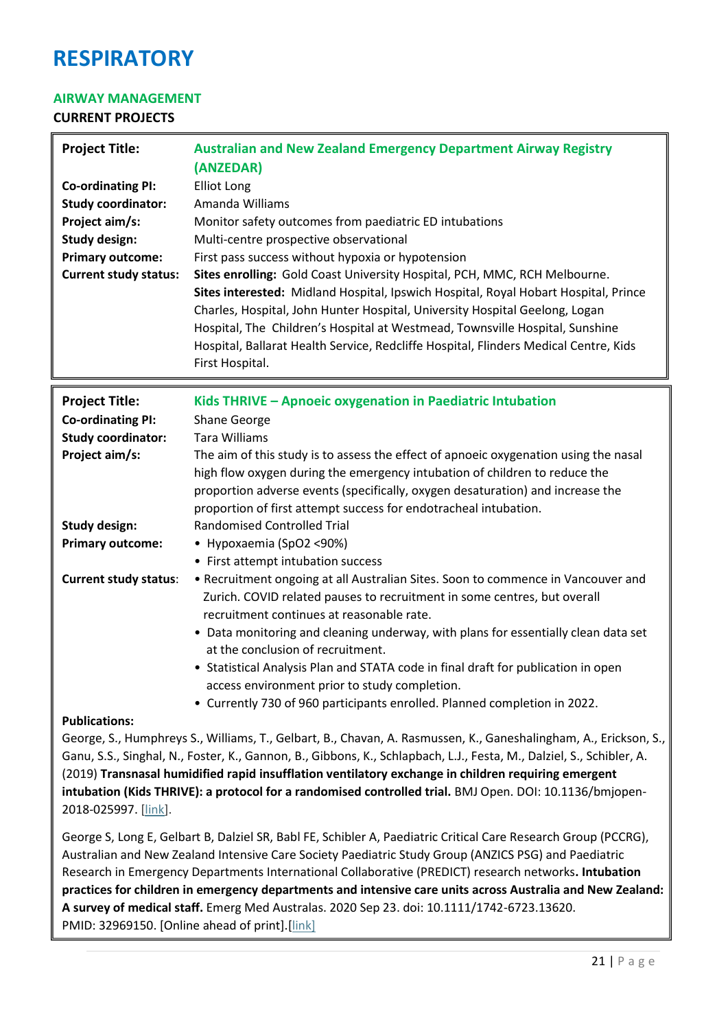# RESPIRATORY

## AIRWAY MANAGEMENT

### CURRENT PROJECTS

| | |
|---|---|
| **Project Title:** | **Australian and New Zealand Emergency Department Airway Registry (ANZEDAR)** |
| **Co-ordinating PI:** | Elliot Long |
| **Study coordinator:** | Amanda Williams |
| **Project aim/s:** | Monitor safety outcomes from paediatric ED intubations |
| **Study design:** | Multi-centre prospective observational |
| **Primary outcome:** | First pass success without hypoxia or hypotension |
| **Current study status:** | **Sites enrolling:** Gold Coast University Hospital, PCH, MMC, RCH Melbourne. **Sites interested:** Midland Hospital, Ipswich Hospital, Royal Hobart Hospital, Prince Charles, Hospital, John Hunter Hospital, University Hospital Geelong, Logan Hospital, The Children's Hospital at Westmead, Townsville Hospital, Sunshine Hospital, Ballarat Health Service, Redcliffe Hospital, Flinders Medical Centre, Kids First Hospital. |

| | |
|---|---|
| **Project Title:** | **Kids THRIVE – Apnoeic oxygenation in Paediatric Intubation** |
| **Co-ordinating PI:** | Shane George |
| **Study coordinator:** | Tara Williams |
| **Project aim/s:** | The aim of this study is to assess the effect of apnoeic oxygenation using the nasal high flow oxygen during the emergency intubation of children to reduce the proportion adverse events (specifically, oxygen desaturation) and increase the proportion of first attempt success for endotracheal intubation. |
| **Study design:** | Randomised Controlled Trial |
| **Primary outcome:** | • Hypoxaemia ($SpO_2$ <90%)<br>• First attempt intubation success |
| **Current study status:** | • Recruitment ongoing at all Australian Sites. Soon to commence in Vancouver and Zurich. COVID related pauses to recruitment in some centres, but overall recruitment continues at reasonable rate.<br>• Data monitoring and cleaning underway, with plans for essentially clean data set at the conclusion of recruitment.<br>• Statistical Analysis Plan and STATA code in final draft for publication in open access environment prior to study completion.<br>• Currently 730 of 960 participants enrolled. Planned completion in 2022. |

**Publications:**

George, S., Humphreys S., Williams, T., Gelbart, B., Chavan, A. Rasmussen, K., Ganeshalingham, A., Erickson, S., Ganu, S.S., Singhal, N., Foster, K., Gannon, B., Gibbons, K., Schlapbach, L.J., Festa, M., Dalziel, S., Schibler, A. (2019) **Transnasal humidified rapid insufflation ventilatory exchange in children requiring emergent intubation (Kids THRIVE): a protocol for a randomised controlled trial.** BMJ Open. DOI: 10.1136/bmjopen-2018-025997. [link].

George S, Long E, Gelbart B, Dalziel SR, Babl FE, Schibler A, Paediatric Critical Care Research Group (PCCRG), Australian and New Zealand Intensive Care Society Paediatric Study Group (ANZICS PSG) and Paediatric Research in Emergency Departments International Collaborative (PREDICT) research networks**. Intubation practices for children in emergency departments and intensive care units across Australia and New Zealand: A survey of medical staff.** Emerg Med Australas. 2020 Sep 23. doi: 10.1111/1742-6723.13620. PMID: 32969150. [Online ahead of print].[link]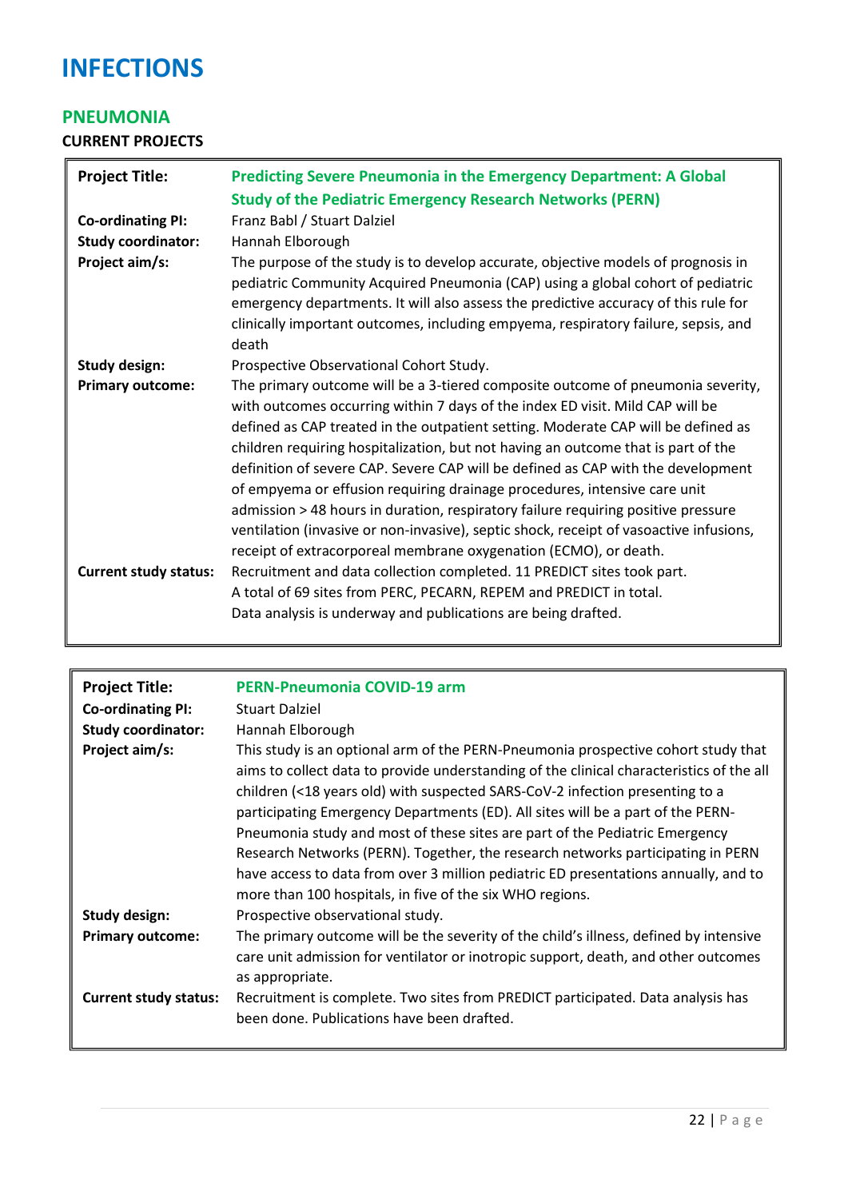# INFECTIONS

## PNEUMONIA

### CURRENT PROJECTS

| | |
|---|---|
| **Project Title:** | **Predicting Severe Pneumonia in the Emergency Department: A Global Study of the Pediatric Emergency Research Networks (PERN)** |
| **Co-ordinating PI:** | Franz Babl / Stuart Dalziel |
| **Study coordinator:** | Hannah Elborough |
| **Project aim/s:** | The purpose of the study is to develop accurate, objective models of prognosis in pediatric Community Acquired Pneumonia (CAP) using a global cohort of pediatric emergency departments. It will also assess the predictive accuracy of this rule for clinically important outcomes, including empyema, respiratory failure, sepsis, and death |
| **Study design:** | Prospective Observational Cohort Study. |
| **Primary outcome:** | The primary outcome will be a 3-tiered composite outcome of pneumonia severity, with outcomes occurring within 7 days of the index ED visit. Mild CAP will be defined as CAP treated in the outpatient setting. Moderate CAP will be defined as children requiring hospitalization, but not having an outcome that is part of the definition of severe CAP. Severe CAP will be defined as CAP with the development of empyema or effusion requiring drainage procedures, intensive care unit admission > 48 hours in duration, respiratory failure requiring positive pressure ventilation (invasive or non-invasive), septic shock, receipt of vasoactive infusions, receipt of extracorporeal membrane oxygenation (ECMO), or death. |
| **Current study status:** | Recruitment and data collection completed. 11 PREDICT sites took part. A total of 69 sites from PERC, PECARN, REPEM and PREDICT in total. Data analysis is underway and publications are being drafted. |

| | |
|---|---|
| **Project Title:** | **PERN-Pneumonia COVID-19 arm** |
| **Co-ordinating PI:** | Stuart Dalziel |
| **Study coordinator:** | Hannah Elborough |
| **Project aim/s:** | This study is an optional arm of the PERN-Pneumonia prospective cohort study that aims to collect data to provide understanding of the clinical characteristics of the all children (<18 years old) with suspected SARS-CoV-2 infection presenting to a participating Emergency Departments (ED). All sites will be a part of the PERN-Pneumonia study and most of these sites are part of the Pediatric Emergency Research Networks (PERN). Together, the research networks participating in PERN have access to data from over 3 million pediatric ED presentations annually, and to more than 100 hospitals, in five of the six WHO regions. |
| **Study design:** | Prospective observational study. |
| **Primary outcome:** | The primary outcome will be the severity of the child's illness, defined by intensive care unit admission for ventilator or inotropic support, death, and other outcomes as appropriate. |
| **Current study status:** | Recruitment is complete. Two sites from PREDICT participated. Data analysis has been done. Publications have been drafted. |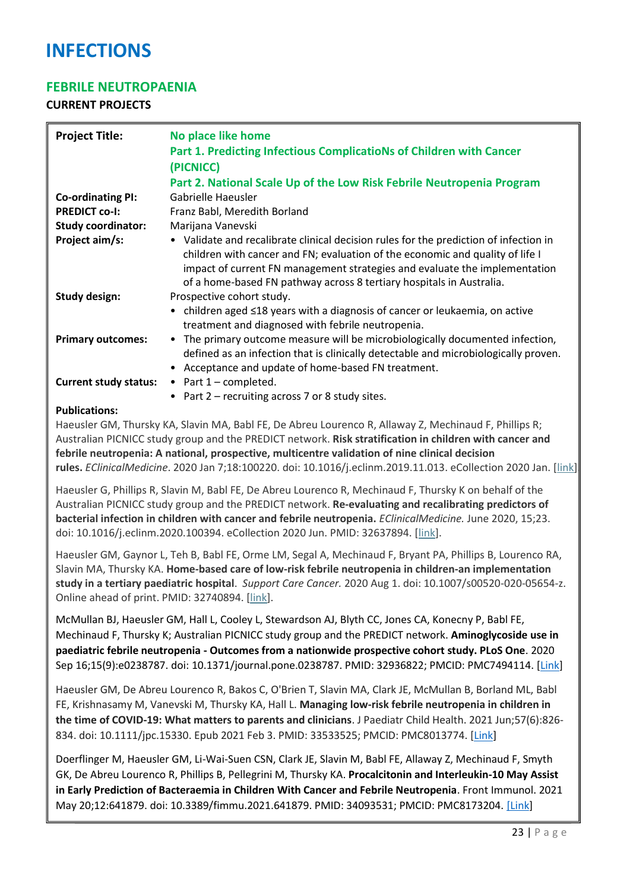# INFECTIONS

## FEBRILE NEUTROPAENIA

### CURRENT PROJECTS

| | |
|---|---|
| **Project Title:** | **No place like home**<br>**Part 1. Predicting Infectious ComplicatioNs of Children with Cancer (PICNICC)**<br>**Part 2. National Scale Up of the Low Risk Febrile Neutropenia Program** |
| **Co-ordinating PI:** | Gabrielle Haeusler |
| **PREDICT co-I:** | Franz Babl, Meredith Borland |
| **Study coordinator:** | Marijana Vanevski |
| **Project aim/s:** | • Validate and recalibrate clinical decision rules for the prediction of infection in children with cancer and FN; evaluation of the economic and quality of life I impact of current FN management strategies and evaluate the implementation of a home-based FN pathway across 8 tertiary hospitals in Australia. |
| **Study design:** | Prospective cohort study.<br>• children aged ≤18 years with a diagnosis of cancer or leukaemia, on active treatment and diagnosed with febrile neutropenia. |
| **Primary outcomes:** | • The primary outcome measure will be microbiologically documented infection, defined as an infection that is clinically detectable and microbiologically proven.<br>• Acceptance and update of home-based FN treatment. |
| **Current study status:** | • Part 1 – completed.<br>• Part 2 – recruiting across 7 or 8 study sites. |

**Publications:**

Haeusler GM, Thursky KA, Slavin MA, Babl FE, De Abreu Lourenco R, Allaway Z, Mechinaud F, Phillips R; Australian PICNICC study group and the PREDICT network. **Risk stratification in children with cancer and febrile neutropenia: A national, prospective, multicentre validation of nine clinical decision rules.** *EClinicalMedicine*. 2020 Jan 7;18:100220. doi: 10.1016/j.eclinm.2019.11.013. eCollection 2020 Jan. [link]

Haeusler G, Phillips R, Slavin M, Babl FE, De Abreu Lourenco R, Mechinaud F, Thursky K on behalf of the Australian PICNICC study group and the PREDICT network. **Re-evaluating and recalibrating predictors of bacterial infection in children with cancer and febrile neutropenia.** *EClinicalMedicine.* June 2020, 15;23. doi: 10.1016/j.eclinm.2020.100394. eCollection 2020 Jun. PMID: 32637894. [link].

Haeusler GM, Gaynor L, Teh B, Babl FE, Orme LM, Segal A, Mechinaud F, Bryant PA, Phillips B, Lourenco RA, Slavin MA, Thursky KA. **Home-based care of low-risk febrile neutropenia in children-an implementation study in a tertiary paediatric hospital**. *Support Care Cancer.* 2020 Aug 1. doi: 10.1007/s00520-020-05654-z. Online ahead of print. PMID: 32740894. [link].

McMullan BJ, Haeusler GM, Hall L, Cooley L, Stewardson AJ, Blyth CC, Jones CA, Konecny P, Babl FE, Mechinaud F, Thursky K; Australian PICNICC study group and the PREDICT network. **Aminoglycoside use in paediatric febrile neutropenia - Outcomes from a nationwide prospective cohort study. PLoS One**. 2020 Sep 16;15(9):e0238787. doi: 10.1371/journal.pone.0238787. PMID: 32936822; PMCID: PMC7494114. [Link]

Haeusler GM, De Abreu Lourenco R, Bakos C, O'Brien T, Slavin MA, Clark JE, McMullan B, Borland ML, Babl FE, Krishnasamy M, Vanevski M, Thursky KA, Hall L. **Managing low-risk febrile neutropenia in children in the time of COVID-19: What matters to parents and clinicians**. J Paediatr Child Health. 2021 Jun;57(6):826-834. doi: 10.1111/jpc.15330. Epub 2021 Feb 3. PMID: 33533525; PMCID: PMC8013774. [Link]

Doerflinger M, Haeusler GM, Li-Wai-Suen CSN, Clark JE, Slavin M, Babl FE, Allaway Z, Mechinaud F, Smyth GK, De Abreu Lourenco R, Phillips B, Pellegrini M, Thursky KA. **Procalcitonin and Interleukin-10 May Assist in Early Prediction of Bacteraemia in Children With Cancer and Febrile Neutropenia**. Front Immunol. 2021 May 20;12:641879. doi: 10.3389/fimmu.2021.641879. PMID: 34093531; PMCID: PMC8173204. [Link]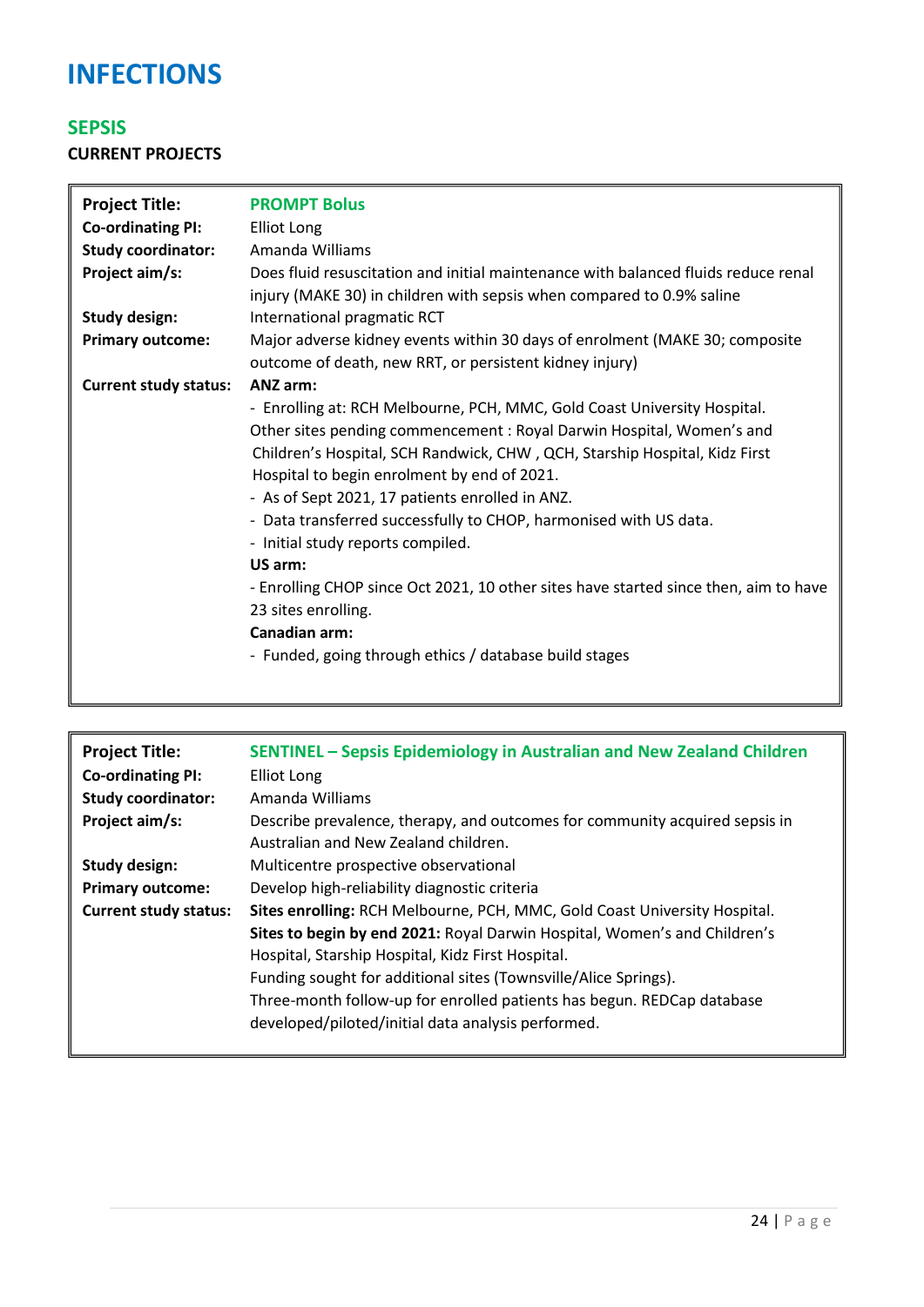# INFECTIONS

## SEPSIS

### CURRENT PROJECTS

| | |
|---|---|
| **Project Title:** | **PROMPT Bolus** |
| **Co-ordinating PI:** | Elliot Long |
| **Study coordinator:** | Amanda Williams |
| **Project aim/s:** | Does fluid resuscitation and initial maintenance with balanced fluids reduce renal injury (MAKE 30) in children with sepsis when compared to 0.9% saline |
| **Study design:** | International pragmatic RCT |
| **Primary outcome:** | Major adverse kidney events within 30 days of enrolment (MAKE 30; composite outcome of death, new RRT, or persistent kidney injury) |
| **Current study status:** | **ANZ arm:**<br>- Enrolling at: RCH Melbourne, PCH, MMC, Gold Coast University Hospital. Other sites pending commencement : Royal Darwin Hospital, Women's and Children's Hospital, SCH Randwick, CHW , QCH, Starship Hospital, Kidz First Hospital to begin enrolment by end of 2021.<br>- As of Sept 2021, 17 patients enrolled in ANZ.<br>- Data transferred successfully to CHOP, harmonised with US data.<br>- Initial study reports compiled.<br>**US arm:**<br>- Enrolling CHOP since Oct 2021, 10 other sites have started since then, aim to have 23 sites enrolling.<br>**Canadian arm:**<br>- Funded, going through ethics / database build stages |

| | |
|---|---|
| **Project Title:** | **SENTINEL – Sepsis Epidemiology in Australian and New Zealand Children** |
| **Co-ordinating PI:** | Elliot Long |
| **Study coordinator:** | Amanda Williams |
| **Project aim/s:** | Describe prevalence, therapy, and outcomes for community acquired sepsis in Australian and New Zealand children. |
| **Study design:** | Multicentre prospective observational |
| **Primary outcome:** | Develop high-reliability diagnostic criteria |
| **Current study status:** | **Sites enrolling:** RCH Melbourne, PCH, MMC, Gold Coast University Hospital.<br>**Sites to begin by end 2021:** Royal Darwin Hospital, Women's and Children's Hospital, Starship Hospital, Kidz First Hospital.<br>Funding sought for additional sites (Townsville/Alice Springs).<br>Three-month follow-up for enrolled patients has begun. REDCap database developed/piloted/initial data analysis performed. |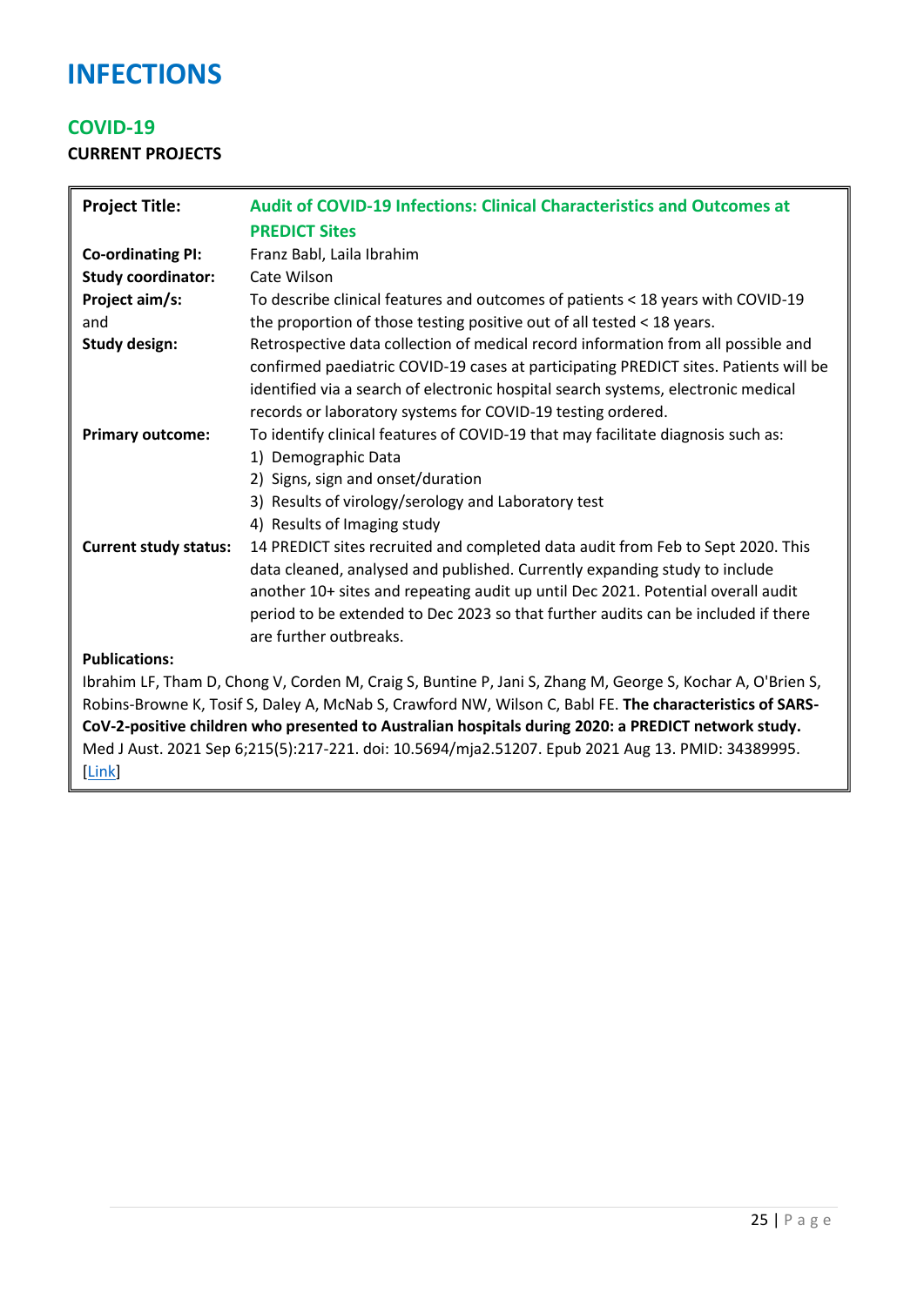# INFECTIONS

## COVID-19

### CURRENT PROJECTS

| | |
|---|---|
| **Project Title:** | **Audit of COVID-19 Infections: Clinical Characteristics and Outcomes at PREDICT Sites** |
| **Co-ordinating PI:** | Franz Babl, Laila Ibrahim |
| **Study coordinator:** | Cate Wilson |
| **Project aim/s:** and | To describe clinical features and outcomes of patients < 18 years with COVID-19 the proportion of those testing positive out of all tested < 18 years. |
| **Study design:** | Retrospective data collection of medical record information from all possible and confirmed paediatric COVID-19 cases at participating PREDICT sites. Patients will be identified via a search of electronic hospital search systems, electronic medical records or laboratory systems for COVID-19 testing ordered. |
| **Primary outcome:** | To identify clinical features of COVID-19 that may facilitate diagnosis such as: 1) Demographic Data 2) Signs, sign and onset/duration 3) Results of virology/serology and Laboratory test 4) Results of Imaging study |
| **Current study status:** | 14 PREDICT sites recruited and completed data audit from Feb to Sept 2020. This data cleaned, analysed and published. Currently expanding study to include another 10+ sites and repeating audit up until Dec 2021. Potential overall audit period to be extended to Dec 2023 so that further audits can be included if there are further outbreaks. |

**Publications:**

Ibrahim LF, Tham D, Chong V, Corden M, Craig S, Buntine P, Jani S, Zhang M, George S, Kochar A, O'Brien S, Robins-Browne K, Tosif S, Daley A, McNab S, Crawford NW, Wilson C, Babl FE. **The characteristics of SARS-CoV-2-positive children who presented to Australian hospitals during 2020: a PREDICT network study.** Med J Aust. 2021 Sep 6;215(5):217-221. doi: 10.5694/mja2.51207. Epub 2021 Aug 13. PMID: 34389995. [Link]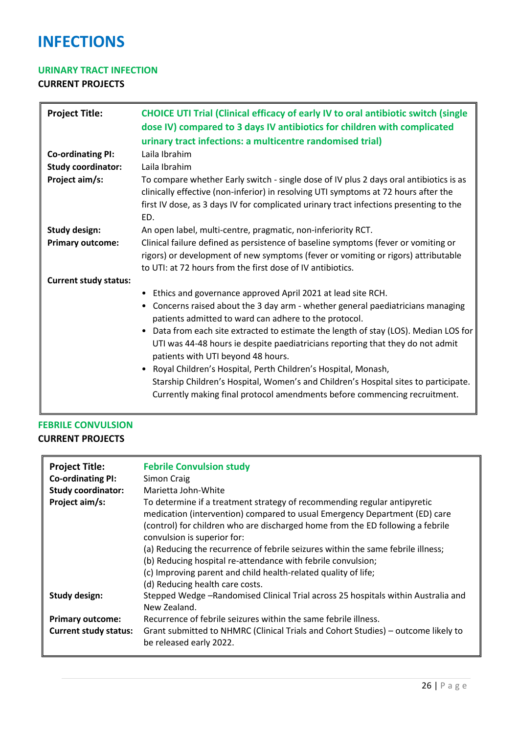# INFECTIONS

## URINARY TRACT INFECTION

### CURRENT PROJECTS

| | |
|---|---|
| **Project Title:** | **CHOICE UTI Trial (Clinical efficacy of early IV to oral antibiotic switch (single dose IV) compared to 3 days IV antibiotics for children with complicated urinary tract infections: a multicentre randomised trial)** |
| **Co-ordinating PI:** | Laila Ibrahim |
| **Study coordinator:** | Laila Ibrahim |
| **Project aim/s:** | To compare whether Early switch - single dose of IV plus 2 days oral antibiotics is as clinically effective (non-inferior) in resolving UTI symptoms at 72 hours after the first IV dose, as 3 days IV for complicated urinary tract infections presenting to the ED. |
| **Study design:** | An open label, multi-centre, pragmatic, non-inferiority RCT. |
| **Primary outcome:** | Clinical failure defined as persistence of baseline symptoms (fever or vomiting or rigors) or development of new symptoms (fever or vomiting or rigors) attributable to UTI: at 72 hours from the first dose of IV antibiotics. |
| **Current study status:** | • Ethics and governance approved April 2021 at lead site RCH.<br>• Concerns raised about the 3 day arm - whether general paediatricians managing patients admitted to ward can adhere to the protocol.<br>• Data from each site extracted to estimate the length of stay (LOS). Median LOS for UTI was 44-48 hours ie despite paediatricians reporting that they do not admit patients with UTI beyond 48 hours.<br>• Royal Children's Hospital, Perth Children's Hospital, Monash, Starship Children's Hospital, Women's and Children's Hospital sites to participate. Currently making final protocol amendments before commencing recruitment. |

## FEBRILE CONVULSION

### CURRENT PROJECTS

| | |
|---|---|
| **Project Title:** | **Febrile Convulsion study** |
| **Co-ordinating PI:** | Simon Craig |
| **Study coordinator:** | Marietta John-White |
| **Project aim/s:** | To determine if a treatment strategy of recommending regular antipyretic medication (intervention) compared to usual Emergency Department (ED) care (control) for children who are discharged home from the ED following a febrile convulsion is superior for:<br>(a) Reducing the recurrence of febrile seizures within the same febrile illness;<br>(b) Reducing hospital re-attendance with febrile convulsion;<br>(c) Improving parent and child health-related quality of life;<br>(d) Reducing health care costs. |
| **Study design:** | Stepped Wedge –Randomised Clinical Trial across 25 hospitals within Australia and New Zealand. |
| **Primary outcome:** | Recurrence of febrile seizures within the same febrile illness. |
| **Current study status:** | Grant submitted to NHMRC (Clinical Trials and Cohort Studies) – outcome likely to be released early 2022. |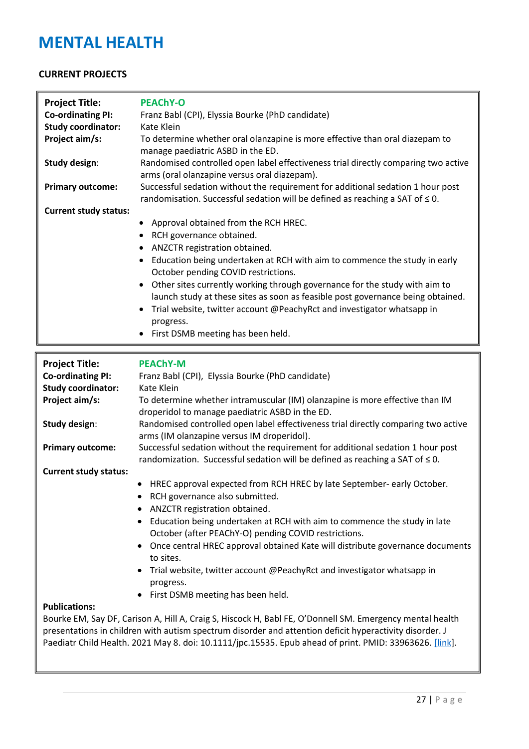# MENTAL HEALTH

## CURRENT PROJECTS

**Project Title:** PEAChY-O

**Co-ordinating PI:** Franz Babl (CPI), Elyssia Bourke (PhD candidate)

**Study coordinator:** Kate Klein

**Project aim/s:** To determine whether oral olanzapine is more effective than oral diazepam to manage paediatric ASBD in the ED.

**Study design:** Randomised controlled open label effectiveness trial directly comparing two active arms (oral olanzapine versus oral diazepam).

**Primary outcome:** Successful sedation without the requirement for additional sedation 1 hour post randomisation. Successful sedation will be defined as reaching a SAT of ≤ 0.

**Current study status:**

- Approval obtained from the RCH HREC.
- RCH governance obtained.
- ANZCTR registration obtained.
- Education being undertaken at RCH with aim to commence the study in early October pending COVID restrictions.
- Other sites currently working through governance for the study with aim to launch study at these sites as soon as feasible post governance being obtained.
- Trial website, twitter account @PeachyRct and investigator whatsapp in progress.
- First DSMB meeting has been held.

---

**Project Title:** PEAChY-M

**Co-ordinating PI:** Franz Babl (CPI), Elyssia Bourke (PhD candidate)

**Study coordinator:** Kate Klein

**Project aim/s:** To determine whether intramuscular (IM) olanzapine is more effective than IM droperidol to manage paediatric ASBD in the ED.

**Study design:** Randomised controlled open label effectiveness trial directly comparing two active arms (IM olanzapine versus IM droperidol).

**Primary outcome:** Successful sedation without the requirement for additional sedation 1 hour post randomization. Successful sedation will be defined as reaching a SAT of ≤ 0.

**Current study status:**

- HREC approval expected from RCH HREC by late September- early October.
- RCH governance also submitted.
- ANZCTR registration obtained.
- Education being undertaken at RCH with aim to commence the study in late October (after PEAChY-O) pending COVID restrictions.
- Once central HREC approval obtained Kate will distribute governance documents to sites.
- Trial website, twitter account @PeachyRct and investigator whatsapp in progress.
- First DSMB meeting has been held.

**Publications:**

Bourke EM, Say DF, Carison A, Hill A, Craig S, Hiscock H, Babl FE, O'Donnell SM. Emergency mental health presentations in children with autism spectrum disorder and attention deficit hyperactivity disorder. J Paediatr Child Health. 2021 May 8. doi: 10.1111/jpc.15535. Epub ahead of print. PMID: 33963626. [link].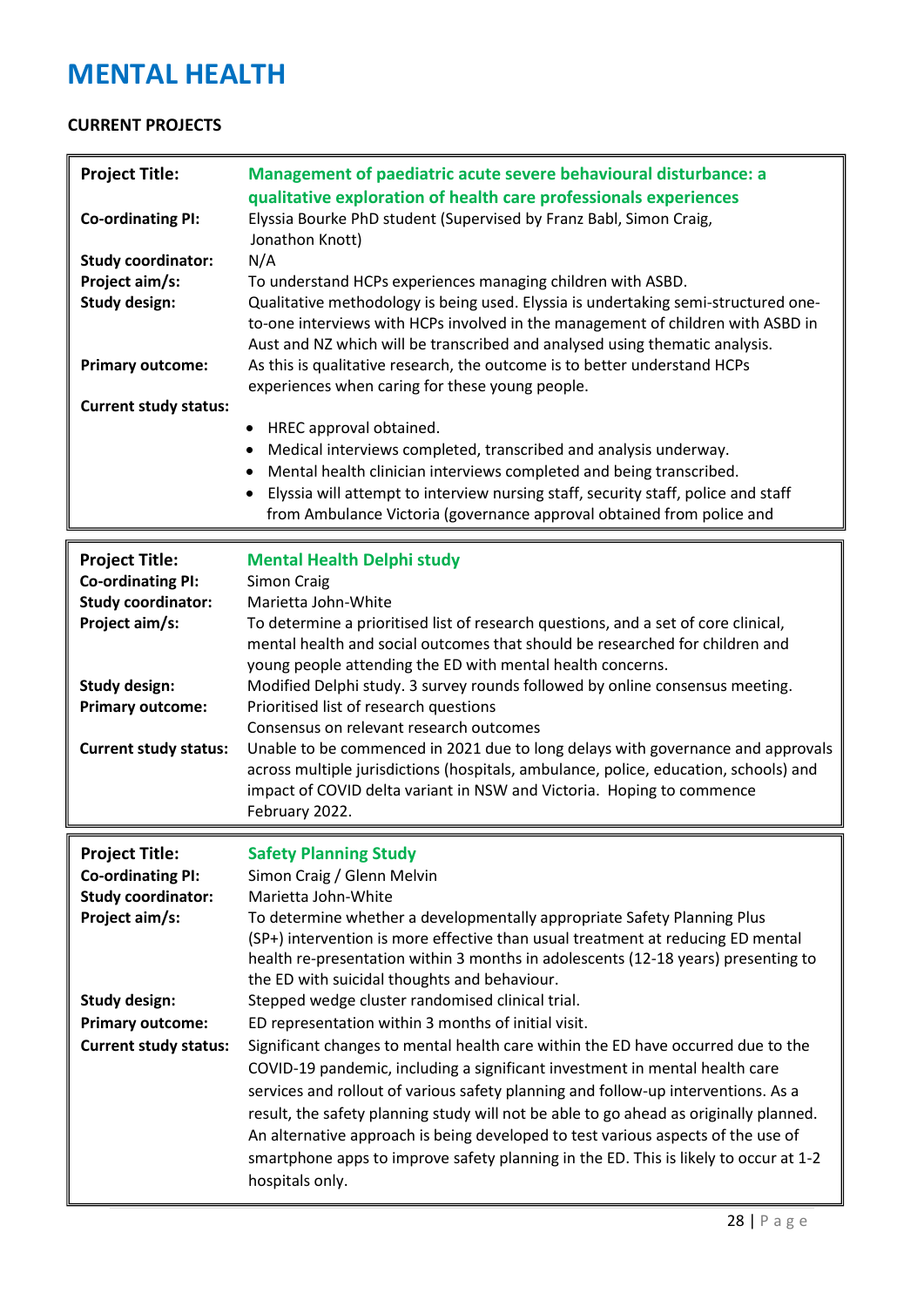# MENTAL HEALTH

## CURRENT PROJECTS

| | |
|---|---|
| **Project Title:** | **Management of paediatric acute severe behavioural disturbance: a qualitative exploration of health care professionals experiences** |
| **Co-ordinating PI:** | Elyssia Bourke PhD student (Supervised by Franz Babl, Simon Craig, Jonathon Knott) |
| **Study coordinator:** | N/A |
| **Project aim/s:** | To understand HCPs experiences managing children with ASBD. |
| **Study design:** | Qualitative methodology is being used. Elyssia is undertaking semi-structured one-to-one interviews with HCPs involved in the management of children with ASBD in Aust and NZ which will be transcribed and analysed using thematic analysis. |
| **Primary outcome:** | As this is qualitative research, the outcome is to better understand HCPs experiences when caring for these young people. |
| **Current study status:** | • HREC approval obtained.<br>• Medical interviews completed, transcribed and analysis underway.<br>• Mental health clinician interviews completed and being transcribed.<br>• Elyssia will attempt to interview nursing staff, security staff, police and staff from Ambulance Victoria (governance approval obtained from police and |

| | |
|---|---|
| **Project Title:** | **Mental Health Delphi study** |
| **Co-ordinating PI:** | Simon Craig |
| **Study coordinator:** | Marietta John-White |
| **Project aim/s:** | To determine a prioritised list of research questions, and a set of core clinical, mental health and social outcomes that should be researched for children and young people attending the ED with mental health concerns. |
| **Study design:** | Modified Delphi study. 3 survey rounds followed by online consensus meeting. |
| **Primary outcome:** | Prioritised list of research questions<br>Consensus on relevant research outcomes |
| **Current study status:** | Unable to be commenced in 2021 due to long delays with governance and approvals across multiple jurisdictions (hospitals, ambulance, police, education, schools) and impact of COVID delta variant in NSW and Victoria. Hoping to commence February 2022. |

| | |
|---|---|
| **Project Title:** | **Safety Planning Study** |
| **Co-ordinating PI:** | Simon Craig / Glenn Melvin |
| **Study coordinator:** | Marietta John-White |
| **Project aim/s:** | To determine whether a developmentally appropriate Safety Planning Plus (SP+) intervention is more effective than usual treatment at reducing ED mental health re-presentation within 3 months in adolescents (12-18 years) presenting to the ED with suicidal thoughts and behaviour. |
| **Study design:** | Stepped wedge cluster randomised clinical trial. |
| **Primary outcome:** | ED representation within 3 months of initial visit. |
| **Current study status:** | Significant changes to mental health care within the ED have occurred due to the COVID-19 pandemic, including a significant investment in mental health care services and rollout of various safety planning and follow-up interventions. As a result, the safety planning study will not be able to go ahead as originally planned. An alternative approach is being developed to test various aspects of the use of smartphone apps to improve safety planning in the ED. This is likely to occur at 1-2 hospitals only. |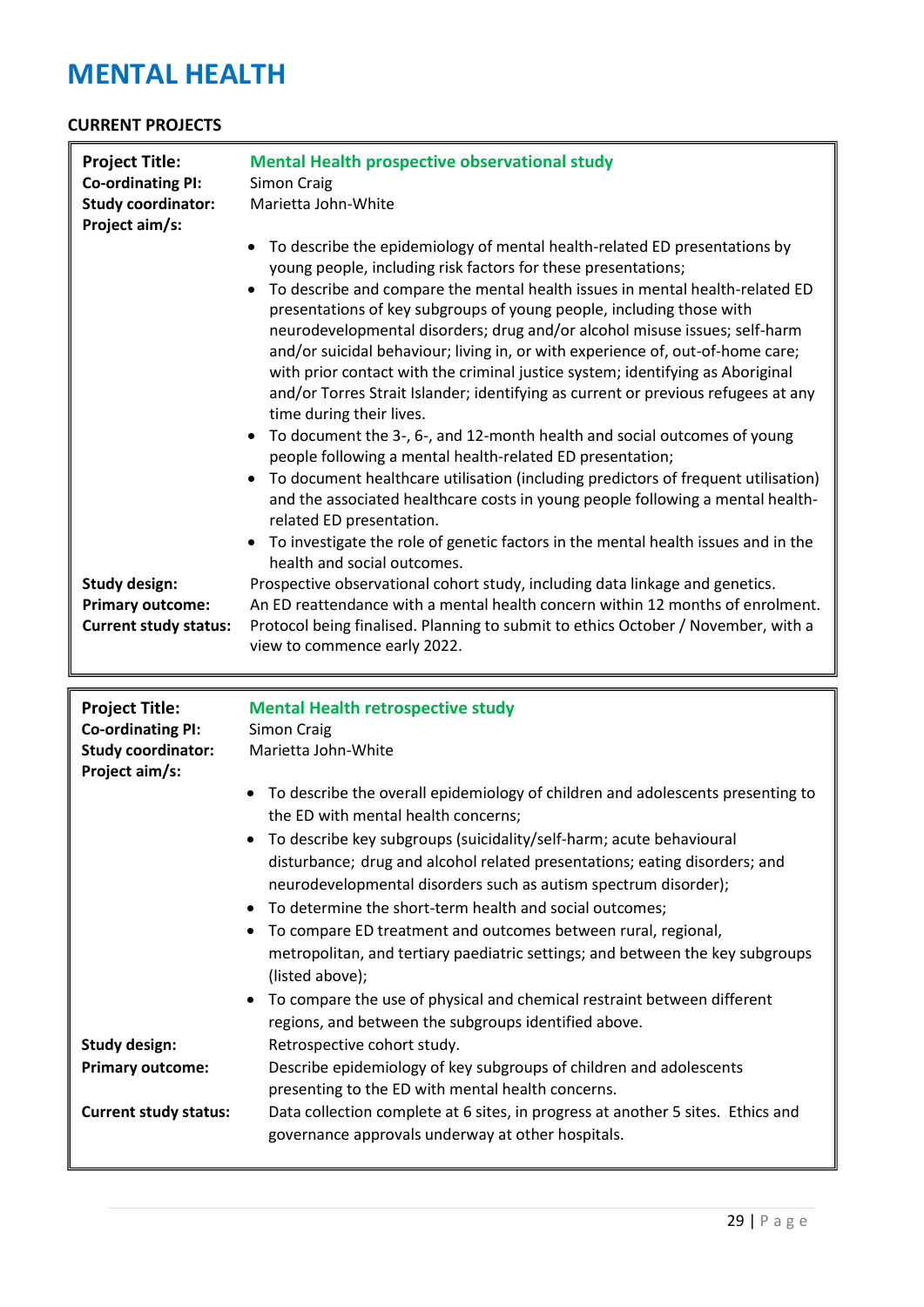# MENTAL HEALTH

## CURRENT PROJECTS

| | |
|---|---|
| **Project Title:** | **Mental Health prospective observational study** |
| **Co-ordinating PI:** | Simon Craig |
| **Study coordinator:** | Marietta John-White |
| **Project aim/s:** | • To describe the epidemiology of mental health-related ED presentations by young people, including risk factors for these presentations;<br>• To describe and compare the mental health issues in mental health-related ED presentations of key subgroups of young people, including those with neurodevelopmental disorders; drug and/or alcohol misuse issues; self-harm and/or suicidal behaviour; living in, or with experience of, out-of-home care; with prior contact with the criminal justice system; identifying as Aboriginal and/or Torres Strait Islander; identifying as current or previous refugees at any time during their lives.<br>• To document the 3-, 6-, and 12-month health and social outcomes of young people following a mental health-related ED presentation;<br>• To document healthcare utilisation (including predictors of frequent utilisation) and the associated healthcare costs in young people following a mental health-related ED presentation.<br>• To investigate the role of genetic factors in the mental health issues and in the health and social outcomes. |
| **Study design:** | Prospective observational cohort study, including data linkage and genetics. |
| **Primary outcome:** | An ED reattendance with a mental health concern within 12 months of enrolment. |
| **Current study status:** | Protocol being finalised. Planning to submit to ethics October / November, with a view to commence early 2022. |

| | |
|---|---|
| **Project Title:** | **Mental Health retrospective study** |
| **Co-ordinating PI:** | Simon Craig |
| **Study coordinator:** | Marietta John-White |
| **Project aim/s:** | • To describe the overall epidemiology of children and adolescents presenting to the ED with mental health concerns;<br>• To describe key subgroups (suicidality/self-harm; acute behavioural disturbance; drug and alcohol related presentations; eating disorders; and neurodevelopmental disorders such as autism spectrum disorder);<br>• To determine the short-term health and social outcomes;<br>• To compare ED treatment and outcomes between rural, regional, metropolitan, and tertiary paediatric settings; and between the key subgroups (listed above);<br>• To compare the use of physical and chemical restraint between different regions, and between the subgroups identified above. |
| **Study design:** | Retrospective cohort study. |
| **Primary outcome:** | Describe epidemiology of key subgroups of children and adolescents presenting to the ED with mental health concerns. |
| **Current study status:** | Data collection complete at 6 sites, in progress at another 5 sites. Ethics and governance approvals underway at other hospitals. |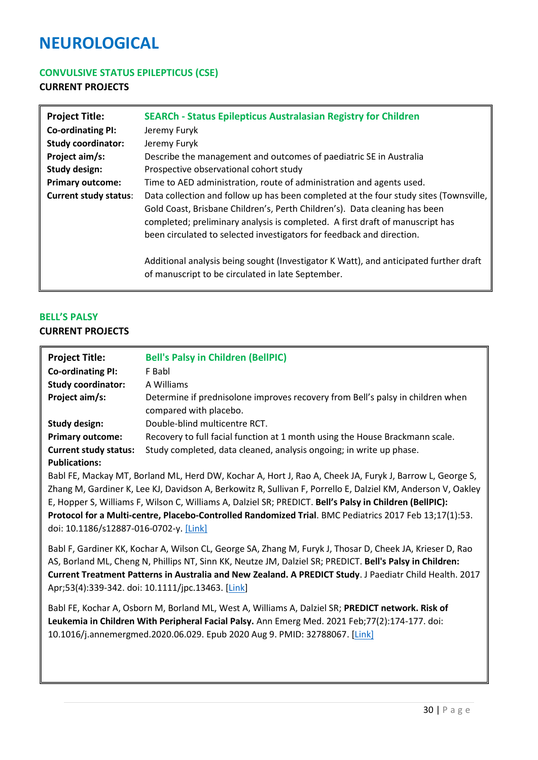# NEUROLOGICAL

## CONVULSIVE STATUS EPILEPTICUS (CSE)

### CURRENT PROJECTS

| | |
|---|---|
| **Project Title:** | **SEARCh - Status Epilepticus Australasian Registry for Children** |
| **Co-ordinating PI:** | Jeremy Furyk |
| **Study coordinator:** | Jeremy Furyk |
| **Project aim/s:** | Describe the management and outcomes of paediatric SE in Australia |
| **Study design:** | Prospective observational cohort study |
| **Primary outcome:** | Time to AED administration, route of administration and agents used. |
| **Current study status**: | Data collection and follow up has been completed at the four study sites (Townsville, Gold Coast, Brisbane Children's, Perth Children's). Data cleaning has been completed; preliminary analysis is completed. A first draft of manuscript has been circulated to selected investigators for feedback and direction.<br><br>Additional analysis being sought (Investigator K Watt), and anticipated further draft of manuscript to be circulated in late September. |

## BELL'S PALSY

### CURRENT PROJECTS

| | |
|---|---|
| **Project Title:** | **Bell's Palsy in Children (BellPIC)** |
| **Co-ordinating PI:** | F Babl |
| **Study coordinator:** | A Williams |
| **Project aim/s:** | Determine if prednisolone improves recovery from Bell's palsy in children when compared with placebo. |
| **Study design:** | Double-blind multicentre RCT. |
| **Primary outcome:** | Recovery to full facial function at 1 month using the House Brackmann scale. |
| **Current study status:** | Study completed, data cleaned, analysis ongoing; in write up phase. |
| **Publications:** | |

Babl FE, Mackay MT, Borland ML, Herd DW, Kochar A, Hort J, Rao A, Cheek JA, Furyk J, Barrow L, George S, Zhang M, Gardiner K, Lee KJ, Davidson A, Berkowitz R, Sullivan F, Porrello E, Dalziel KM, Anderson V, Oakley E, Hopper S, Williams F, Wilson C, Williams A, Dalziel SR; PREDICT. **Bell's Palsy in Children (BellPIC): Protocol for a Multi-centre, Placebo-Controlled Randomized Trial**. BMC Pediatrics 2017 Feb 13;17(1):53. doi: 10.1186/s12887-016-0702-y. [Link]

Babl F, Gardiner KK, Kochar A, Wilson CL, George SA, Zhang M, Furyk J, Thosar D, Cheek JA, Krieser D, Rao AS, Borland ML, Cheng N, Phillips NT, Sinn KK, Neutze JM, Dalziel SR; PREDICT. **Bell's Palsy in Children: Current Treatment Patterns in Australia and New Zealand. A PREDICT Study**. J Paediatr Child Health. 2017 Apr;53(4):339-342. doi: 10.1111/jpc.13463. [Link]

Babl FE, Kochar A, Osborn M, Borland ML, West A, Williams A, Dalziel SR; **PREDICT network. Risk of Leukemia in Children With Peripheral Facial Palsy.** Ann Emerg Med. 2021 Feb;77(2):174-177. doi: 10.1016/j.annemergmed.2020.06.029. Epub 2020 Aug 9. PMID: 32788067. [Link]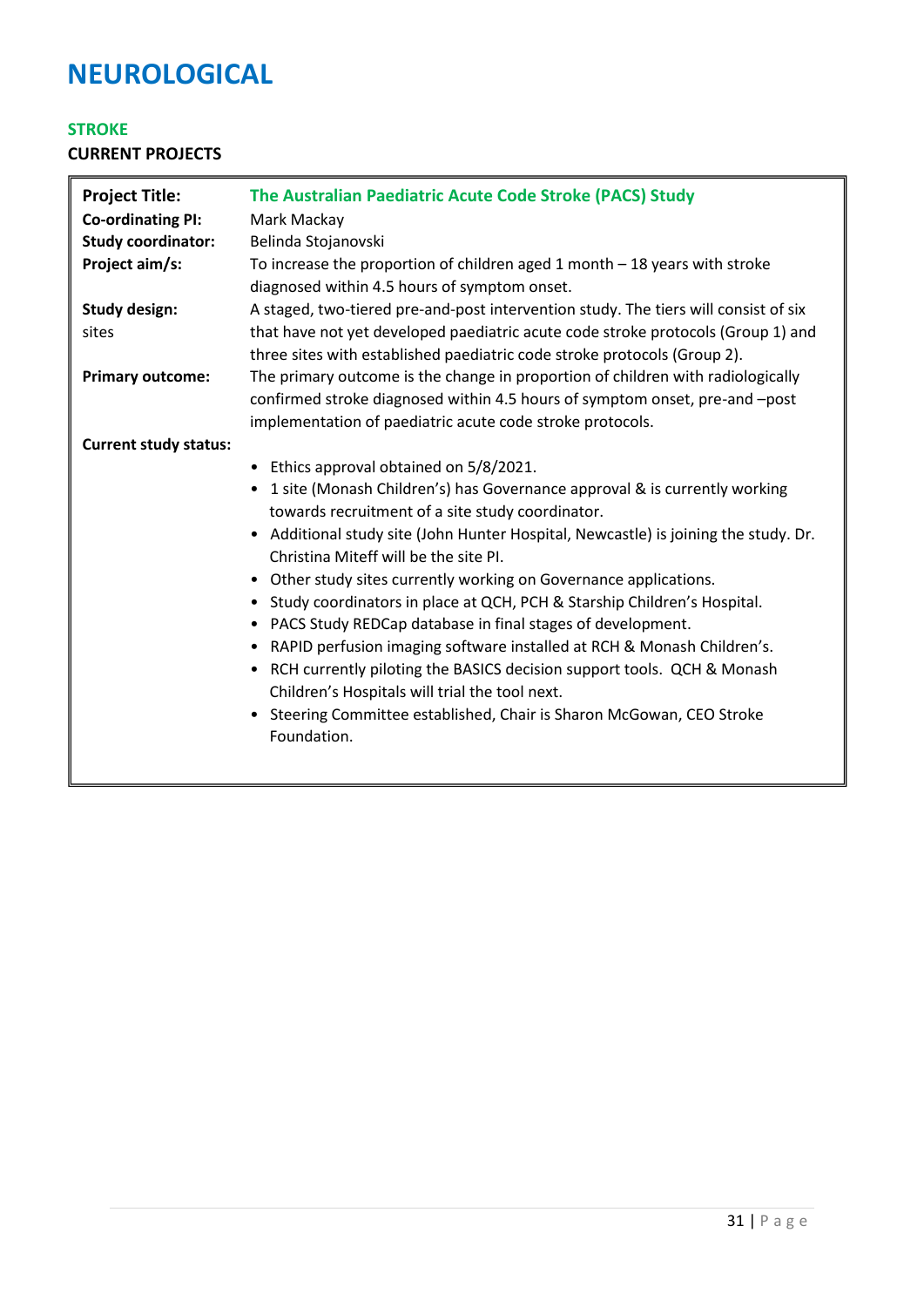# NEUROLOGICAL

## STROKE

### CURRENT PROJECTS

| | |
|---|---|
| **Project Title:** | **The Australian Paediatric Acute Code Stroke (PACS) Study** |
| **Co-ordinating PI:** | Mark Mackay |
| **Study coordinator:** | Belinda Stojanovski |
| **Project aim/s:** | To increase the proportion of children aged 1 month – 18 years with stroke diagnosed within 4.5 hours of symptom onset. |
| **Study design:** | A staged, two-tiered pre-and-post intervention study. The tiers will consist of six sites that have not yet developed paediatric acute code stroke protocols (Group 1) and three sites with established paediatric code stroke protocols (Group 2). |
| **Primary outcome:** | The primary outcome is the change in proportion of children with radiologically confirmed stroke diagnosed within 4.5 hours of symptom onset, pre-and –post implementation of paediatric acute code stroke protocols. |
| **Current study status:** | • Ethics approval obtained on 5/8/2021.<br>• 1 site (Monash Children's) has Governance approval & is currently working towards recruitment of a site study coordinator.<br>• Additional study site (John Hunter Hospital, Newcastle) is joining the study. Dr. Christina Miteff will be the site PI.<br>• Other study sites currently working on Governance applications.<br>• Study coordinators in place at QCH, PCH & Starship Children's Hospital.<br>• PACS Study REDCap database in final stages of development.<br>• RAPID perfusion imaging software installed at RCH & Monash Children's.<br>• RCH currently piloting the BASICS decision support tools. QCH & Monash Children's Hospitals will trial the tool next.<br>• Steering Committee established, Chair is Sharon McGowan, CEO Stroke Foundation. |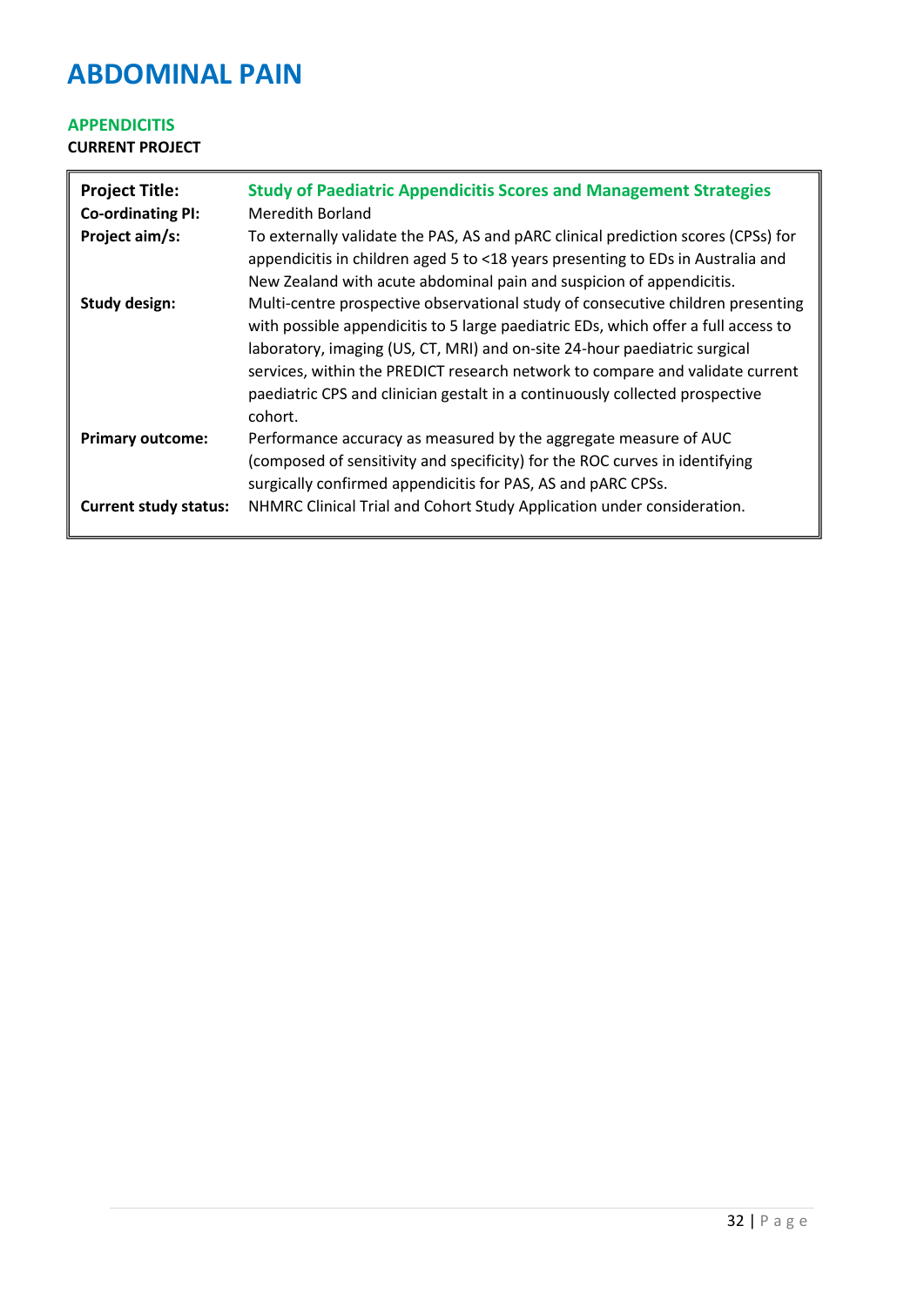# ABDOMINAL PAIN

## APPENDICITIS

**CURRENT PROJECT**

| | |
|---|---|
| **Project Title:** | **Study of Paediatric Appendicitis Scores and Management Strategies** |
| **Co-ordinating PI:** | Meredith Borland |
| **Project aim/s:** | To externally validate the PAS, AS and pARC clinical prediction scores (CPSs) for appendicitis in children aged 5 to <18 years presenting to EDs in Australia and New Zealand with acute abdominal pain and suspicion of appendicitis. |
| **Study design:** | Multi-centre prospective observational study of consecutive children presenting with possible appendicitis to 5 large paediatric EDs, which offer a full access to laboratory, imaging (US, CT, MRI) and on-site 24-hour paediatric surgical services, within the PREDICT research network to compare and validate current paediatric CPS and clinician gestalt in a continuously collected prospective cohort. |
| **Primary outcome:** | Performance accuracy as measured by the aggregate measure of AUC (composed of sensitivity and specificity) for the ROC curves in identifying surgically confirmed appendicitis for PAS, AS and pARC CPSs. |
| **Current study status:** | NHMRC Clinical Trial and Cohort Study Application under consideration. |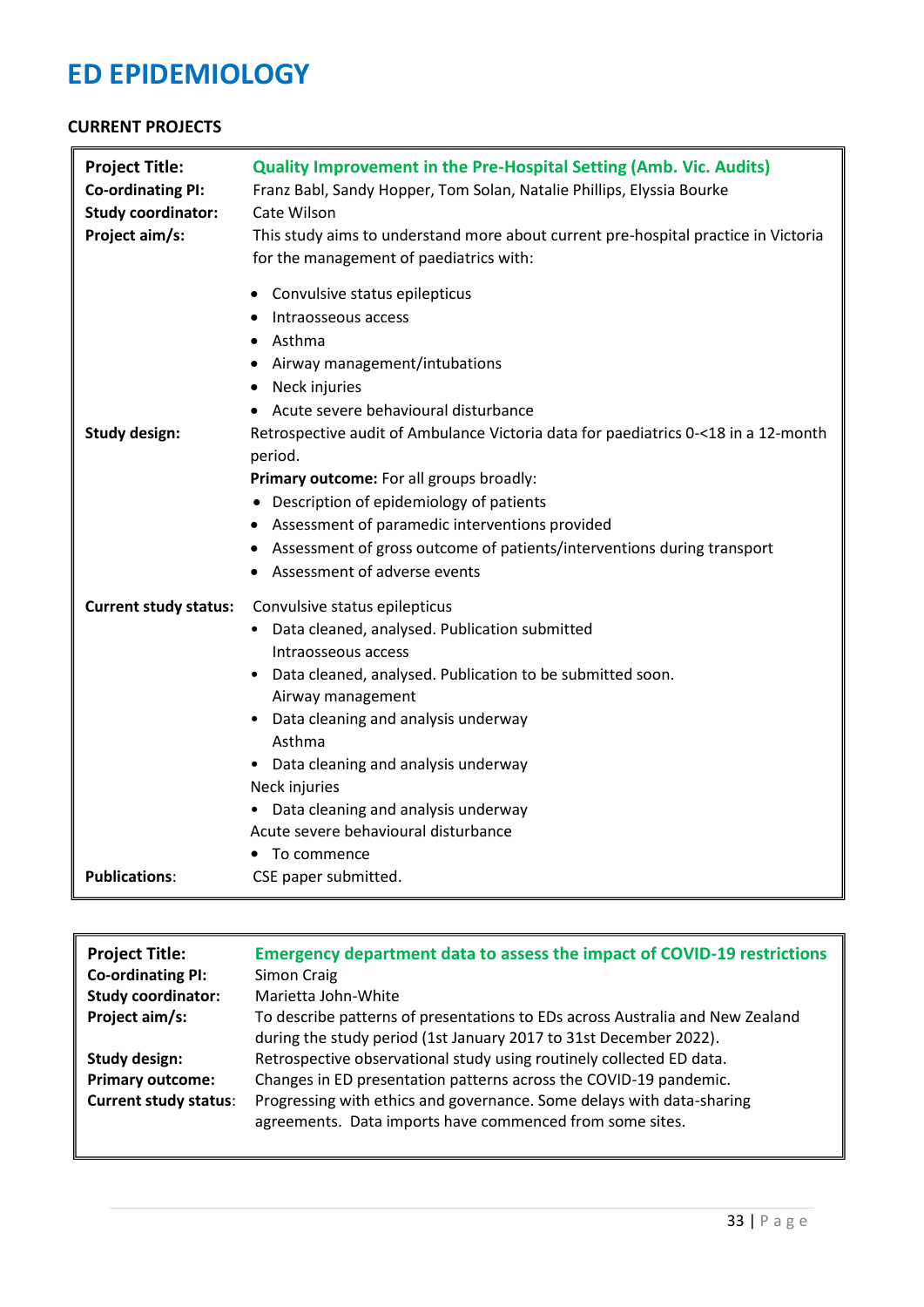# ED EPIDEMIOLOGY

### CURRENT PROJECTS

| | |
|---|---|
| **Project Title:** | **Quality Improvement in the Pre-Hospital Setting (Amb. Vic. Audits)** |
| **Co-ordinating PI:** | Franz Babl, Sandy Hopper, Tom Solan, Natalie Phillips, Elyssia Bourke |
| **Study coordinator:** | Cate Wilson |
| **Project aim/s:** | This study aims to understand more about current pre-hospital practice in Victoria for the management of paediatrics with: <br>• Convulsive status epilepticus <br>• Intraosseous access <br>• Asthma <br>• Airway management/intubations <br>• Neck injuries <br>• Acute severe behavioural disturbance |
| **Study design:** | Retrospective audit of Ambulance Victoria data for paediatrics 0-<18 in a 12-month period. <br>**Primary outcome:** For all groups broadly: <br>• Description of epidemiology of patients <br>• Assessment of paramedic interventions provided <br>• Assessment of gross outcome of patients/interventions during transport <br>• Assessment of adverse events |
| **Current study status:** | Convulsive status epilepticus <br>• Data cleaned, analysed. Publication submitted <br>Intraosseous access <br>• Data cleaned, analysed. Publication to be submitted soon. <br>Airway management <br>• Data cleaning and analysis underway <br>Asthma <br>• Data cleaning and analysis underway <br>Neck injuries <br>• Data cleaning and analysis underway <br>Acute severe behavioural disturbance <br>• To commence |
| **Publications**: | CSE paper submitted. |

| | |
|---|---|
| **Project Title:** | **Emergency department data to assess the impact of COVID-19 restrictions** |
| **Co-ordinating PI:** | Simon Craig |
| **Study coordinator:** | Marietta John-White |
| **Project aim/s:** | To describe patterns of presentations to EDs across Australia and New Zealand during the study period (1st January 2017 to 31st December 2022). |
| **Study design:** | Retrospective observational study using routinely collected ED data. |
| **Primary outcome:** | Changes in ED presentation patterns across the COVID-19 pandemic. |
| **Current study status**: | Progressing with ethics and governance. Some delays with data-sharing agreements. Data imports have commenced from some sites. |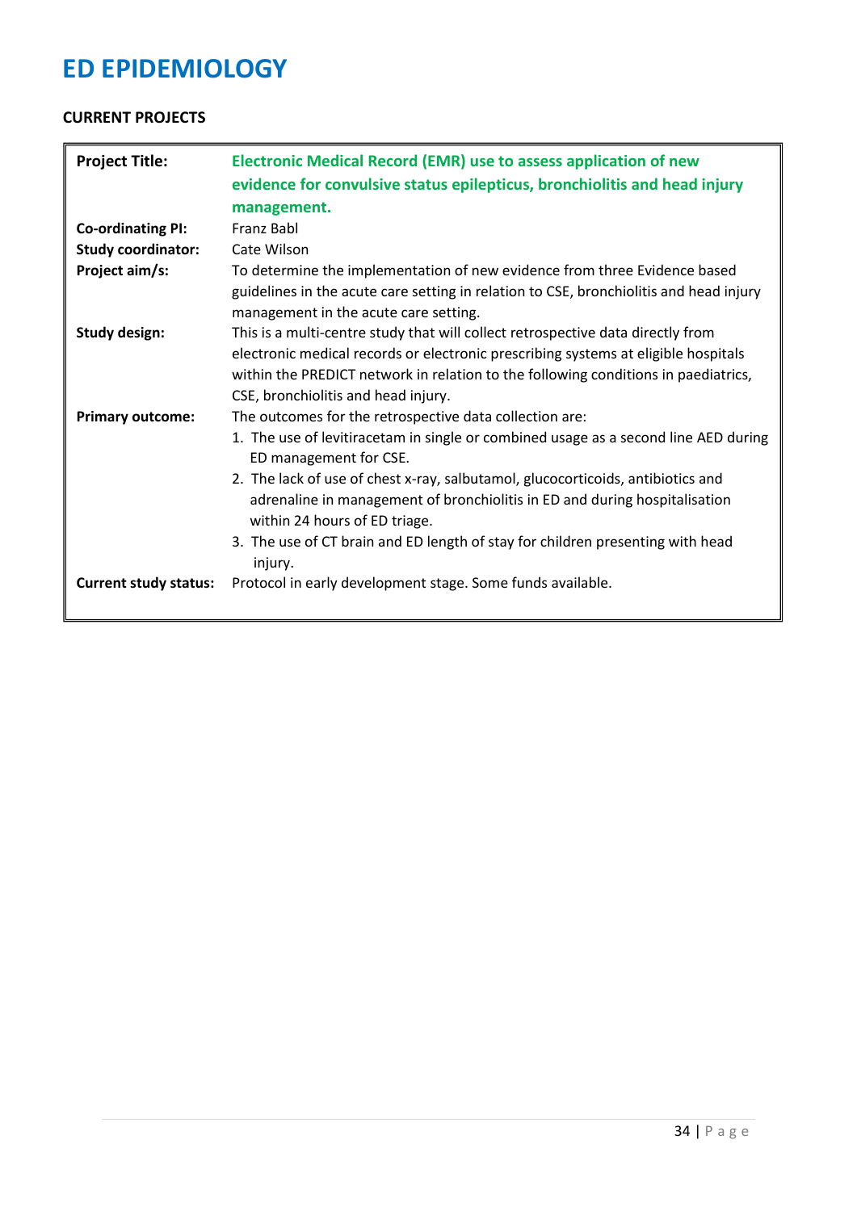# ED EPIDEMIOLOGY

**CURRENT PROJECTS**

| | |
|---|---|
| **Project Title:** | **Electronic Medical Record (EMR) use to assess application of new evidence for convulsive status epilepticus, bronchiolitis and head injury management.** |
| **Co-ordinating PI:** | Franz Babl |
| **Study coordinator:** | Cate Wilson |
| **Project aim/s:** | To determine the implementation of new evidence from three Evidence based guidelines in the acute care setting in relation to CSE, bronchiolitis and head injury management in the acute care setting. |
| **Study design:** | This is a multi-centre study that will collect retrospective data directly from electronic medical records or electronic prescribing systems at eligible hospitals within the PREDICT network in relation to the following conditions in paediatrics, CSE, bronchiolitis and head injury. |
| **Primary outcome:** | The outcomes for the retrospective data collection are:<br>1. The use of levitiracetam in single or combined usage as a second line AED during ED management for CSE.<br>2. The lack of use of chest x-ray, salbutamol, glucocorticoids, antibiotics and adrenaline in management of bronchiolitis in ED and during hospitalisation within 24 hours of ED triage.<br>3. The use of CT brain and ED length of stay for children presenting with head injury. |
| **Current study status:** | Protocol in early development stage. Some funds available. |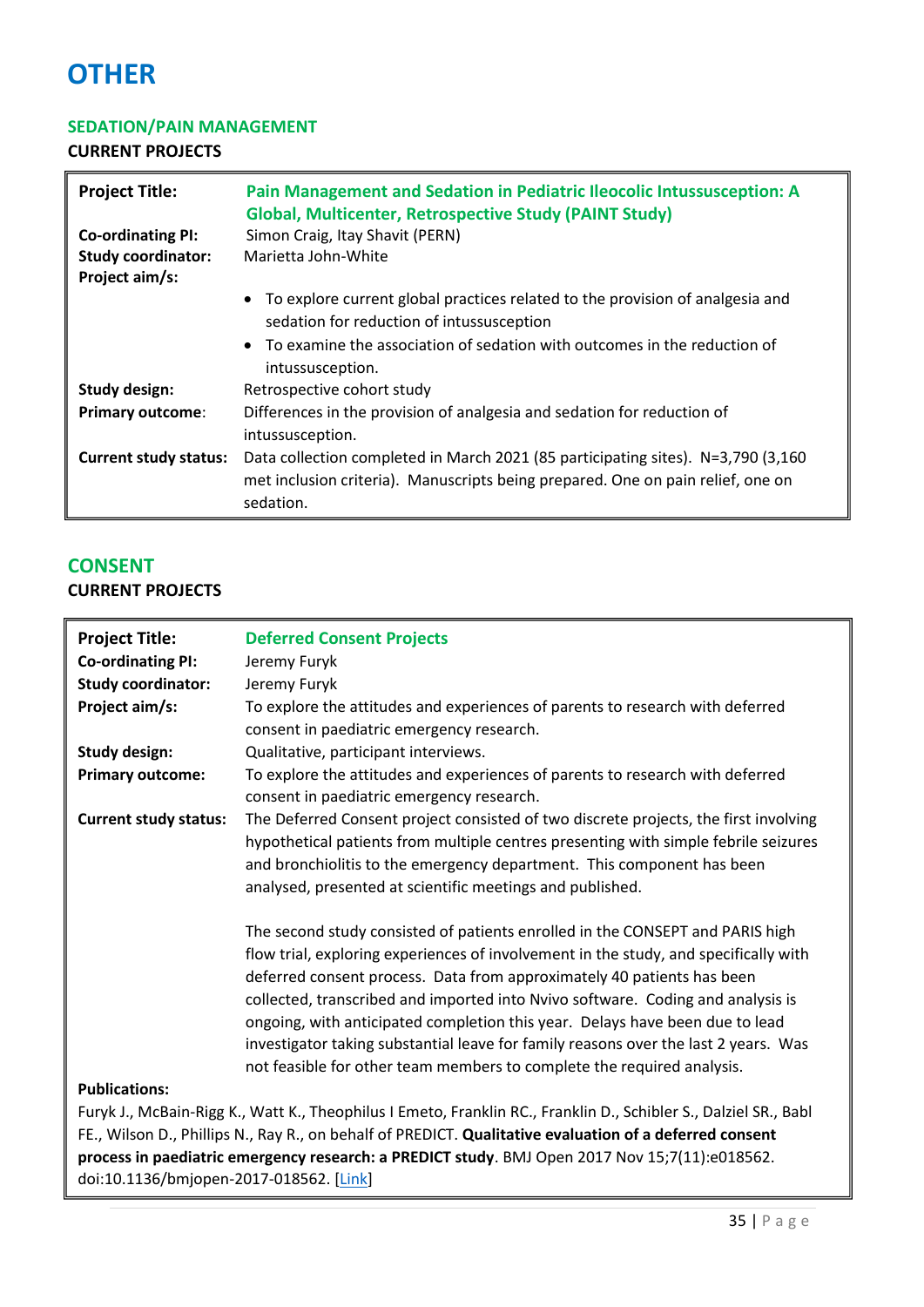# OTHER

## SEDATION/PAIN MANAGEMENT

### CURRENT PROJECTS

| | |
|---|---|
| **Project Title:** | **Pain Management and Sedation in Pediatric Ileocolic Intussusception: A Global, Multicenter, Retrospective Study (PAINT Study)** |
| **Co-ordinating PI:** | Simon Craig, Itay Shavit (PERN) |
| **Study coordinator:** | Marietta John-White |
| **Project aim/s:** | • To explore current global practices related to the provision of analgesia and sedation for reduction of intussusception<br>• To examine the association of sedation with outcomes in the reduction of intussusception. |
| **Study design:** | Retrospective cohort study |
| **Primary outcome:** | Differences in the provision of analgesia and sedation for reduction of intussusception. |
| **Current study status:** | Data collection completed in March 2021 (85 participating sites). N=3,790 (3,160 met inclusion criteria). Manuscripts being prepared. One on pain relief, one on sedation. |

## CONSENT

### CURRENT PROJECTS

| | |
|---|---|
| **Project Title:** | **Deferred Consent Projects** |
| **Co-ordinating PI:** | Jeremy Furyk |
| **Study coordinator:** | Jeremy Furyk |
| **Project aim/s:** | To explore the attitudes and experiences of parents to research with deferred consent in paediatric emergency research. |
| **Study design:** | Qualitative, participant interviews. |
| **Primary outcome:** | To explore the attitudes and experiences of parents to research with deferred consent in paediatric emergency research. |
| **Current study status:** | The Deferred Consent project consisted of two discrete projects, the first involving hypothetical patients from multiple centres presenting with simple febrile seizures and bronchiolitis to the emergency department. This component has been analysed, presented at scientific meetings and published.<br><br>The second study consisted of patients enrolled in the CONSEPT and PARIS high flow trial, exploring experiences of involvement in the study, and specifically with deferred consent process. Data from approximately 40 patients has been collected, transcribed and imported into Nvivo software. Coding and analysis is ongoing, with anticipated completion this year. Delays have been due to lead investigator taking substantial leave for family reasons over the last 2 years. Was not feasible for other team members to complete the required analysis. |
| **Publications:** | |

Furyk J., McBain-Rigg K., Watt K., Theophilus I Emeto, Franklin RC., Franklin D., Schibler S., Dalziel SR., Babl FE., Wilson D., Phillips N., Ray R., on behalf of PREDICT. **Qualitative evaluation of a deferred consent process in paediatric emergency research: a PREDICT study**. BMJ Open 2017 Nov 15;7(11):e018562. doi:10.1136/bmjopen-2017-018562. [Link]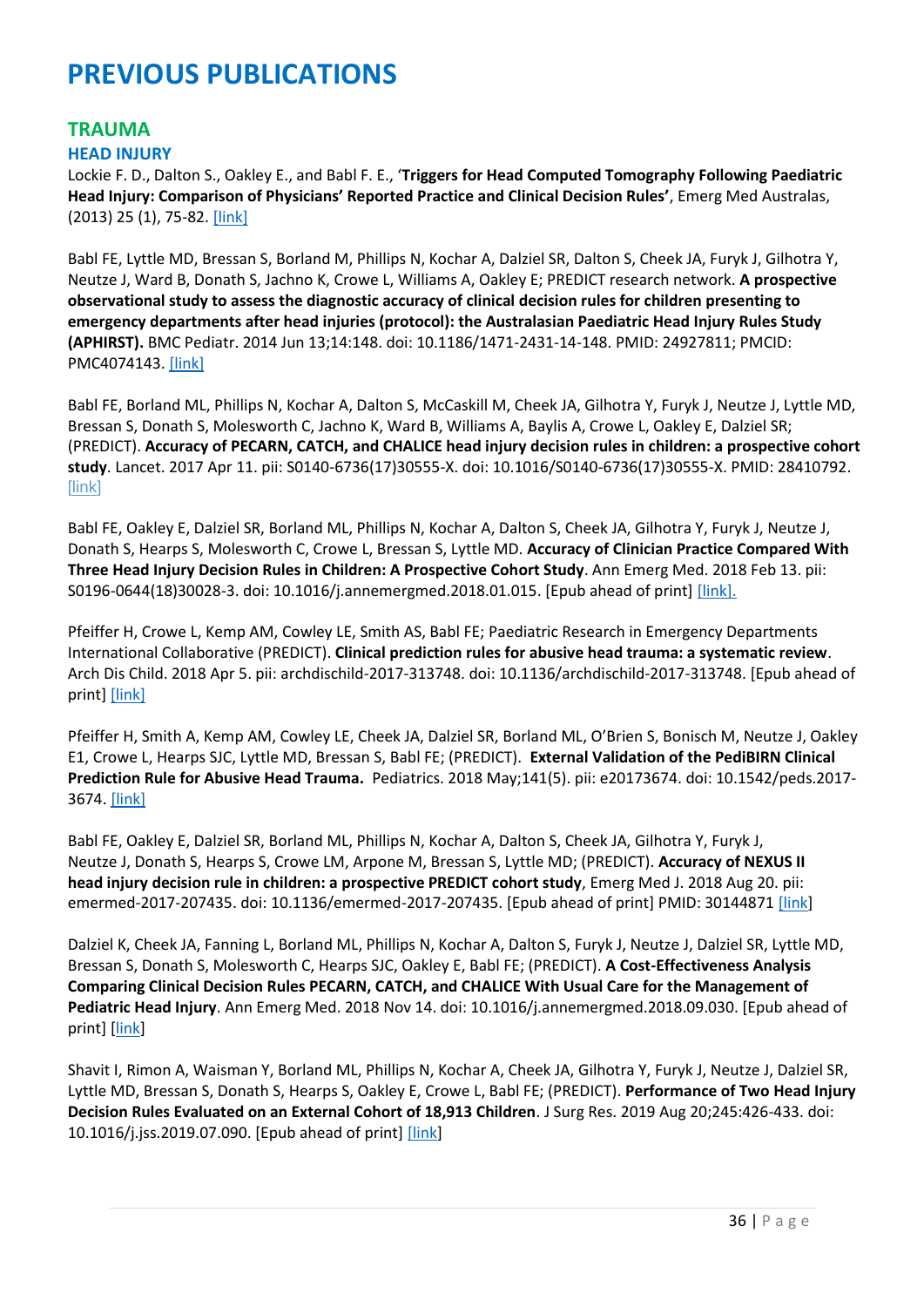# PREVIOUS PUBLICATIONS

## TRAUMA

### HEAD INJURY

Lockie F. D., Dalton S., Oakley E., and Babl F. E., '**Triggers for Head Computed Tomography Following Paediatric Head Injury: Comparison of Physicians' Reported Practice and Clinical Decision Rules**', Emerg Med Australas, (2013) 25 (1), 75-82. [link]

Babl FE, Lyttle MD, Bressan S, Borland M, Phillips N, Kochar A, Dalziel SR, Dalton S, Cheek JA, Furyk J, Gilhotra Y, Neutze J, Ward B, Donath S, Jachno K, Crowe L, Williams A, Oakley E; PREDICT research network. **A prospective observational study to assess the diagnostic accuracy of clinical decision rules for children presenting to emergency departments after head injuries (protocol): the Australasian Paediatric Head Injury Rules Study (APHIRST).** BMC Pediatr. 2014 Jun 13;14:148. doi: 10.1186/1471-2431-14-148. PMID: 24927811; PMCID: PMC4074143. [link]

Babl FE, Borland ML, Phillips N, Kochar A, Dalton S, McCaskill M, Cheek JA, Gilhotra Y, Furyk J, Neutze J, Lyttle MD, Bressan S, Donath S, Molesworth C, Jachno K, Ward B, Williams A, Baylis A, Crowe L, Oakley E, Dalziel SR; (PREDICT). **Accuracy of PECARN, CATCH, and CHALICE head injury decision rules in children: a prospective cohort study**. Lancet. 2017 Apr 11. pii: S0140-6736(17)30555-X. doi: 10.1016/S0140-6736(17)30555-X. PMID: 28410792. [link]

Babl FE, Oakley E, Dalziel SR, Borland ML, Phillips N, Kochar A, Dalton S, Cheek JA, Gilhotra Y, Furyk J, Neutze J, Donath S, Hearps S, Molesworth C, Crowe L, Bressan S, Lyttle MD. **Accuracy of Clinician Practice Compared With Three Head Injury Decision Rules in Children: A Prospective Cohort Study**. Ann Emerg Med. 2018 Feb 13. pii: S0196-0644(18)30028-3. doi: 10.1016/j.annemergmed.2018.01.015. [Epub ahead of print] [link].

Pfeiffer H, Crowe L, Kemp AM, Cowley LE, Smith AS, Babl FE; Paediatric Research in Emergency Departments International Collaborative (PREDICT). **Clinical prediction rules for abusive head trauma: a systematic review**. Arch Dis Child. 2018 Apr 5. pii: archdischild-2017-313748. doi: 10.1136/archdischild-2017-313748. [Epub ahead of print] [link]

Pfeiffer H, Smith A, Kemp AM, Cowley LE, Cheek JA, Dalziel SR, Borland ML, O'Brien S, Bonisch M, Neutze J, Oakley E1, Crowe L, Hearps SJC, Lyttle MD, Bressan S, Babl FE; (PREDICT). **External Validation of the PediBIRN Clinical Prediction Rule for Abusive Head Trauma.** Pediatrics. 2018 May;141(5). pii: e20173674. doi: 10.1542/peds.2017-3674. [link]

Babl FE, Oakley E, Dalziel SR, Borland ML, Phillips N, Kochar A, Dalton S, Cheek JA, Gilhotra Y, Furyk J, Neutze J, Donath S, Hearps S, Crowe LM, Arpone M, Bressan S, Lyttle MD; (PREDICT). **Accuracy of NEXUS II head injury decision rule in children: a prospective PREDICT cohort study**, Emerg Med J. 2018 Aug 20. pii: emermed-2017-207435. doi: 10.1136/emermed-2017-207435. [Epub ahead of print] PMID: 30144871 [link]

Dalziel K, Cheek JA, Fanning L, Borland ML, Phillips N, Kochar A, Dalton S, Furyk J, Neutze J, Dalziel SR, Lyttle MD, Bressan S, Donath S, Molesworth C, Hearps SJC, Oakley E, Babl FE; (PREDICT). **A Cost-Effectiveness Analysis Comparing Clinical Decision Rules PECARN, CATCH, and CHALICE With Usual Care for the Management of Pediatric Head Injury**. Ann Emerg Med. 2018 Nov 14. doi: 10.1016/j.annemergmed.2018.09.030. [Epub ahead of print] [link]

Shavit I, Rimon A, Waisman Y, Borland ML, Phillips N, Kochar A, Cheek JA, Gilhotra Y, Furyk J, Neutze J, Dalziel SR, Lyttle MD, Bressan S, Donath S, Hearps S, Oakley E, Crowe L, Babl FE; (PREDICT). **Performance of Two Head Injury Decision Rules Evaluated on an External Cohort of 18,913 Children**. J Surg Res. 2019 Aug 20;245:426-433. doi: 10.1016/j.jss.2019.07.090. [Epub ahead of print] [link]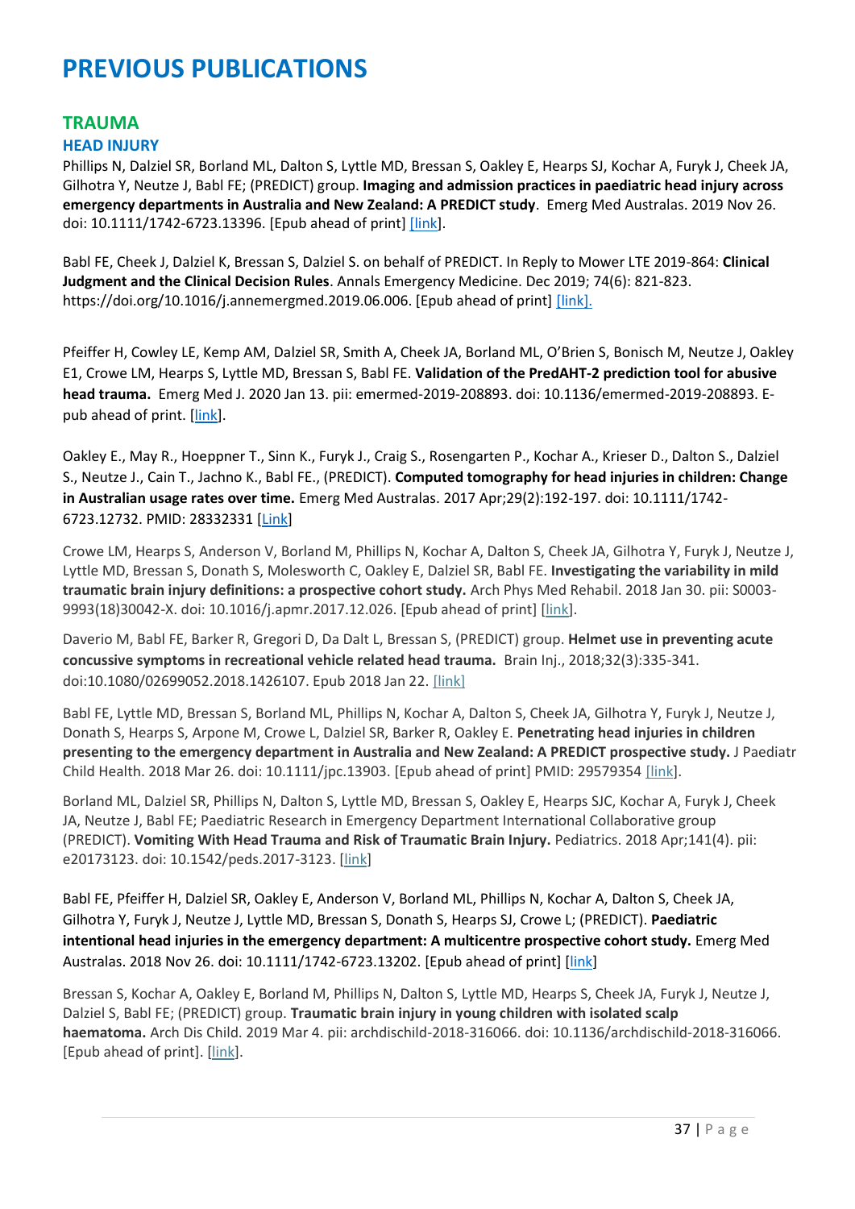# PREVIOUS PUBLICATIONS

## TRAUMA

### HEAD INJURY

Phillips N, Dalziel SR, Borland ML, Dalton S, Lyttle MD, Bressan S, Oakley E, Hearps SJ, Kochar A, Furyk J, Cheek JA, Gilhotra Y, Neutze J, Babl FE; (PREDICT) group. **Imaging and admission practices in paediatric head injury across emergency departments in Australia and New Zealand: A PREDICT study**. Emerg Med Australas. 2019 Nov 26. doi: 10.1111/1742-6723.13396. [Epub ahead of print] [link].

Babl FE, Cheek J, Dalziel K, Bressan S, Dalziel S. on behalf of PREDICT. In Reply to Mower LTE 2019-864: **Clinical Judgment and the Clinical Decision Rules**. Annals Emergency Medicine. Dec 2019; 74(6): 821-823. https://doi.org/10.1016/j.annemergmed.2019.06.006. [Epub ahead of print] [link].

Pfeiffer H, Cowley LE, Kemp AM, Dalziel SR, Smith A, Cheek JA, Borland ML, O'Brien S, Bonisch M, Neutze J, Oakley E1, Crowe LM, Hearps S, Lyttle MD, Bressan S, Babl FE. **Validation of the PredAHT-2 prediction tool for abusive head trauma.** Emerg Med J. 2020 Jan 13. pii: emermed-2019-208893. doi: 10.1136/emermed-2019-208893. E-pub ahead of print. [link].

Oakley E., May R., Hoeppner T., Sinn K., Furyk J., Craig S., Rosengarten P., Kochar A., Krieser D., Dalton S., Dalziel S., Neutze J., Cain T., Jachno K., Babl FE., (PREDICT). **Computed tomography for head injuries in children: Change in Australian usage rates over time.** Emerg Med Australas. 2017 Apr;29(2):192-197. doi: 10.1111/1742-6723.12732. PMID: 28332331 [Link]

Crowe LM, Hearps S, Anderson V, Borland M, Phillips N, Kochar A, Dalton S, Cheek JA, Gilhotra Y, Furyk J, Neutze J, Lyttle MD, Bressan S, Donath S, Molesworth C, Oakley E, Dalziel SR, Babl FE. **Investigating the variability in mild traumatic brain injury definitions: a prospective cohort study.** Arch Phys Med Rehabil. 2018 Jan 30. pii: S0003-9993(18)30042-X. doi: 10.1016/j.apmr.2017.12.026. [Epub ahead of print] [link].

Daverio M, Babl FE, Barker R, Gregori D, Da Dalt L, Bressan S, (PREDICT) group. **Helmet use in preventing acute concussive symptoms in recreational vehicle related head trauma.** Brain Inj., 2018;32(3):335-341. doi:10.1080/02699052.2018.1426107. Epub 2018 Jan 22. [link]

Babl FE, Lyttle MD, Bressan S, Borland ML, Phillips N, Kochar A, Dalton S, Cheek JA, Gilhotra Y, Furyk J, Neutze J, Donath S, Hearps S, Arpone M, Crowe L, Dalziel SR, Barker R, Oakley E. **Penetrating head injuries in children presenting to the emergency department in Australia and New Zealand: A PREDICT prospective study.** J Paediatr Child Health. 2018 Mar 26. doi: 10.1111/jpc.13903. [Epub ahead of print] PMID: 29579354 [link].

Borland ML, Dalziel SR, Phillips N, Dalton S, Lyttle MD, Bressan S, Oakley E, Hearps SJC, Kochar A, Furyk J, Cheek JA, Neutze J, Babl FE; Paediatric Research in Emergency Department International Collaborative group (PREDICT). **Vomiting With Head Trauma and Risk of Traumatic Brain Injury.** Pediatrics. 2018 Apr;141(4). pii: e20173123. doi: 10.1542/peds.2017-3123. [link]

Babl FE, Pfeiffer H, Dalziel SR, Oakley E, Anderson V, Borland ML, Phillips N, Kochar A, Dalton S, Cheek JA, Gilhotra Y, Furyk J, Neutze J, Lyttle MD, Bressan S, Donath S, Hearps SJ, Crowe L; (PREDICT). **Paediatric intentional head injuries in the emergency department: A multicentre prospective cohort study.** Emerg Med Australas. 2018 Nov 26. doi: 10.1111/1742-6723.13202. [Epub ahead of print] [link]

Bressan S, Kochar A, Oakley E, Borland M, Phillips N, Dalton S, Lyttle MD, Hearps S, Cheek JA, Furyk J, Neutze J, Dalziel S, Babl FE; (PREDICT) group. **Traumatic brain injury in young children with isolated scalp haematoma.** Arch Dis Child. 2019 Mar 4. pii: archdischild-2018-316066. doi: 10.1136/archdischild-2018-316066. [Epub ahead of print]. [link].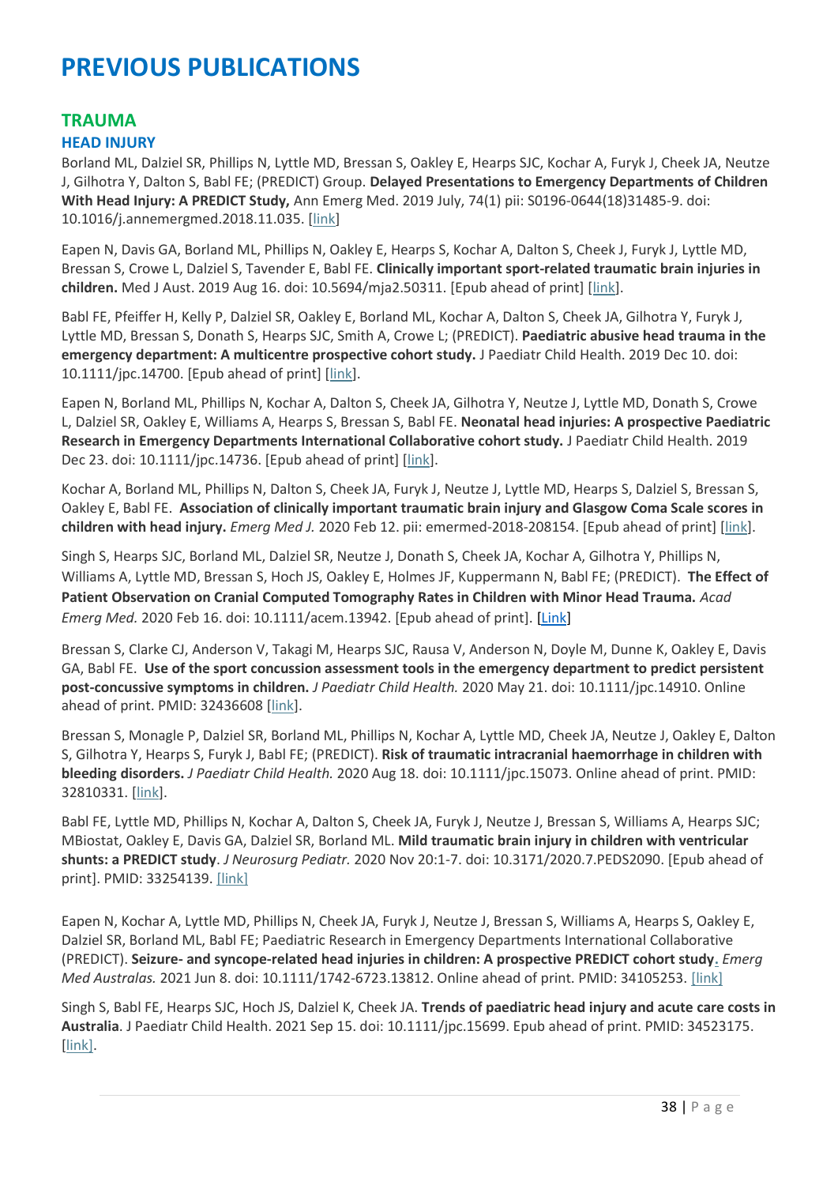# PREVIOUS PUBLICATIONS

## TRAUMA

### HEAD INJURY

Borland ML, Dalziel SR, Phillips N, Lyttle MD, Bressan S, Oakley E, Hearps SJC, Kochar A, Furyk J, Cheek JA, Neutze J, Gilhotra Y, Dalton S, Babl FE; (PREDICT) Group. **Delayed Presentations to Emergency Departments of Children With Head Injury: A PREDICT Study,** Ann Emerg Med. 2019 July, 74(1) pii: S0196-0644(18)31485-9. doi: 10.1016/j.annemergmed.2018.11.035. [link]

Eapen N, Davis GA, Borland ML, Phillips N, Oakley E, Hearps S, Kochar A, Dalton S, Cheek J, Furyk J, Lyttle MD, Bressan S, Crowe L, Dalziel S, Tavender E, Babl FE. **Clinically important sport-related traumatic brain injuries in children.** Med J Aust. 2019 Aug 16. doi: 10.5694/mja2.50311. [Epub ahead of print] [link].

Babl FE, Pfeiffer H, Kelly P, Dalziel SR, Oakley E, Borland ML, Kochar A, Dalton S, Cheek JA, Gilhotra Y, Furyk J, Lyttle MD, Bressan S, Donath S, Hearps SJC, Smith A, Crowe L; (PREDICT). **Paediatric abusive head trauma in the emergency department: A multicentre prospective cohort study.** J Paediatr Child Health. 2019 Dec 10. doi: 10.1111/jpc.14700. [Epub ahead of print] [link].

Eapen N, Borland ML, Phillips N, Kochar A, Dalton S, Cheek JA, Gilhotra Y, Neutze J, Lyttle MD, Donath S, Crowe L, Dalziel SR, Oakley E, Williams A, Hearps S, Bressan S, Babl FE. **Neonatal head injuries: A prospective Paediatric Research in Emergency Departments International Collaborative cohort study.** J Paediatr Child Health. 2019 Dec 23. doi: 10.1111/jpc.14736. [Epub ahead of print] [link].

Kochar A, Borland ML, Phillips N, Dalton S, Cheek JA, Furyk J, Neutze J, Lyttle MD, Hearps S, Dalziel S, Bressan S, Oakley E, Babl FE. **Association of clinically important traumatic brain injury and Glasgow Coma Scale scores in children with head injury.** *Emerg Med J.* 2020 Feb 12. pii: emermed-2018-208154. [Epub ahead of print] [link].

Singh S, Hearps SJC, Borland ML, Dalziel SR, Neutze J, Donath S, Cheek JA, Kochar A, Gilhotra Y, Phillips N, Williams A, Lyttle MD, Bressan S, Hoch JS, Oakley E, Holmes JF, Kuppermann N, Babl FE; (PREDICT). **The Effect of Patient Observation on Cranial Computed Tomography Rates in Children with Minor Head Trauma.** *Acad Emerg Med.* 2020 Feb 16. doi: 10.1111/acem.13942. [Epub ahead of print]. [Link]

Bressan S, Clarke CJ, Anderson V, Takagi M, Hearps SJC, Rausa V, Anderson N, Doyle M, Dunne K, Oakley E, Davis GA, Babl FE. **Use of the sport concussion assessment tools in the emergency department to predict persistent post-concussive symptoms in children.** *J Paediatr Child Health.* 2020 May 21. doi: 10.1111/jpc.14910. Online ahead of print. PMID: 32436608 [link].

Bressan S, Monagle P, Dalziel SR, Borland ML, Phillips N, Kochar A, Lyttle MD, Cheek JA, Neutze J, Oakley E, Dalton S, Gilhotra Y, Hearps S, Furyk J, Babl FE; (PREDICT). **Risk of traumatic intracranial haemorrhage in children with bleeding disorders.** *J Paediatr Child Health.* 2020 Aug 18. doi: 10.1111/jpc.15073. Online ahead of print. PMID: 32810331. [link].

Babl FE, Lyttle MD, Phillips N, Kochar A, Dalton S, Cheek JA, Furyk J, Neutze J, Bressan S, Williams A, Hearps SJC; MBiostat, Oakley E, Davis GA, Dalziel SR, Borland ML. **Mild traumatic brain injury in children with ventricular shunts: a PREDICT study**. *J Neurosurg Pediatr.* 2020 Nov 20:1-7. doi: 10.3171/2020.7.PEDS2090. [Epub ahead of print]. PMID: 33254139. [link]

Eapen N, Kochar A, Lyttle MD, Phillips N, Cheek JA, Furyk J, Neutze J, Bressan S, Williams A, Hearps S, Oakley E, Dalziel SR, Borland ML, Babl FE; Paediatric Research in Emergency Departments International Collaborative (PREDICT). **Seizure- and syncope-related head injuries in children: A prospective PREDICT cohort study**. *Emerg Med Australas.* 2021 Jun 8. doi: 10.1111/1742-6723.13812. Online ahead of print. PMID: 34105253. [link]

Singh S, Babl FE, Hearps SJC, Hoch JS, Dalziel K, Cheek JA. **Trends of paediatric head injury and acute care costs in Australia**. J Paediatr Child Health. 2021 Sep 15. doi: 10.1111/jpc.15699. Epub ahead of print. PMID: 34523175. [link].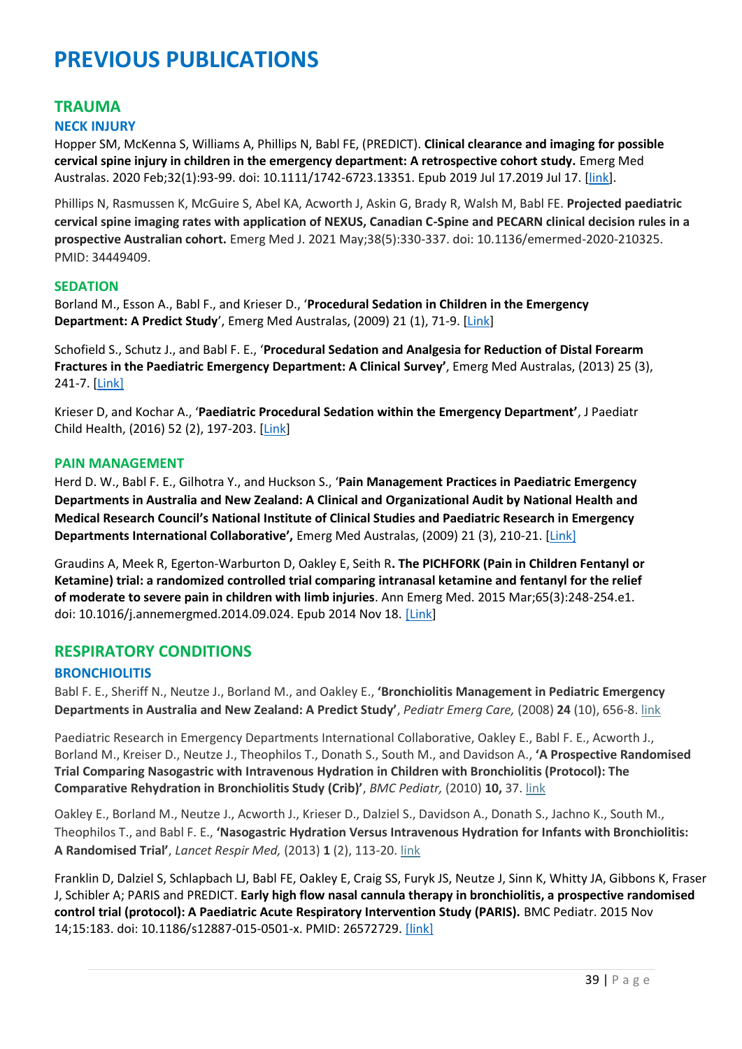# PREVIOUS PUBLICATIONS

## TRAUMA

### NECK INJURY

Hopper SM, McKenna S, Williams A, Phillips N, Babl FE, (PREDICT). **Clinical clearance and imaging for possible cervical spine injury in children in the emergency department: A retrospective cohort study.** Emerg Med Australas. 2020 Feb;32(1):93-99. doi: 10.1111/1742-6723.13351. Epub 2019 Jul 17.2019 Jul 17. [link].

Phillips N, Rasmussen K, McGuire S, Abel KA, Acworth J, Askin G, Brady R, Walsh M, Babl FE. **Projected paediatric cervical spine imaging rates with application of NEXUS, Canadian C-Spine and PECARN clinical decision rules in a prospective Australian cohort.** Emerg Med J. 2021 May;38(5):330-337. doi: 10.1136/emermed-2020-210325. PMID: 34449409.

### SEDATION

Borland M., Esson A., Babl F., and Krieser D., '**Procedural Sedation in Children in the Emergency Department: A Predict Study**', Emerg Med Australas, (2009) 21 (1), 71-9. [Link]

Schofield S., Schutz J., and Babl F. E., '**Procedural Sedation and Analgesia for Reduction of Distal Forearm Fractures in the Paediatric Emergency Department: A Clinical Survey'**, Emerg Med Australas, (2013) 25 (3), 241-7. [Link]

Krieser D, and Kochar A., '**Paediatric Procedural Sedation within the Emergency Department'**, J Paediatr Child Health, (2016) 52 (2), 197-203. [Link]

### PAIN MANAGEMENT

Herd D. W., Babl F. E., Gilhotra Y., and Huckson S., '**Pain Management Practices in Paediatric Emergency Departments in Australia and New Zealand: A Clinical and Organizational Audit by National Health and Medical Research Council's National Institute of Clinical Studies and Paediatric Research in Emergency Departments International Collaborative',** Emerg Med Australas, (2009) 21 (3), 210-21. [Link]

Graudins A, Meek R, Egerton-Warburton D, Oakley E, Seith R**. The PICHFORK (Pain in Children Fentanyl or Ketamine) trial: a randomized controlled trial comparing intranasal ketamine and fentanyl for the relief of moderate to severe pain in children with limb injuries**. Ann Emerg Med. 2015 Mar;65(3):248-254.e1. doi: 10.1016/j.annemergmed.2014.09.024. Epub 2014 Nov 18. [Link]

## RESPIRATORY CONDITIONS

### BRONCHIOLITIS

Babl F. E., Sheriff N., Neutze J., Borland M., and Oakley E., **'Bronchiolitis Management in Pediatric Emergency Departments in Australia and New Zealand: A Predict Study'**, *Pediatr Emerg Care,* (2008) **24** (10), 656-8. link

Paediatric Research in Emergency Departments International Collaborative, Oakley E., Babl F. E., Acworth J., Borland M., Kreiser D., Neutze J., Theophilos T., Donath S., South M., and Davidson A., **'A Prospective Randomised Trial Comparing Nasogastric with Intravenous Hydration in Children with Bronchiolitis (Protocol): The Comparative Rehydration in Bronchiolitis Study (Crib)'**, *BMC Pediatr,* (2010) **10,** 37. link

Oakley E., Borland M., Neutze J., Acworth J., Krieser D., Dalziel S., Davidson A., Donath S., Jachno K., South M., Theophilos T., and Babl F. E., **'Nasogastric Hydration Versus Intravenous Hydration for Infants with Bronchiolitis: A Randomised Trial'**, *Lancet Respir Med,* (2013) **1** (2), 113-20. link

Franklin D, Dalziel S, Schlapbach LJ, Babl FE, Oakley E, Craig SS, Furyk JS, Neutze J, Sinn K, Whitty JA, Gibbons K, Fraser J, Schibler A; PARIS and PREDICT. **Early high flow nasal cannula therapy in bronchiolitis, a prospective randomised control trial (protocol): A Paediatric Acute Respiratory Intervention Study (PARIS).** BMC Pediatr. 2015 Nov 14;15:183. doi: 10.1186/s12887-015-0501-x. PMID: 26572729. [link]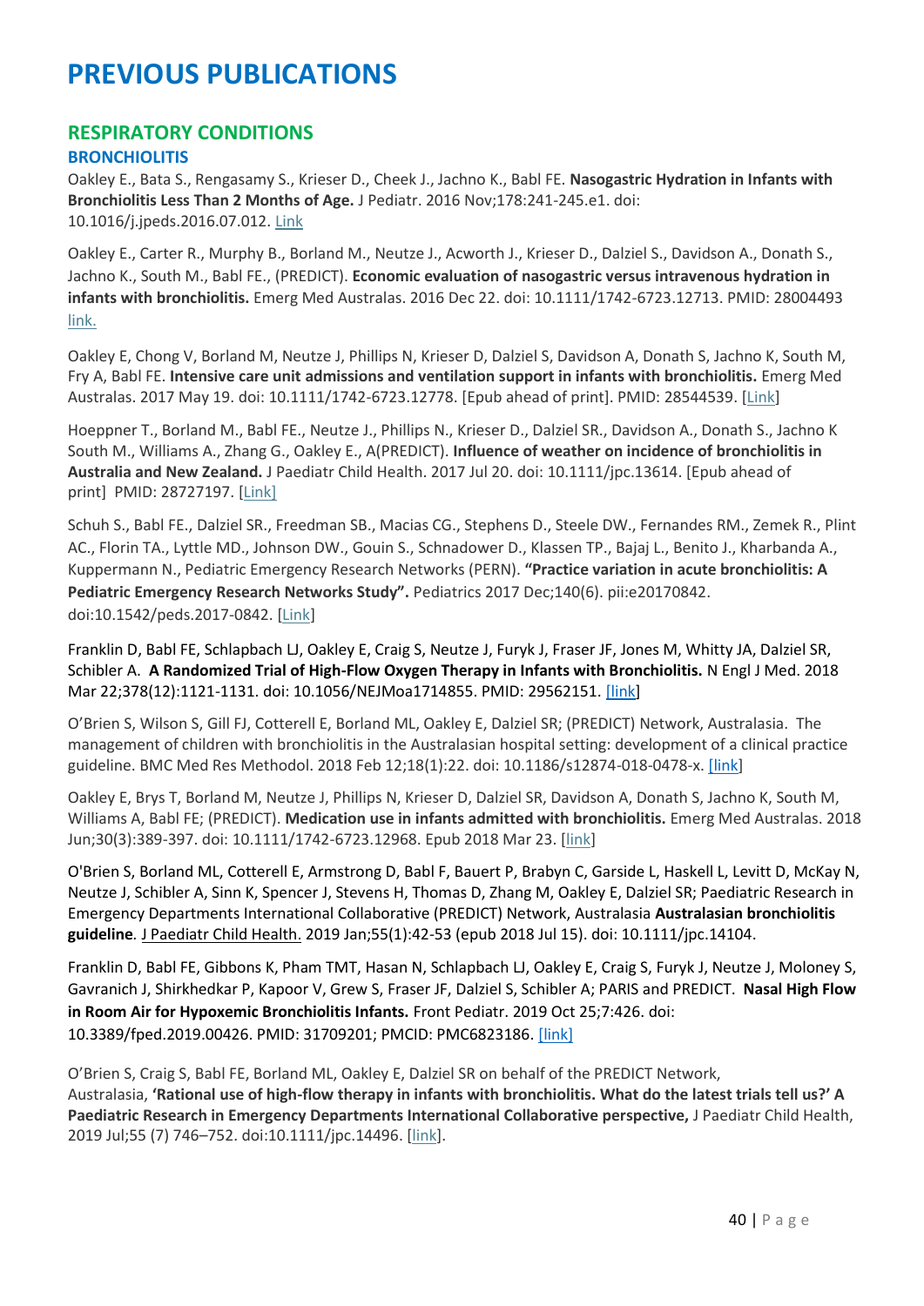# PREVIOUS PUBLICATIONS

## RESPIRATORY CONDITIONS

### BRONCHIOLITIS

Oakley E., Bata S., Rengasamy S., Krieser D., Cheek J., Jachno K., Babl FE. **Nasogastric Hydration in Infants with Bronchiolitis Less Than 2 Months of Age.** J Pediatr. 2016 Nov;178:241-245.e1. doi: 10.1016/j.jpeds.2016.07.012. Link

Oakley E., Carter R., Murphy B., Borland M., Neutze J., Acworth J., Krieser D., Dalziel S., Davidson A., Donath S., Jachno K., South M., Babl FE., (PREDICT). **Economic evaluation of nasogastric versus intravenous hydration in infants with bronchiolitis.** Emerg Med Australas. 2016 Dec 22. doi: 10.1111/1742-6723.12713. PMID: 28004493 link.

Oakley E, Chong V, Borland M, Neutze J, Phillips N, Krieser D, Dalziel S, Davidson A, Donath S, Jachno K, South M, Fry A, Babl FE. **Intensive care unit admissions and ventilation support in infants with bronchiolitis.** Emerg Med Australas. 2017 May 19. doi: 10.1111/1742-6723.12778. [Epub ahead of print]. PMID: 28544539. [Link]

Hoeppner T., Borland M., Babl FE., Neutze J., Phillips N., Krieser D., Dalziel SR., Davidson A., Donath S., Jachno K South M., Williams A., Zhang G., Oakley E., A(PREDICT). **Influence of weather on incidence of bronchiolitis in Australia and New Zealand.** J Paediatr Child Health. 2017 Jul 20. doi: 10.1111/jpc.13614. [Epub ahead of print] PMID: 28727197. [Link]

Schuh S., Babl FE., Dalziel SR., Freedman SB., Macias CG., Stephens D., Steele DW., Fernandes RM., Zemek R., Plint AC., Florin TA., Lyttle MD., Johnson DW., Gouin S., Schnadower D., Klassen TP., Bajaj L., Benito J., Kharbanda A., Kuppermann N., Pediatric Emergency Research Networks (PERN). **"Practice variation in acute bronchiolitis: A Pediatric Emergency Research Networks Study".** Pediatrics 2017 Dec;140(6). pii:e20170842. doi:10.1542/peds.2017-0842. [Link]

Franklin D, Babl FE, Schlapbach LJ, Oakley E, Craig S, Neutze J, Furyk J, Fraser JF, Jones M, Whitty JA, Dalziel SR, Schibler A. **A Randomized Trial of High-Flow Oxygen Therapy in Infants with Bronchiolitis.** N Engl J Med. 2018 Mar 22;378(12):1121-1131. doi: 10.1056/NEJMoa1714855. PMID: 29562151. [link]

O'Brien S, Wilson S, Gill FJ, Cotterell E, Borland ML, Oakley E, Dalziel SR; (PREDICT) Network, Australasia. The management of children with bronchiolitis in the Australasian hospital setting: development of a clinical practice guideline. BMC Med Res Methodol. 2018 Feb 12;18(1):22. doi: 10.1186/s12874-018-0478-x. [link]

Oakley E, Brys T, Borland M, Neutze J, Phillips N, Krieser D, Dalziel SR, Davidson A, Donath S, Jachno K, South M, Williams A, Babl FE; (PREDICT). **Medication use in infants admitted with bronchiolitis.** Emerg Med Australas. 2018 Jun;30(3):389-397. doi: 10.1111/1742-6723.12968. Epub 2018 Mar 23. [link]

O'Brien S, Borland ML, Cotterell E, Armstrong D, Babl F, Bauert P, Brabyn C, Garside L, Haskell L, Levitt D, McKay N, Neutze J, Schibler A, Sinn K, Spencer J, Stevens H, Thomas D, Zhang M, Oakley E, Dalziel SR; Paediatric Research in Emergency Departments International Collaborative (PREDICT) Network, Australasia **Australasian bronchiolitis guideline**. J Paediatr Child Health. 2019 Jan;55(1):42-53 (epub 2018 Jul 15). doi: 10.1111/jpc.14104.

Franklin D, Babl FE, Gibbons K, Pham TMT, Hasan N, Schlapbach LJ, Oakley E, Craig S, Furyk J, Neutze J, Moloney S, Gavranich J, Shirkhedkar P, Kapoor V, Grew S, Fraser JF, Dalziel S, Schibler A; PARIS and PREDICT. **Nasal High Flow in Room Air for Hypoxemic Bronchiolitis Infants.** Front Pediatr. 2019 Oct 25;7:426. doi: 10.3389/fped.2019.00426. PMID: 31709201; PMCID: PMC6823186. [link]

O'Brien S, Craig S, Babl FE, Borland ML, Oakley E, Dalziel SR on behalf of the PREDICT Network, Australasia, **'Rational use of high-flow therapy in infants with bronchiolitis. What do the latest trials tell us?' A Paediatric Research in Emergency Departments International Collaborative perspective,** J Paediatr Child Health, 2019 Jul;55 (7) 746–752. doi:10.1111/jpc.14496. [link].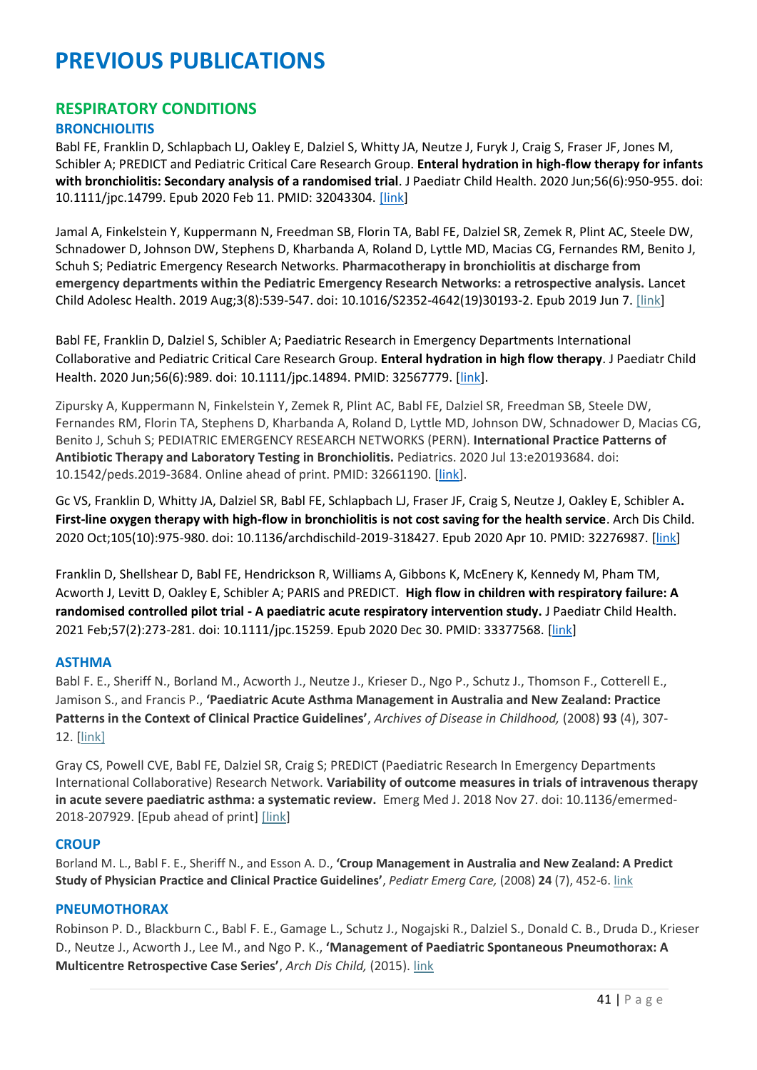# PREVIOUS PUBLICATIONS

## RESPIRATORY CONDITIONS

### BRONCHIOLITIS

Babl FE, Franklin D, Schlapbach LJ, Oakley E, Dalziel S, Whitty JA, Neutze J, Furyk J, Craig S, Fraser JF, Jones M, Schibler A; PREDICT and Pediatric Critical Care Research Group. **Enteral hydration in high-flow therapy for infants with bronchiolitis: Secondary analysis of a randomised trial**. J Paediatr Child Health. 2020 Jun;56(6):950-955. doi: 10.1111/jpc.14799. Epub 2020 Feb 11. PMID: 32043304. [link]

Jamal A, Finkelstein Y, Kuppermann N, Freedman SB, Florin TA, Babl FE, Dalziel SR, Zemek R, Plint AC, Steele DW, Schnadower D, Johnson DW, Stephens D, Kharbanda A, Roland D, Lyttle MD, Macias CG, Fernandes RM, Benito J, Schuh S; Pediatric Emergency Research Networks. **Pharmacotherapy in bronchiolitis at discharge from emergency departments within the Pediatric Emergency Research Networks: a retrospective analysis.** Lancet Child Adolesc Health. 2019 Aug;3(8):539-547. doi: 10.1016/S2352-4642(19)30193-2. Epub 2019 Jun 7. [link]

Babl FE, Franklin D, Dalziel S, Schibler A; Paediatric Research in Emergency Departments International Collaborative and Pediatric Critical Care Research Group. **Enteral hydration in high flow therapy**. J Paediatr Child Health. 2020 Jun;56(6):989. doi: 10.1111/jpc.14894. PMID: 32567779. [link].

Zipursky A, Kuppermann N, Finkelstein Y, Zemek R, Plint AC, Babl FE, Dalziel SR, Freedman SB, Steele DW, Fernandes RM, Florin TA, Stephens D, Kharbanda A, Roland D, Lyttle MD, Johnson DW, Schnadower D, Macias CG, Benito J, Schuh S; PEDIATRIC EMERGENCY RESEARCH NETWORKS (PERN). **International Practice Patterns of Antibiotic Therapy and Laboratory Testing in Bronchiolitis.** Pediatrics. 2020 Jul 13:e20193684. doi: 10.1542/peds.2019-3684. Online ahead of print. PMID: 32661190. [link].

Gc VS, Franklin D, Whitty JA, Dalziel SR, Babl FE, Schlapbach LJ, Fraser JF, Craig S, Neutze J, Oakley E, Schibler A**. First-line oxygen therapy with high-flow in bronchiolitis is not cost saving for the health service**. Arch Dis Child. 2020 Oct;105(10):975-980. doi: 10.1136/archdischild-2019-318427. Epub 2020 Apr 10. PMID: 32276987. [link]

Franklin D, Shellshear D, Babl FE, Hendrickson R, Williams A, Gibbons K, McEnery K, Kennedy M, Pham TM, Acworth J, Levitt D, Oakley E, Schibler A; PARIS and PREDICT. **High flow in children with respiratory failure: A randomised controlled pilot trial - A paediatric acute respiratory intervention study.** J Paediatr Child Health. 2021 Feb;57(2):273-281. doi: 10.1111/jpc.15259. Epub 2020 Dec 30. PMID: 33377568. [link]

### ASTHMA

Babl F. E., Sheriff N., Borland M., Acworth J., Neutze J., Krieser D., Ngo P., Schutz J., Thomson F., Cotterell E., Jamison S., and Francis P., **'Paediatric Acute Asthma Management in Australia and New Zealand: Practice Patterns in the Context of Clinical Practice Guidelines'**, *Archives of Disease in Childhood,* (2008) **93** (4), 307-12. [link]

Gray CS, Powell CVE, Babl FE, Dalziel SR, Craig S; PREDICT (Paediatric Research In Emergency Departments International Collaborative) Research Network. **Variability of outcome measures in trials of intravenous therapy in acute severe paediatric asthma: a systematic review.** Emerg Med J. 2018 Nov 27. doi: 10.1136/emermed-2018-207929. [Epub ahead of print] [link]

### CROUP

Borland M. L., Babl F. E., Sheriff N., and Esson A. D., **'Croup Management in Australia and New Zealand: A Predict Study of Physician Practice and Clinical Practice Guidelines'**, *Pediatr Emerg Care,* (2008) **24** (7), 452-6. link

### PNEUMOTHORAX

Robinson P. D., Blackburn C., Babl F. E., Gamage L., Schutz J., Nogajski R., Dalziel S., Donald C. B., Druda D., Krieser D., Neutze J., Acworth J., Lee M., and Ngo P. K., **'Management of Paediatric Spontaneous Pneumothorax: A Multicentre Retrospective Case Series'**, *Arch Dis Child,* (2015). link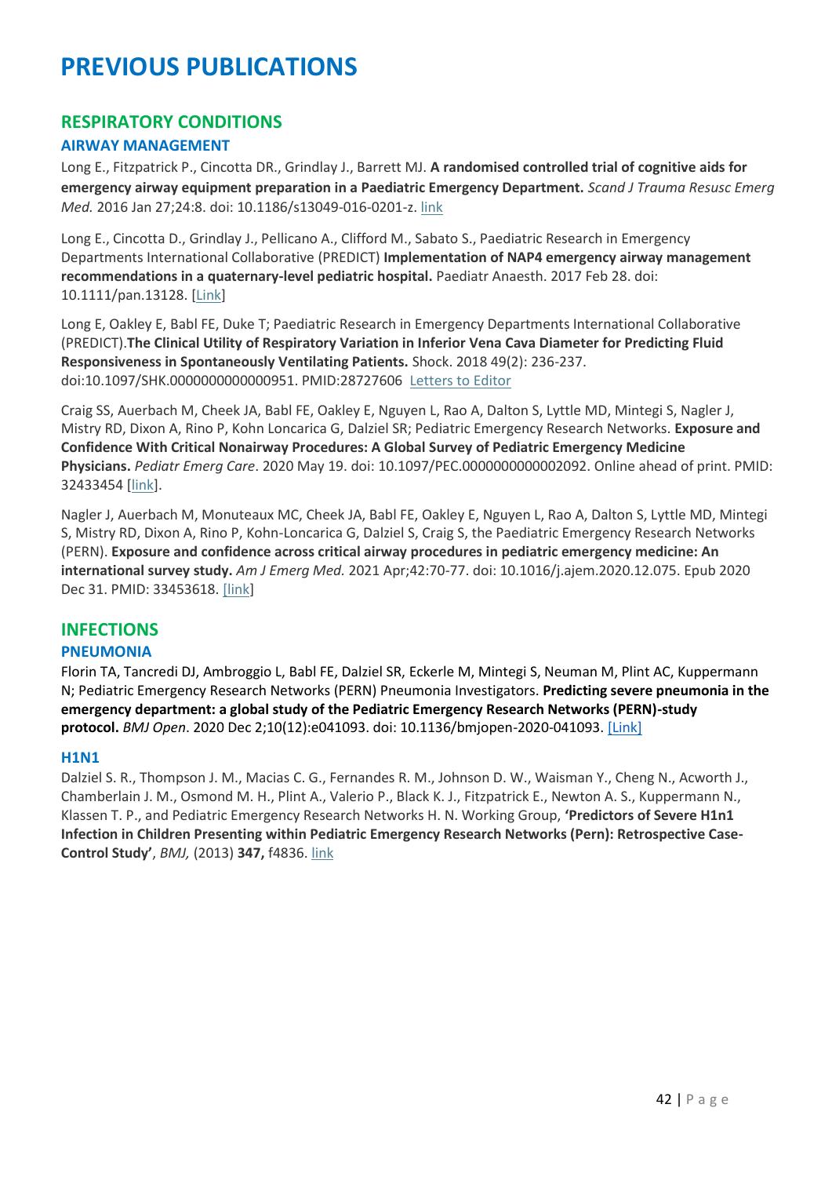# PREVIOUS PUBLICATIONS

## RESPIRATORY CONDITIONS

### AIRWAY MANAGEMENT

Long E., Fitzpatrick P., Cincotta DR., Grindlay J., Barrett MJ. **A randomised controlled trial of cognitive aids for emergency airway equipment preparation in a Paediatric Emergency Department.** *Scand J Trauma Resusc Emerg Med.* 2016 Jan 27;24:8. doi: 10.1186/s13049-016-0201-z. link

Long E., Cincotta D., Grindlay J., Pellicano A., Clifford M., Sabato S., Paediatric Research in Emergency Departments International Collaborative (PREDICT) **Implementation of NAP4 emergency airway management recommendations in a quaternary-level pediatric hospital.** Paediatr Anaesth. 2017 Feb 28. doi: 10.1111/pan.13128. [Link]

Long E, Oakley E, Babl FE, Duke T; Paediatric Research in Emergency Departments International Collaborative (PREDICT).**The Clinical Utility of Respiratory Variation in Inferior Vena Cava Diameter for Predicting Fluid Responsiveness in Spontaneously Ventilating Patients.** Shock. 2018 49(2): 236-237. doi:10.1097/SHK.0000000000000951. PMID:28727606 Letters to Editor

Craig SS, Auerbach M, Cheek JA, Babl FE, Oakley E, Nguyen L, Rao A, Dalton S, Lyttle MD, Mintegi S, Nagler J, Mistry RD, Dixon A, Rino P, Kohn Loncarica G, Dalziel SR; Pediatric Emergency Research Networks. **Exposure and Confidence With Critical Nonairway Procedures: A Global Survey of Pediatric Emergency Medicine Physicians.** *Pediatr Emerg Care*. 2020 May 19. doi: 10.1097/PEC.0000000000002092. Online ahead of print. PMID: 32433454 [link].

Nagler J, Auerbach M, Monuteaux MC, Cheek JA, Babl FE, Oakley E, Nguyen L, Rao A, Dalton S, Lyttle MD, Mintegi S, Mistry RD, Dixon A, Rino P, Kohn-Loncarica G, Dalziel S, Craig S, the Paediatric Emergency Research Networks (PERN). **Exposure and confidence across critical airway procedures in pediatric emergency medicine: An international survey study.** *Am J Emerg Med.* 2021 Apr;42:70-77. doi: 10.1016/j.ajem.2020.12.075. Epub 2020 Dec 31. PMID: 33453618. [link]

## INFECTIONS

### PNEUMONIA

Florin TA, Tancredi DJ, Ambroggio L, Babl FE, Dalziel SR, Eckerle M, Mintegi S, Neuman M, Plint AC, Kuppermann N; Pediatric Emergency Research Networks (PERN) Pneumonia Investigators. **Predicting severe pneumonia in the emergency department: a global study of the Pediatric Emergency Research Networks (PERN)-study protocol.** *BMJ Open*. 2020 Dec 2;10(12):e041093. doi: 10.1136/bmjopen-2020-041093. [Link]

### H1N1

Dalziel S. R., Thompson J. M., Macias C. G., Fernandes R. M., Johnson D. W., Waisman Y., Cheng N., Acworth J., Chamberlain J. M., Osmond M. H., Plint A., Valerio P., Black K. J., Fitzpatrick E., Newton A. S., Kuppermann N., Klassen T. P., and Pediatric Emergency Research Networks H. N. Working Group, **'Predictors of Severe H1n1 Infection in Children Presenting within Pediatric Emergency Research Networks (Pern): Retrospective Case-Control Study'**, *BMJ,* (2013) **347,** f4836. link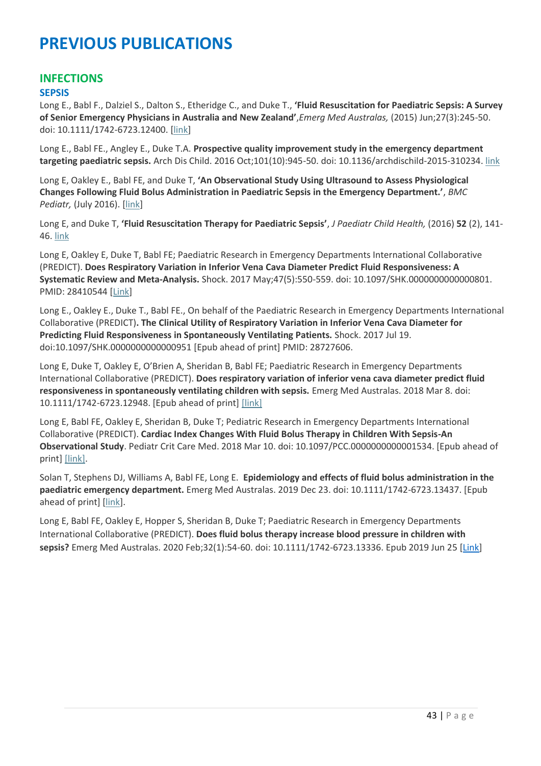# PREVIOUS PUBLICATIONS

## INFECTIONS

### SEPSIS

Long E., Babl F., Dalziel S., Dalton S., Etheridge C., and Duke T., **'Fluid Resuscitation for Paediatric Sepsis: A Survey of Senior Emergency Physicians in Australia and New Zealand'**,*Emerg Med Australas,* (2015) Jun;27(3):245-50. doi: 10.1111/1742-6723.12400. [link]

Long E., Babl FE., Angley E., Duke T.A. **Prospective quality improvement study in the emergency department targeting paediatric sepsis.** Arch Dis Child. 2016 Oct;101(10):945-50. doi: 10.1136/archdischild-2015-310234. link

Long E, Oakley E., Babl FE, and Duke T, **'An Observational Study Using Ultrasound to Assess Physiological Changes Following Fluid Bolus Administration in Paediatric Sepsis in the Emergency Department.'**, *BMC Pediatr,* (July 2016). [link]

Long E, and Duke T, **'Fluid Resuscitation Therapy for Paediatric Sepsis'**, *J Paediatr Child Health,* (2016) **52** (2), 141-46. link

Long E, Oakley E, Duke T, Babl FE; Paediatric Research in Emergency Departments International Collaborative (PREDICT). **Does Respiratory Variation in Inferior Vena Cava Diameter Predict Fluid Responsiveness: A Systematic Review and Meta-Analysis.** Shock. 2017 May;47(5):550-559. doi: 10.1097/SHK.0000000000000801. PMID: 28410544 [Link]

Long E., Oakley E., Duke T., Babl FE., On behalf of the Paediatric Research in Emergency Departments International Collaborative (PREDICT)**. The Clinical Utility of Respiratory Variation in Inferior Vena Cava Diameter for Predicting Fluid Responsiveness in Spontaneously Ventilating Patients.** Shock. 2017 Jul 19. doi:10.1097/SHK.0000000000000951 [Epub ahead of print] PMID: 28727606.

Long E, Duke T, Oakley E, O'Brien A, Sheridan B, Babl FE; Paediatric Research in Emergency Departments International Collaborative (PREDICT). **Does respiratory variation of inferior vena cava diameter predict fluid responsiveness in spontaneously ventilating children with sepsis.** Emerg Med Australas. 2018 Mar 8. doi: 10.1111/1742-6723.12948. [Epub ahead of print] [link]

Long E, Babl FE, Oakley E, Sheridan B, Duke T; Pediatric Research in Emergency Departments International Collaborative (PREDICT). **Cardiac Index Changes With Fluid Bolus Therapy in Children With Sepsis-An Observational Study**. Pediatr Crit Care Med. 2018 Mar 10. doi: 10.1097/PCC.0000000000001534. [Epub ahead of print] [link].

Solan T, Stephens DJ, Williams A, Babl FE, Long E. **Epidemiology and effects of fluid bolus administration in the paediatric emergency department.** Emerg Med Australas. 2019 Dec 23. doi: 10.1111/1742-6723.13437. [Epub ahead of print] [link].

Long E, Babl FE, Oakley E, Hopper S, Sheridan B, Duke T; Paediatric Research in Emergency Departments International Collaborative (PREDICT). **Does fluid bolus therapy increase blood pressure in children with sepsis?** Emerg Med Australas. 2020 Feb;32(1):54-60. doi: 10.1111/1742-6723.13336. Epub 2019 Jun 25 [Link]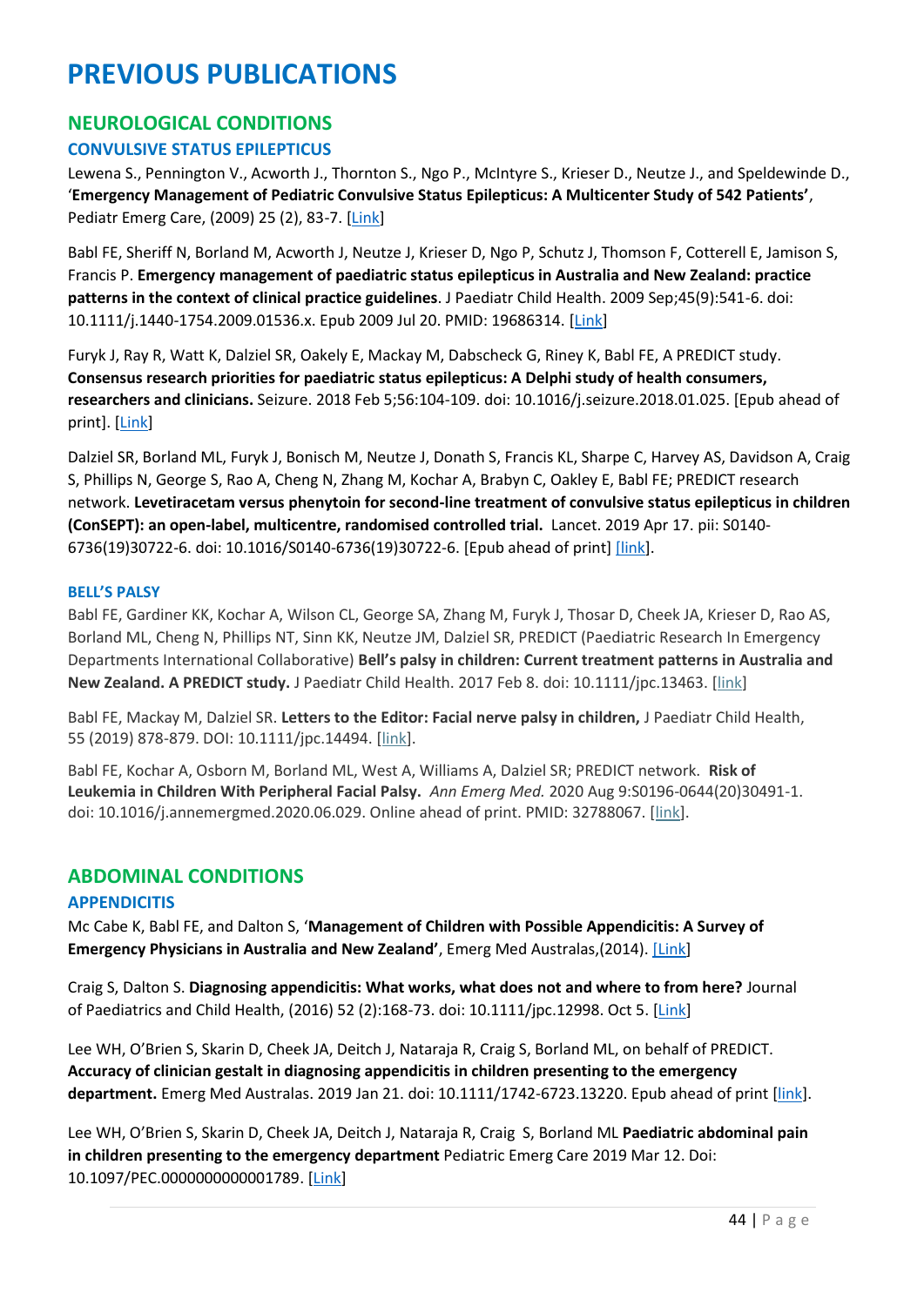# PREVIOUS PUBLICATIONS

## NEUROLOGICAL CONDITIONS

### CONVULSIVE STATUS EPILEPTICUS

Lewena S., Pennington V., Acworth J., Thornton S., Ngo P., McIntyre S., Krieser D., Neutze J., and Speldewinde D., '**Emergency Management of Pediatric Convulsive Status Epilepticus: A Multicenter Study of 542 Patients'**, Pediatr Emerg Care, (2009) 25 (2), 83-7. [Link]

Babl FE, Sheriff N, Borland M, Acworth J, Neutze J, Krieser D, Ngo P, Schutz J, Thomson F, Cotterell E, Jamison S, Francis P. **Emergency management of paediatric status epilepticus in Australia and New Zealand: practice patterns in the context of clinical practice guidelines**. J Paediatr Child Health. 2009 Sep;45(9):541-6. doi: 10.1111/j.1440-1754.2009.01536.x. Epub 2009 Jul 20. PMID: 19686314. [Link]

Furyk J, Ray R, Watt K, Dalziel SR, Oakely E, Mackay M, Dabscheck G, Riney K, Babl FE, A PREDICT study. **Consensus research priorities for paediatric status epilepticus: A Delphi study of health consumers, researchers and clinicians.** Seizure. 2018 Feb 5;56:104-109. doi: 10.1016/j.seizure.2018.01.025. [Epub ahead of print]. [Link]

Dalziel SR, Borland ML, Furyk J, Bonisch M, Neutze J, Donath S, Francis KL, Sharpe C, Harvey AS, Davidson A, Craig S, Phillips N, George S, Rao A, Cheng N, Zhang M, Kochar A, Brabyn C, Oakley E, Babl FE; PREDICT research network. **Levetiracetam versus phenytoin for second-line treatment of convulsive status epilepticus in children (ConSEPT): an open-label, multicentre, randomised controlled trial.** Lancet. 2019 Apr 17. pii: S0140-6736(19)30722-6. doi: 10.1016/S0140-6736(19)30722-6. [Epub ahead of print] [link].

### BELL'S PALSY

Babl FE, Gardiner KK, Kochar A, Wilson CL, George SA, Zhang M, Furyk J, Thosar D, Cheek JA, Krieser D, Rao AS, Borland ML, Cheng N, Phillips NT, Sinn KK, Neutze JM, Dalziel SR, PREDICT (Paediatric Research In Emergency Departments International Collaborative) **Bell's palsy in children: Current treatment patterns in Australia and New Zealand. A PREDICT study.** J Paediatr Child Health. 2017 Feb 8. doi: 10.1111/jpc.13463. [link]

Babl FE, Mackay M, Dalziel SR. **Letters to the Editor: Facial nerve palsy in children,** J Paediatr Child Health, 55 (2019) 878-879. DOI: 10.1111/jpc.14494. [link].

Babl FE, Kochar A, Osborn M, Borland ML, West A, Williams A, Dalziel SR; PREDICT network. **Risk of Leukemia in Children With Peripheral Facial Palsy.** *Ann Emerg Med.* 2020 Aug 9:S0196-0644(20)30491-1. doi: 10.1016/j.annemergmed.2020.06.029. Online ahead of print. PMID: 32788067. [link].

## ABDOMINAL CONDITIONS

### APPENDICITIS

Mc Cabe K, Babl FE, and Dalton S, '**Management of Children with Possible Appendicitis: A Survey of Emergency Physicians in Australia and New Zealand'**, Emerg Med Australas,(2014). [Link]

Craig S, Dalton S. **Diagnosing appendicitis: What works, what does not and where to from here?** Journal of Paediatrics and Child Health, (2016) 52 (2):168-73. doi: 10.1111/jpc.12998. Oct 5. [Link]

Lee WH, O'Brien S, Skarin D, Cheek JA, Deitch J, Nataraja R, Craig S, Borland ML, on behalf of PREDICT. **Accuracy of clinician gestalt in diagnosing appendicitis in children presenting to the emergency department.** Emerg Med Australas. 2019 Jan 21. doi: 10.1111/1742-6723.13220. Epub ahead of print [link].

Lee WH, O'Brien S, Skarin D, Cheek JA, Deitch J, Nataraja R, Craig S, Borland ML **Paediatric abdominal pain in children presenting to the emergency department** Pediatric Emerg Care 2019 Mar 12. Doi: 10.1097/PEC.0000000000001789. [Link]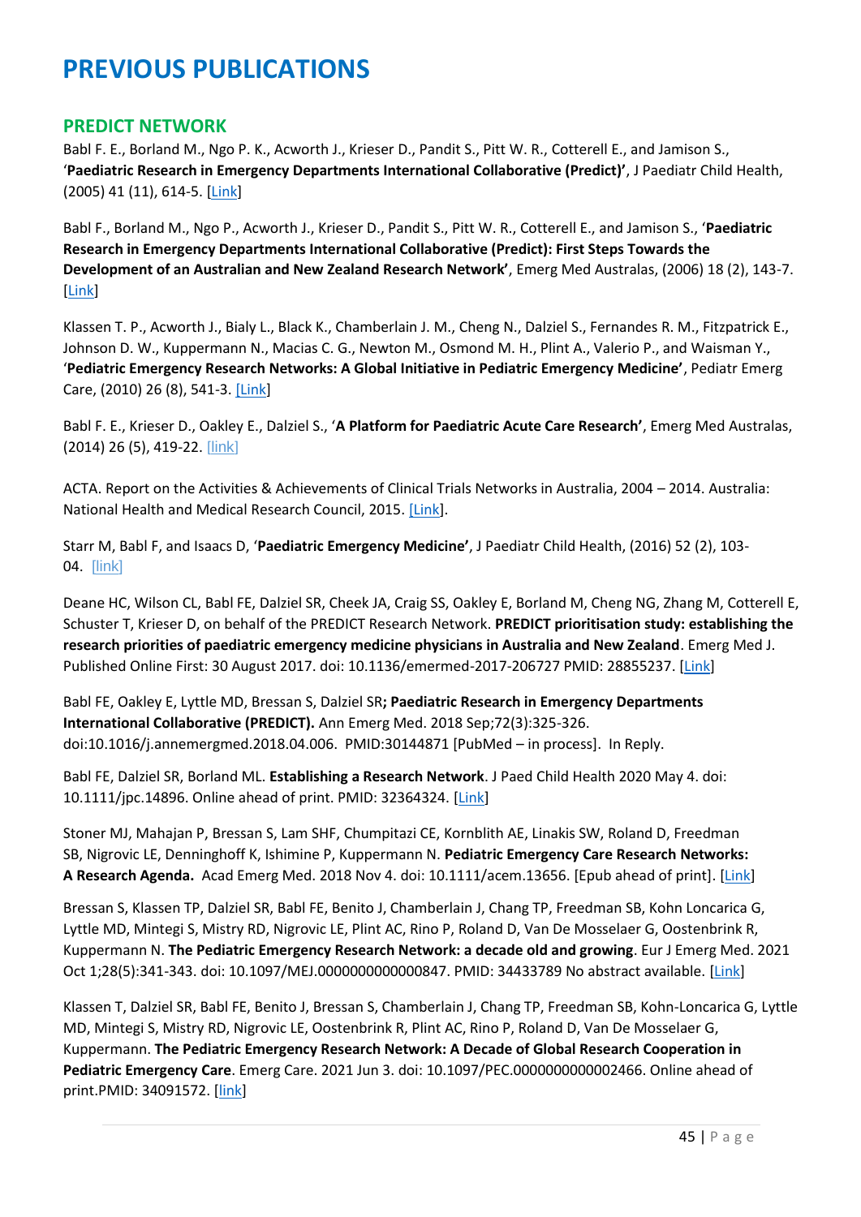# PREVIOUS PUBLICATIONS

## PREDICT NETWORK

Babl F. E., Borland M., Ngo P. K., Acworth J., Krieser D., Pandit S., Pitt W. R., Cotterell E., and Jamison S., '**Paediatric Research in Emergency Departments International Collaborative (Predict)'**, J Paediatr Child Health, (2005) 41 (11), 614-5. [Link]

Babl F., Borland M., Ngo P., Acworth J., Krieser D., Pandit S., Pitt W. R., Cotterell E., and Jamison S., '**Paediatric Research in Emergency Departments International Collaborative (Predict): First Steps Towards the Development of an Australian and New Zealand Research Network'**, Emerg Med Australas, (2006) 18 (2), 143-7. [Link]

Klassen T. P., Acworth J., Bialy L., Black K., Chamberlain J. M., Cheng N., Dalziel S., Fernandes R. M., Fitzpatrick E., Johnson D. W., Kuppermann N., Macias C. G., Newton M., Osmond M. H., Plint A., Valerio P., and Waisman Y., '**Pediatric Emergency Research Networks: A Global Initiative in Pediatric Emergency Medicine'**, Pediatr Emerg Care, (2010) 26 (8), 541-3. [Link]

Babl F. E., Krieser D., Oakley E., Dalziel S., '**A Platform for Paediatric Acute Care Research'**, Emerg Med Australas, (2014) 26 (5), 419-22. [link]

ACTA. Report on the Activities & Achievements of Clinical Trials Networks in Australia, 2004 – 2014. Australia: National Health and Medical Research Council, 2015. [Link].

Starr M, Babl F, and Isaacs D, '**Paediatric Emergency Medicine'**, J Paediatr Child Health, (2016) 52 (2), 103-04. [link]

Deane HC, Wilson CL, Babl FE, Dalziel SR, Cheek JA, Craig SS, Oakley E, Borland M, Cheng NG, Zhang M, Cotterell E, Schuster T, Krieser D, on behalf of the PREDICT Research Network. **PREDICT prioritisation study: establishing the research priorities of paediatric emergency medicine physicians in Australia and New Zealand**. Emerg Med J. Published Online First: 30 August 2017. doi: 10.1136/emermed-2017-206727 PMID: 28855237. [Link]

Babl FE, Oakley E, Lyttle MD, Bressan S, Dalziel SR**; Paediatric Research in Emergency Departments International Collaborative (PREDICT).** Ann Emerg Med. 2018 Sep;72(3):325-326. doi:10.1016/j.annemergmed.2018.04.006. PMID:30144871 [PubMed – in process]. In Reply.

Babl FE, Dalziel SR, Borland ML. **Establishing a Research Network**. J Paed Child Health 2020 May 4. doi: 10.1111/jpc.14896. Online ahead of print. PMID: 32364324. [Link]

Stoner MJ, Mahajan P, Bressan S, Lam SHF, Chumpitazi CE, Kornblith AE, Linakis SW, Roland D, Freedman SB, Nigrovic LE, Denninghoff K, Ishimine P, Kuppermann N. **Pediatric Emergency Care Research Networks: A Research Agenda.** Acad Emerg Med. 2018 Nov 4. doi: 10.1111/acem.13656. [Epub ahead of print]. [Link]

Bressan S, Klassen TP, Dalziel SR, Babl FE, Benito J, Chamberlain J, Chang TP, Freedman SB, Kohn Loncarica G, Lyttle MD, Mintegi S, Mistry RD, Nigrovic LE, Plint AC, Rino P, Roland D, Van De Mosselaer G, Oostenbrink R, Kuppermann N. **The Pediatric Emergency Research Network: a decade old and growing**. Eur J Emerg Med. 2021 Oct 1;28(5):341-343. doi: 10.1097/MEJ.0000000000000847. PMID: 34433789 No abstract available. [Link]

Klassen T, Dalziel SR, Babl FE, Benito J, Bressan S, Chamberlain J, Chang TP, Freedman SB, Kohn-Loncarica G, Lyttle MD, Mintegi S, Mistry RD, Nigrovic LE, Oostenbrink R, Plint AC, Rino P, Roland D, Van De Mosselaer G, Kuppermann. **The Pediatric Emergency Research Network: A Decade of Global Research Cooperation in Pediatric Emergency Care**. Emerg Care. 2021 Jun 3. doi: 10.1097/PEC.0000000000002466. Online ahead of print.PMID: 34091572. [link]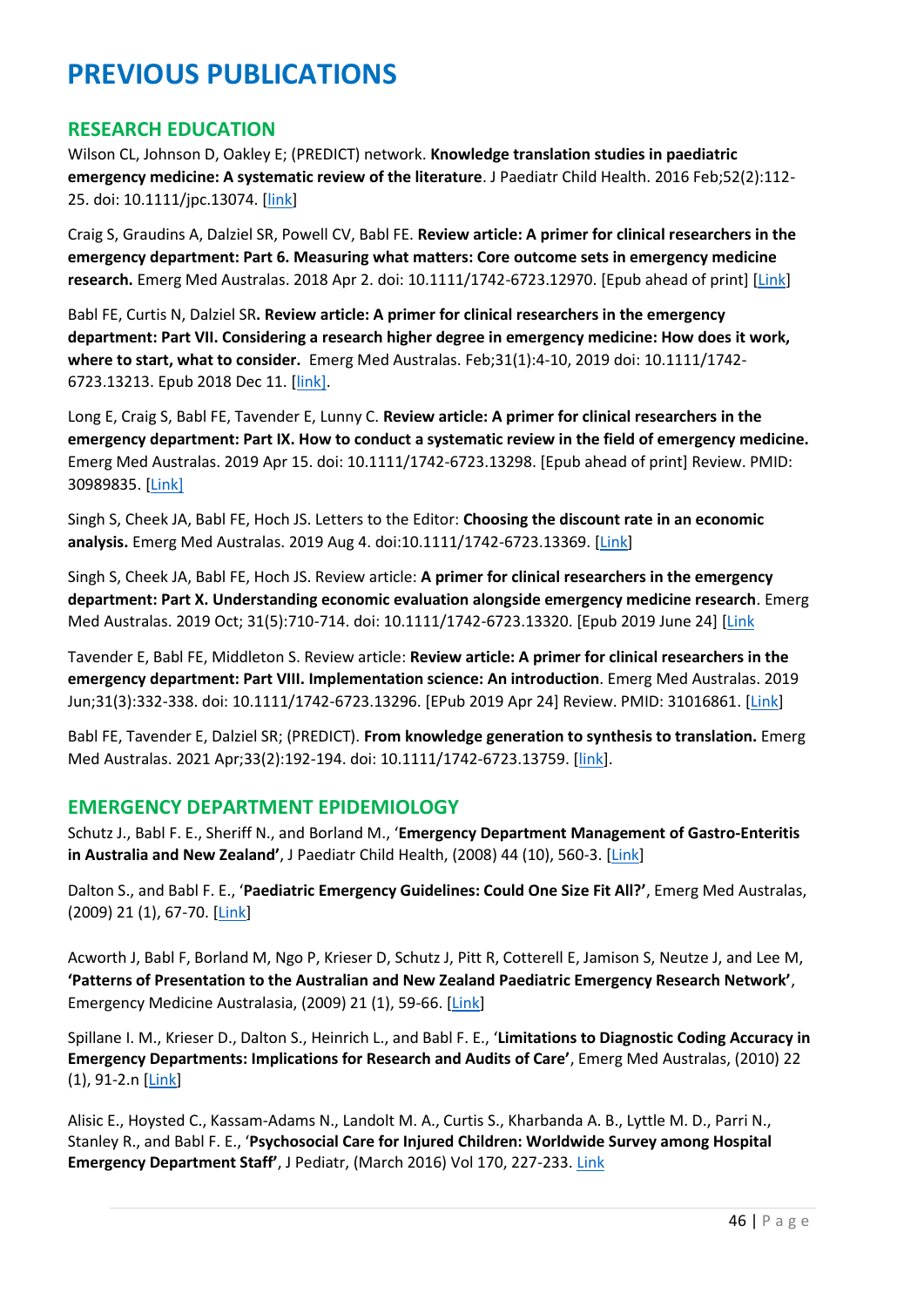# PREVIOUS PUBLICATIONS

## RESEARCH EDUCATION

Wilson CL, Johnson D, Oakley E; (PREDICT) network. **Knowledge translation studies in paediatric emergency medicine: A systematic review of the literature**. J Paediatr Child Health. 2016 Feb;52(2):112-25. doi: 10.1111/jpc.13074. [link]

Craig S, Graudins A, Dalziel SR, Powell CV, Babl FE. **Review article: A primer for clinical researchers in the emergency department: Part 6. Measuring what matters: Core outcome sets in emergency medicine research.** Emerg Med Australas. 2018 Apr 2. doi: 10.1111/1742-6723.12970. [Epub ahead of print] [Link]

Babl FE, Curtis N, Dalziel SR**. Review article: A primer for clinical researchers in the emergency department: Part VII. Considering a research higher degree in emergency medicine: How does it work, where to start, what to consider.** Emerg Med Australas. Feb;31(1):4-10, 2019 doi: 10.1111/1742-6723.13213. Epub 2018 Dec 11. [link].

Long E, Craig S, Babl FE, Tavender E, Lunny C. **Review article: A primer for clinical researchers in the emergency department: Part IX. How to conduct a systematic review in the field of emergency medicine.** Emerg Med Australas. 2019 Apr 15. doi: 10.1111/1742-6723.13298. [Epub ahead of print] Review. PMID: 30989835. [Link]

Singh S, Cheek JA, Babl FE, Hoch JS. Letters to the Editor: **Choosing the discount rate in an economic analysis.** Emerg Med Australas. 2019 Aug 4. doi:10.1111/1742-6723.13369. [Link]

Singh S, Cheek JA, Babl FE, Hoch JS. Review article: **A primer for clinical researchers in the emergency department: Part X. Understanding economic evaluation alongside emergency medicine research**. Emerg Med Australas. 2019 Oct; 31(5):710-714. doi: 10.1111/1742-6723.13320. [Epub 2019 June 24] [Link

Tavender E, Babl FE, Middleton S. Review article: **Review article: A primer for clinical researchers in the emergency department: Part VIII. Implementation science: An introduction**. Emerg Med Australas. 2019 Jun;31(3):332-338. doi: 10.1111/1742-6723.13296. [EPub 2019 Apr 24] Review. PMID: 31016861. [Link]

Babl FE, Tavender E, Dalziel SR; (PREDICT). **From knowledge generation to synthesis to translation.** Emerg Med Australas. 2021 Apr;33(2):192-194. doi: 10.1111/1742-6723.13759. [link].

## EMERGENCY DEPARTMENT EPIDEMIOLOGY

Schutz J., Babl F. E., Sheriff N., and Borland M., '**Emergency Department Management of Gastro-Enteritis in Australia and New Zealand'**, J Paediatr Child Health, (2008) 44 (10), 560-3. [Link]

Dalton S., and Babl F. E., '**Paediatric Emergency Guidelines: Could One Size Fit All?'**, Emerg Med Australas, (2009) 21 (1), 67-70. [Link]

Acworth J, Babl F, Borland M, Ngo P, Krieser D, Schutz J, Pitt R, Cotterell E, Jamison S, Neutze J, and Lee M, **'Patterns of Presentation to the Australian and New Zealand Paediatric Emergency Research Network'**, Emergency Medicine Australasia, (2009) 21 (1), 59-66. [Link]

Spillane I. M., Krieser D., Dalton S., Heinrich L., and Babl F. E., '**Limitations to Diagnostic Coding Accuracy in Emergency Departments: Implications for Research and Audits of Care'**, Emerg Med Australas, (2010) 22 (1), 91-2.n [Link]

Alisic E., Hoysted C., Kassam-Adams N., Landolt M. A., Curtis S., Kharbanda A. B., Lyttle M. D., Parri N., Stanley R., and Babl F. E., '**Psychosocial Care for Injured Children: Worldwide Survey among Hospital Emergency Department Staff'**, J Pediatr, (March 2016) Vol 170, 227-233. Link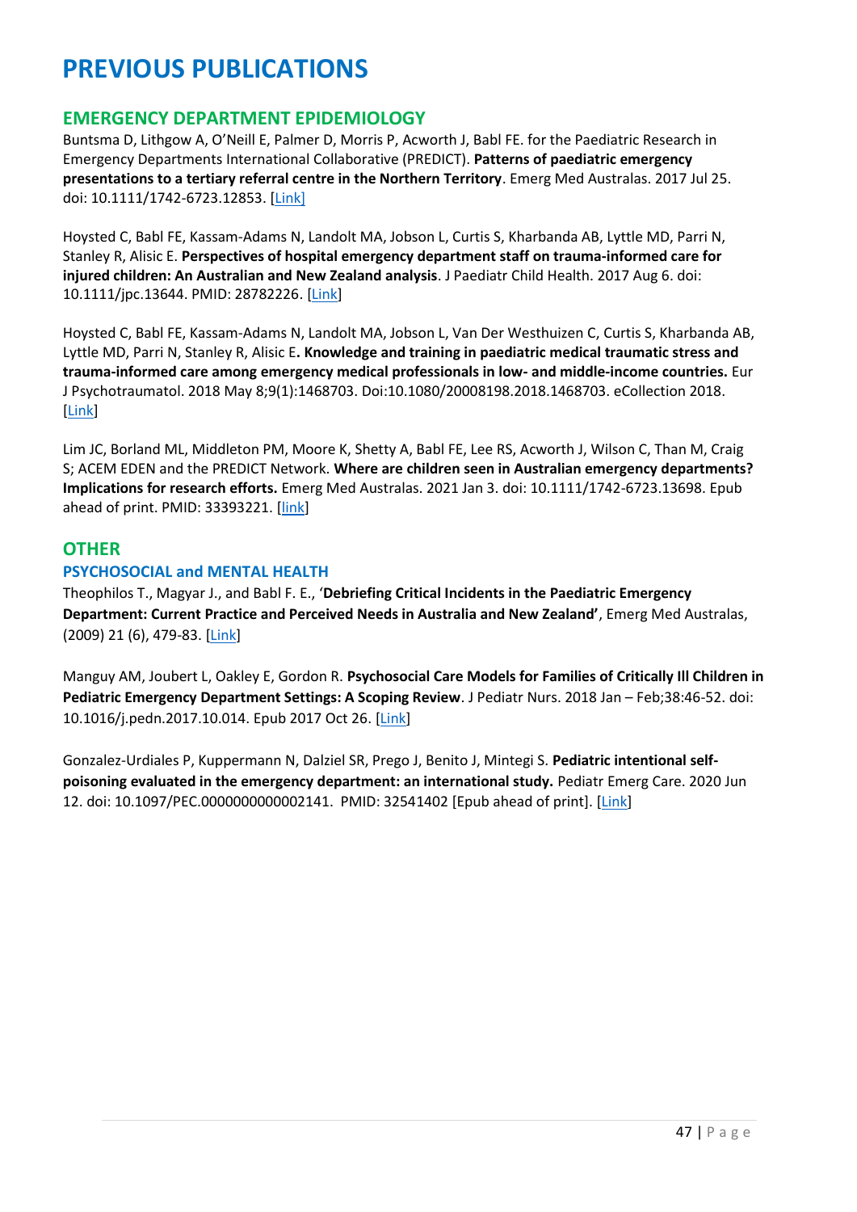# PREVIOUS PUBLICATIONS

## EMERGENCY DEPARTMENT EPIDEMIOLOGY

Buntsma D, Lithgow A, O'Neill E, Palmer D, Morris P, Acworth J, Babl FE. for the Paediatric Research in Emergency Departments International Collaborative (PREDICT). **Patterns of paediatric emergency presentations to a tertiary referral centre in the Northern Territory**. Emerg Med Australas. 2017 Jul 25. doi: 10.1111/1742-6723.12853. [Link]

Hoysted C, Babl FE, Kassam-Adams N, Landolt MA, Jobson L, Curtis S, Kharbanda AB, Lyttle MD, Parri N, Stanley R, Alisic E. **Perspectives of hospital emergency department staff on trauma-informed care for injured children: An Australian and New Zealand analysis**. J Paediatr Child Health. 2017 Aug 6. doi: 10.1111/jpc.13644. PMID: 28782226. [Link]

Hoysted C, Babl FE, Kassam-Adams N, Landolt MA, Jobson L, Van Der Westhuizen C, Curtis S, Kharbanda AB, Lyttle MD, Parri N, Stanley R, Alisic E**. Knowledge and training in paediatric medical traumatic stress and trauma-informed care among emergency medical professionals in low- and middle-income countries.** Eur J Psychotraumatol. 2018 May 8;9(1):1468703. Doi:10.1080/20008198.2018.1468703. eCollection 2018. [Link]

Lim JC, Borland ML, Middleton PM, Moore K, Shetty A, Babl FE, Lee RS, Acworth J, Wilson C, Than M, Craig S; ACEM EDEN and the PREDICT Network. **Where are children seen in Australian emergency departments? Implications for research efforts.** Emerg Med Australas. 2021 Jan 3. doi: 10.1111/1742-6723.13698. Epub ahead of print. PMID: 33393221. [link]

## OTHER

### PSYCHOSOCIAL and MENTAL HEALTH

Theophilos T., Magyar J., and Babl F. E., '**Debriefing Critical Incidents in the Paediatric Emergency Department: Current Practice and Perceived Needs in Australia and New Zealand'**, Emerg Med Australas, (2009) 21 (6), 479-83. [Link]

Manguy AM, Joubert L, Oakley E, Gordon R. **Psychosocial Care Models for Families of Critically Ill Children in Pediatric Emergency Department Settings: A Scoping Review**. J Pediatr Nurs. 2018 Jan – Feb;38:46-52. doi: 10.1016/j.pedn.2017.10.014. Epub 2017 Oct 26. [Link]

Gonzalez-Urdiales P, Kuppermann N, Dalziel SR, Prego J, Benito J, Mintegi S. **Pediatric intentional self-poisoning evaluated in the emergency department: an international study.** Pediatr Emerg Care. 2020 Jun 12. doi: 10.1097/PEC.0000000000002141. PMID: 32541402 [Epub ahead of print]. [Link]